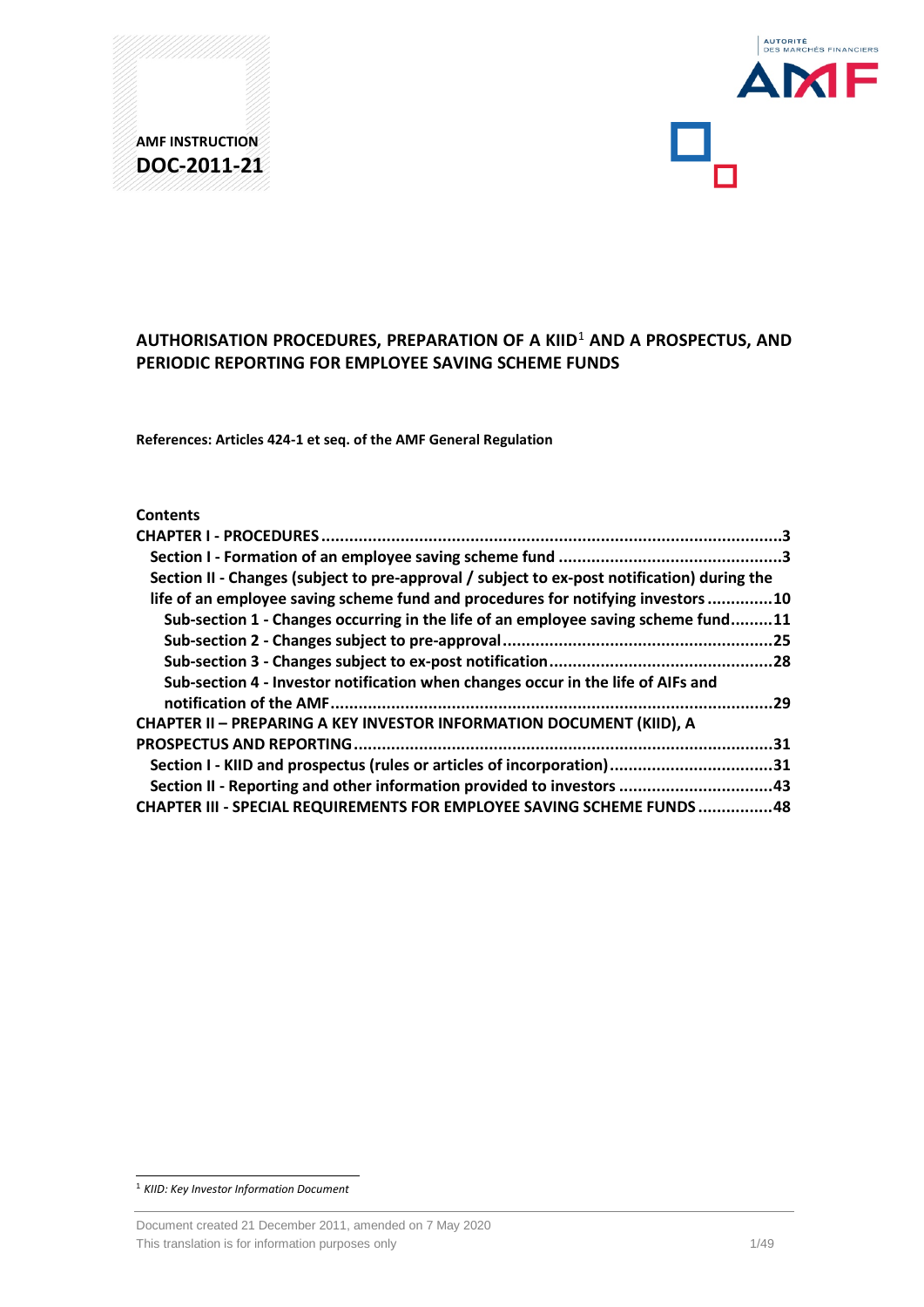**AMF INSTRUCTION**
**DOC-2011-21**

# AUTHORISATION PROCEDURES, PREPARATION OF A KIID[1] AND A PROSPECTUS, AND PERIODIC REPORTING FOR EMPLOYEE SAVING SCHEME FUNDS

**References: Articles 424-1 et seq. of the AMF General Regulation**

**Contents**

**CHAPTER I - PROCEDURES** .....3
- **Section I - Formation of an employee saving scheme fund** .....3
- **Section II - Changes (subject to pre-approval / subject to ex-post notification) during the life of an employee saving scheme fund and procedures for notifying investors** .....10
  - **Sub-section 1 - Changes occurring in the life of an employee saving scheme fund** .....11
  - **Sub-section 2 - Changes subject to pre-approval** .....25
  - **Sub-section 3 - Changes subject to ex-post notification** .....28
  - **Sub-section 4 - Investor notification when changes occur in the life of AIFs and notification of the AMF** .....29

**CHAPTER II – PREPARING A KEY INVESTOR INFORMATION DOCUMENT (KIID), A PROSPECTUS AND REPORTING** .....31
- **Section I - KIID and prospectus (rules or articles of incorporation)** .....31
- **Section II - Reporting and other information provided to investors** .....43

**CHAPTER III - SPECIAL REQUIREMENTS FOR EMPLOYEE SAVING SCHEME FUNDS** .....48

[1] *KIID: Key Investor Information Document*

Document created 21 December 2011, amended on 7 May 2020
This translation is for information purposes only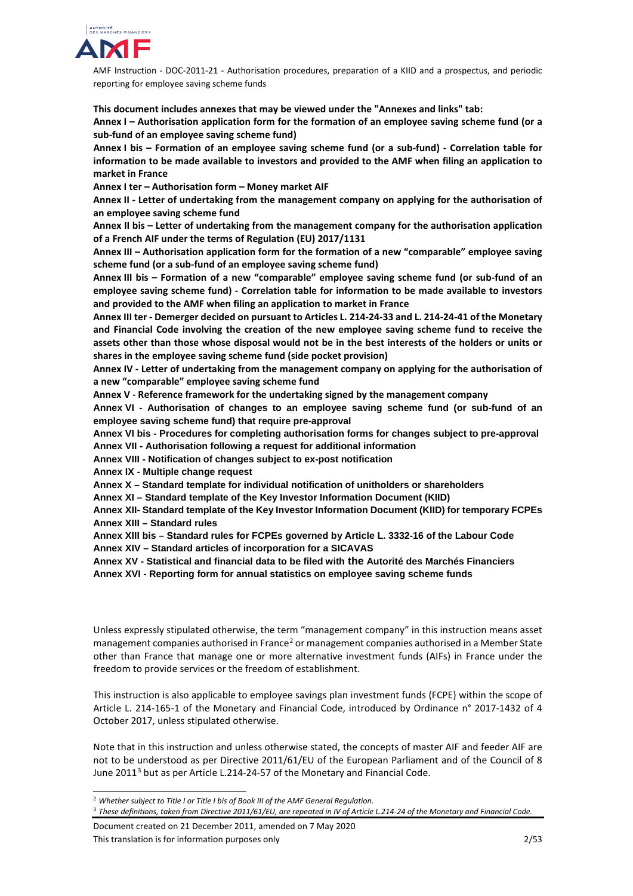**This document includes annexes that may be viewed under the "Annexes and links" tab:**

**Annex I – Authorisation application form for the formation of an employee saving scheme fund (or a sub-fund of an employee saving scheme fund)**

**Annex I bis – Formation of an employee saving scheme fund (or a sub-fund) - Correlation table for information to be made available to investors and provided to the AMF when filing an application to market in France**

**Annex I ter – Authorisation form – Money market AIF**

**Annex II - Letter of undertaking from the management company on applying for the authorisation of an employee saving scheme fund**

**Annex II bis – Letter of undertaking from the management company for the authorisation application of a French AIF under the terms of Regulation (EU) 2017/1131**

**Annex III – Authorisation application form for the formation of a new "comparable" employee saving scheme fund (or a sub-fund of an employee saving scheme fund)**

**Annex III bis – Formation of a new "comparable" employee saving scheme fund (or sub-fund of an employee saving scheme fund) - Correlation table for information to be made available to investors and provided to the AMF when filing an application to market in France**

**Annex III ter - Demerger decided on pursuant to Articles L. 214-24-33 and L. 214-24-41 of the Monetary and Financial Code involving the creation of the new employee saving scheme fund to receive the assets other than those whose disposal would not be in the best interests of the holders or units or shares in the employee saving scheme fund (side pocket provision)**

**Annex IV - Letter of undertaking from the management company on applying for the authorisation of a new "comparable" employee saving scheme fund**

**Annex V - Reference framework for the undertaking signed by the management company**

**Annex VI - Authorisation of changes to an employee saving scheme fund (or sub-fund of an employee saving scheme fund) that require pre-approval**

**Annex VI bis - Procedures for completing authorisation forms for changes subject to pre-approval**

**Annex VII - Authorisation following a request for additional information**

**Annex VIII - Notification of changes subject to ex-post notification**

**Annex IX - Multiple change request**

**Annex X – Standard template for individual notification of unitholders or shareholders**

**Annex XI – Standard template of the Key Investor Information Document (KIID)**

**Annex XII- Standard template of the Key Investor Information Document (KIID) for temporary FCPEs**

**Annex XIII – Standard rules**

**Annex XIII bis – Standard rules for FCPEs governed by Article L. 3332-16 of the Labour Code**

**Annex XIV – Standard articles of incorporation for a SICAVAS**

**Annex XV - Statistical and financial data to be filed with the Autorité des Marchés Financiers**

**Annex XVI - Reporting form for annual statistics on employee saving scheme funds**

Unless expressly stipulated otherwise, the term "management company" in this instruction means asset management companies authorised in France[2] or management companies authorised in a Member State other than France that manage one or more alternative investment funds (AIFs) in France under the freedom to provide services or the freedom of establishment.

This instruction is also applicable to employee savings plan investment funds (FCPE) within the scope of Article L. 214-165-1 of the Monetary and Financial Code, introduced by Ordinance n° 2017-1432 of 4 October 2017, unless stipulated otherwise.

Note that in this instruction and unless otherwise stated, the concepts of master AIF and feeder AIF are not to be understood as per Directive 2011/61/EU of the European Parliament and of the Council of 8 June 2011[3] but as per Article L.214-24-57 of the Monetary and Financial Code.

[2] *Whether subject to Title I or Title I bis of Book III of the AMF General Regulation.*

[3] *These definitions, taken from Directive 2011/61/EU, are repeated in IV of Article L.214-24 of the Monetary and Financial Code.*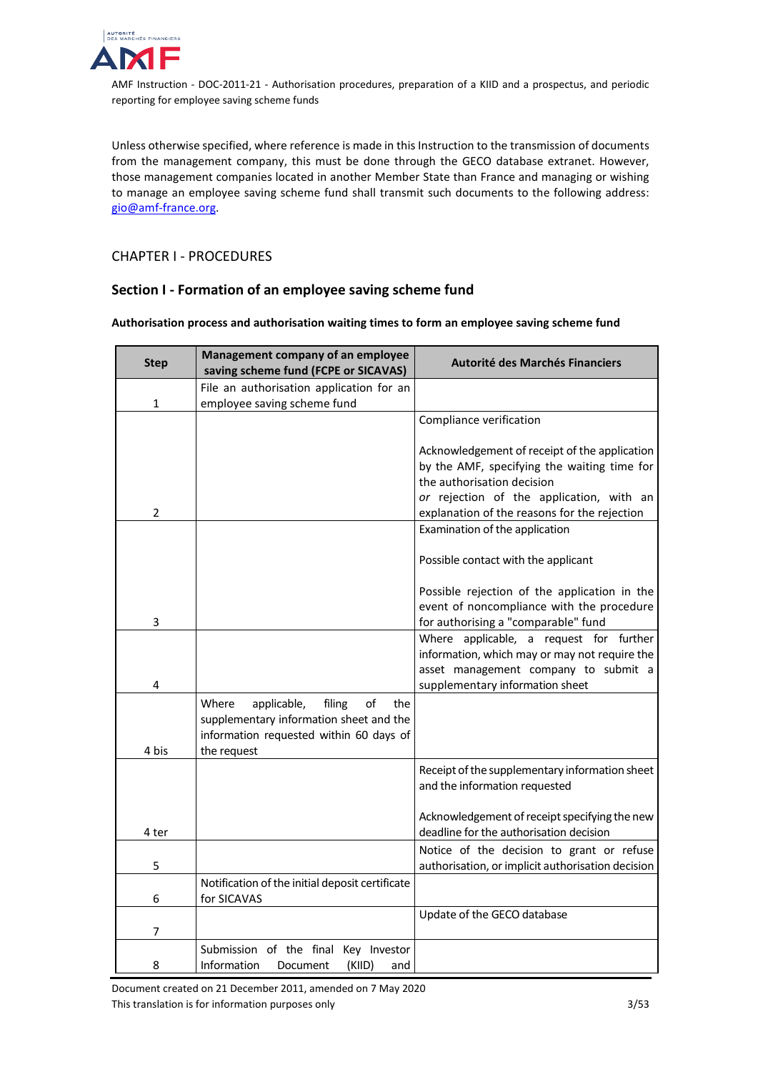Unless otherwise specified, where reference is made in this Instruction to the transmission of documents from the management company, this must be done through the GECO database extranet. However, those management companies located in another Member State than France and managing or wishing to manage an employee saving scheme fund shall transmit such documents to the following address: gio@amf-france.org.

## CHAPTER I - PROCEDURES

### Section I - Formation of an employee saving scheme fund

**Authorisation process and authorisation waiting times to form an employee saving scheme fund**

| Step | Management company of an employee saving scheme fund (FCPE or SICAVAS) | Autorité des Marchés Financiers |
|---|---|---|
| 1 | File an authorisation application for an employee saving scheme fund | |
| 2 | | Compliance verification<br><br>Acknowledgement of receipt of the application by the AMF, specifying the waiting time for the authorisation decision<br>*or* rejection of the application, with an explanation of the reasons for the rejection |
| 3 | | Examination of the application<br><br>Possible contact with the applicant<br><br>Possible rejection of the application in the event of noncompliance with the procedure for authorising a "comparable" fund |
| 4 | | Where applicable, a request for further information, which may or may not require the asset management company to submit a supplementary information sheet |
| 4 bis | Where applicable, filing of the supplementary information sheet and the information requested within 60 days of the request | |
| 4 ter | | Receipt of the supplementary information sheet and the information requested<br><br>Acknowledgement of receipt specifying the new deadline for the authorisation decision |
| 5 | | Notice of the decision to grant or refuse authorisation, or implicit authorisation decision |
| 6 | Notification of the initial deposit certificate for SICAVAS | |
| 7 | | Update of the GECO database |
| 8 | Submission of the final Key Investor Information Document (KIID) and | |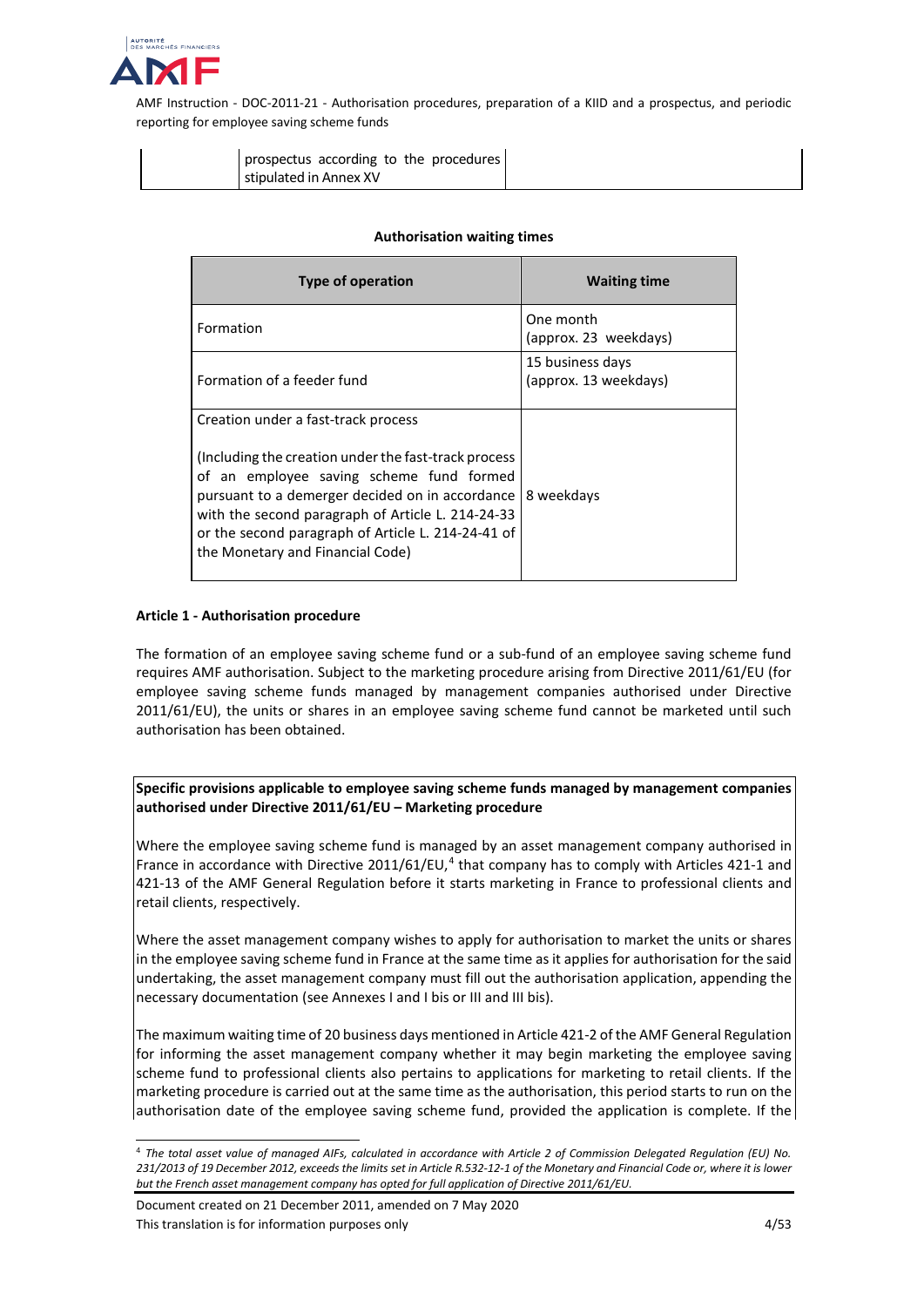| | prospectus according to the procedures stipulated in Annex XV | |
|---|---|---|

**Authorisation waiting times**

| Type of operation | Waiting time |
|---|---|
| Formation | One month (approx. 23 weekdays) |
| Formation of a feeder fund | 15 business days (approx. 13 weekdays) |
| Creation under a fast-track process<br><br>(Including the creation under the fast-track process of an employee saving scheme fund formed pursuant to a demerger decided on in accordance with the second paragraph of Article L. 214-24-33 or the second paragraph of Article L. 214-24-41 of the Monetary and Financial Code) | 8 weekdays |

**Article 1 - Authorisation procedure**

The formation of an employee saving scheme fund or a sub-fund of an employee saving scheme fund requires AMF authorisation. Subject to the marketing procedure arising from Directive 2011/61/EU (for employee saving scheme funds managed by management companies authorised under Directive 2011/61/EU), the units or shares in an employee saving scheme fund cannot be marketed until such authorisation has been obtained.

**Specific provisions applicable to employee saving scheme funds managed by management companies authorised under Directive 2011/61/EU – Marketing procedure**

Where the employee saving scheme fund is managed by an asset management company authorised in France in accordance with Directive 2011/61/EU,[4] that company has to comply with Articles 421-1 and 421-13 of the AMF General Regulation before it starts marketing in France to professional clients and retail clients, respectively.

Where the asset management company wishes to apply for authorisation to market the units or shares in the employee saving scheme fund in France at the same time as it applies for authorisation for the said undertaking, the asset management company must fill out the authorisation application, appending the necessary documentation (see Annexes I and I bis or III and III bis).

The maximum waiting time of 20 business days mentioned in Article 421-2 of the AMF General Regulation for informing the asset management company whether it may begin marketing the employee saving scheme fund to professional clients also pertains to applications for marketing to retail clients. If the marketing procedure is carried out at the same time as the authorisation, this period starts to run on the authorisation date of the employee saving scheme fund, provided the application is complete. If the

[4] *The total asset value of managed AIFs, calculated in accordance with Article 2 of Commission Delegated Regulation (EU) No. 231/2013 of 19 December 2012, exceeds the limits set in Article R.532-12-1 of the Monetary and Financial Code or, where it is lower but the French asset management company has opted for full application of Directive 2011/61/EU.*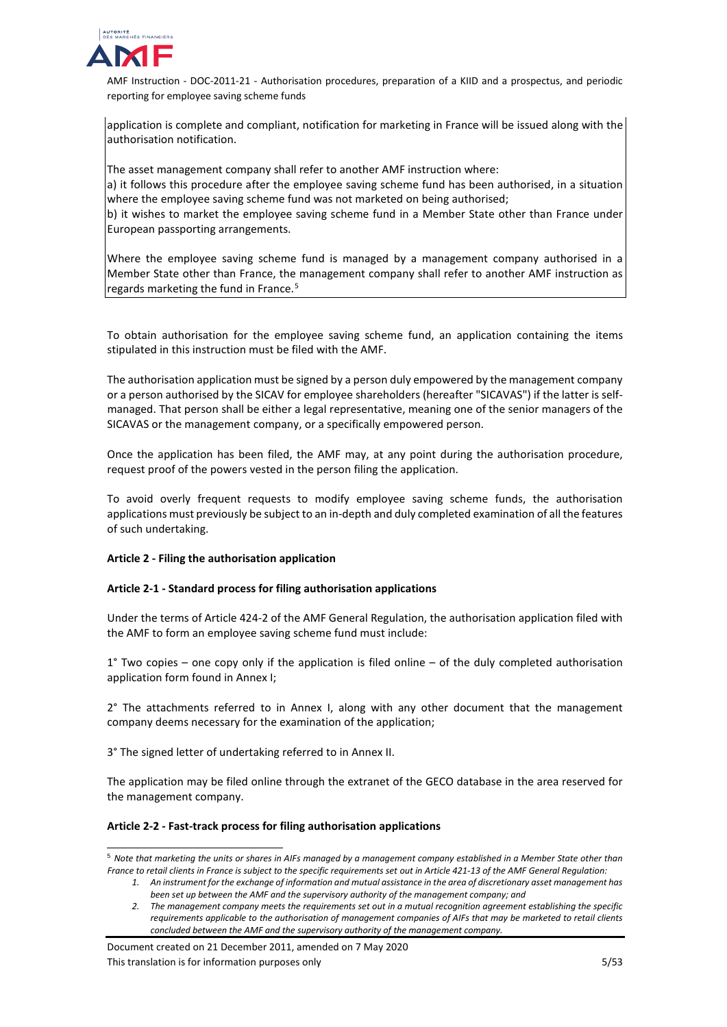application is complete and compliant, notification for marketing in France will be issued along with the authorisation notification.

The asset management company shall refer to another AMF instruction where:

a) it follows this procedure after the employee saving scheme fund has been authorised, in a situation where the employee saving scheme fund was not marketed on being authorised;

b) it wishes to market the employee saving scheme fund in a Member State other than France under European passporting arrangements.

Where the employee saving scheme fund is managed by a management company authorised in a Member State other than France, the management company shall refer to another AMF instruction as regards marketing the fund in France.[5]

To obtain authorisation for the employee saving scheme fund, an application containing the items stipulated in this instruction must be filed with the AMF.

The authorisation application must be signed by a person duly empowered by the management company or a person authorised by the SICAV for employee shareholders (hereafter "SICAVAS") if the latter is self-managed. That person shall be either a legal representative, meaning one of the senior managers of the SICAVAS or the management company, or a specifically empowered person.

Once the application has been filed, the AMF may, at any point during the authorisation procedure, request proof of the powers vested in the person filing the application.

To avoid overly frequent requests to modify employee saving scheme funds, the authorisation applications must previously be subject to an in-depth and duly completed examination of all the features of such undertaking.

### Article 2 - Filing the authorisation application

#### Article 2-1 - Standard process for filing authorisation applications

Under the terms of Article 424-2 of the AMF General Regulation, the authorisation application filed with the AMF to form an employee saving scheme fund must include:

1° Two copies – one copy only if the application is filed online – of the duly completed authorisation application form found in Annex I;

2° The attachments referred to in Annex I, along with any other document that the management company deems necessary for the examination of the application;

3° The signed letter of undertaking referred to in Annex II.

The application may be filed online through the extranet of the GECO database in the area reserved for the management company.

#### Article 2-2 - Fast-track process for filing authorisation applications

---

[5] *Note that marketing the units or shares in AIFs managed by a management company established in a Member State other than France to retail clients in France is subject to the specific requirements set out in Article 421-13 of the AMF General Regulation:*

1. *An instrument for the exchange of information and mutual assistance in the area of discretionary asset management has been set up between the AMF and the supervisory authority of the management company; and*
2. *The management company meets the requirements set out in a mutual recognition agreement establishing the specific requirements applicable to the authorisation of management companies of AIFs that may be marketed to retail clients concluded between the AMF and the supervisory authority of the management company.*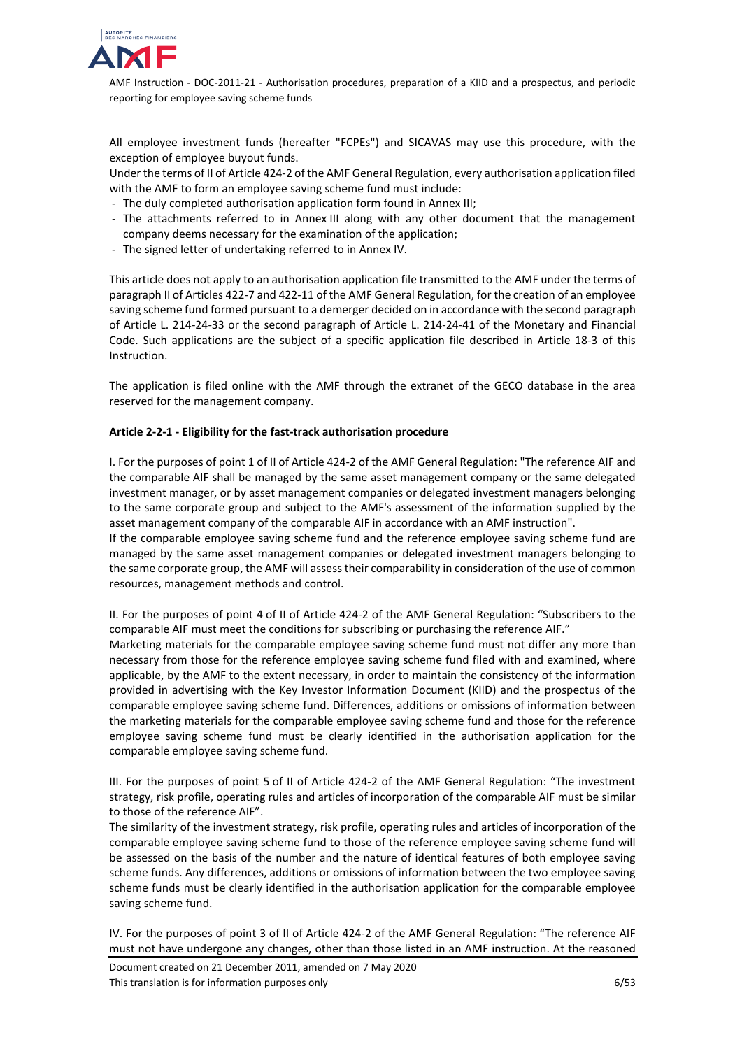All employee investment funds (hereafter "FCPEs") and SICAVAS may use this procedure, with the exception of employee buyout funds.

Under the terms of II of Article 424-2 of the AMF General Regulation, every authorisation application filed with the AMF to form an employee saving scheme fund must include:

- The duly completed authorisation application form found in Annex III;
- The attachments referred to in Annex III along with any other document that the management company deems necessary for the examination of the application;
- The signed letter of undertaking referred to in Annex IV.

This article does not apply to an authorisation application file transmitted to the AMF under the terms of paragraph II of Articles 422-7 and 422-11 of the AMF General Regulation, for the creation of an employee saving scheme fund formed pursuant to a demerger decided on in accordance with the second paragraph of Article L. 214-24-33 or the second paragraph of Article L. 214-24-41 of the Monetary and Financial Code. Such applications are the subject of a specific application file described in Article 18-3 of this Instruction.

The application is filed online with the AMF through the extranet of the GECO database in the area reserved for the management company.

**Article 2-2-1 - Eligibility for the fast-track authorisation procedure**

I. For the purposes of point 1 of II of Article 424-2 of the AMF General Regulation: "The reference AIF and the comparable AIF shall be managed by the same asset management company or the same delegated investment manager, or by asset management companies or delegated investment managers belonging to the same corporate group and subject to the AMF's assessment of the information supplied by the asset management company of the comparable AIF in accordance with an AMF instruction".

If the comparable employee saving scheme fund and the reference employee saving scheme fund are managed by the same asset management companies or delegated investment managers belonging to the same corporate group, the AMF will assess their comparability in consideration of the use of common resources, management methods and control.

II. For the purposes of point 4 of II of Article 424-2 of the AMF General Regulation: "Subscribers to the comparable AIF must meet the conditions for subscribing or purchasing the reference AIF."

Marketing materials for the comparable employee saving scheme fund must not differ any more than necessary from those for the reference employee saving scheme fund filed with and examined, where applicable, by the AMF to the extent necessary, in order to maintain the consistency of the information provided in advertising with the Key Investor Information Document (KIID) and the prospectus of the comparable employee saving scheme fund. Differences, additions or omissions of information between the marketing materials for the comparable employee saving scheme fund and those for the reference employee saving scheme fund must be clearly identified in the authorisation application for the comparable employee saving scheme fund.

III. For the purposes of point 5 of II of Article 424-2 of the AMF General Regulation: "The investment strategy, risk profile, operating rules and articles of incorporation of the comparable AIF must be similar to those of the reference AIF".

The similarity of the investment strategy, risk profile, operating rules and articles of incorporation of the comparable employee saving scheme fund to those of the reference employee saving scheme fund will be assessed on the basis of the number and the nature of identical features of both employee saving scheme funds. Any differences, additions or omissions of information between the two employee saving scheme funds must be clearly identified in the authorisation application for the comparable employee saving scheme fund.

IV. For the purposes of point 3 of II of Article 424-2 of the AMF General Regulation: "The reference AIF must not have undergone any changes, other than those listed in an AMF instruction. At the reasoned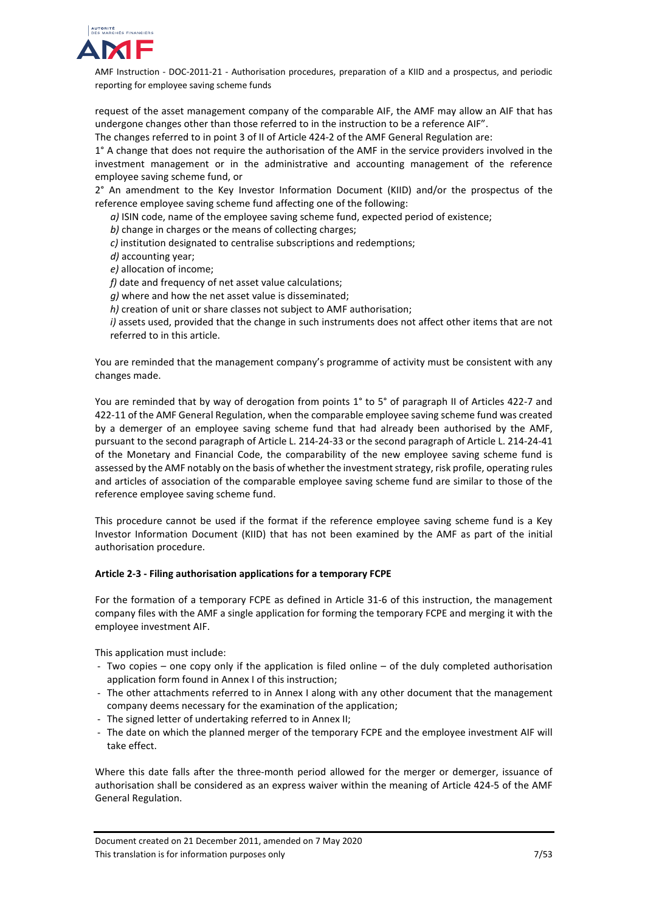request of the asset management company of the comparable AIF, the AMF may allow an AIF that has undergone changes other than those referred to in the instruction to be a reference AIF".

The changes referred to in point 3 of II of Article 424-2 of the AMF General Regulation are:

1° A change that does not require the authorisation of the AMF in the service providers involved in the investment management or in the administrative and accounting management of the reference employee saving scheme fund, or

2° An amendment to the Key Investor Information Document (KIID) and/or the prospectus of the reference employee saving scheme fund affecting one of the following:

- *a)* ISIN code, name of the employee saving scheme fund, expected period of existence;
- *b)* change in charges or the means of collecting charges;
- *c)* institution designated to centralise subscriptions and redemptions;
- *d)* accounting year;
- *e)* allocation of income;
- *f)* date and frequency of net asset value calculations;
- *g)* where and how the net asset value is disseminated;
- *h)* creation of unit or share classes not subject to AMF authorisation;
- *i)* assets used, provided that the change in such instruments does not affect other items that are not referred to in this article.

You are reminded that the management company's programme of activity must be consistent with any changes made.

You are reminded that by way of derogation from points 1° to 5° of paragraph II of Articles 422-7 and 422-11 of the AMF General Regulation, when the comparable employee saving scheme fund was created by a demerger of an employee saving scheme fund that had already been authorised by the AMF, pursuant to the second paragraph of Article L. 214-24-33 or the second paragraph of Article L. 214-24-41 of the Monetary and Financial Code, the comparability of the new employee saving scheme fund is assessed by the AMF notably on the basis of whether the investment strategy, risk profile, operating rules and articles of association of the comparable employee saving scheme fund are similar to those of the reference employee saving scheme fund.

This procedure cannot be used if the format if the reference employee saving scheme fund is a Key Investor Information Document (KIID) that has not been examined by the AMF as part of the initial authorisation procedure.

**Article 2-3 - Filing authorisation applications for a temporary FCPE**

For the formation of a temporary FCPE as defined in Article 31-6 of this instruction, the management company files with the AMF a single application for forming the temporary FCPE and merging it with the employee investment AIF.

This application must include:

- Two copies – one copy only if the application is filed online – of the duly completed authorisation application form found in Annex I of this instruction;
- The other attachments referred to in Annex I along with any other document that the management company deems necessary for the examination of the application;
- The signed letter of undertaking referred to in Annex II;
- The date on which the planned merger of the temporary FCPE and the employee investment AIF will take effect.

Where this date falls after the three-month period allowed for the merger or demerger, issuance of authorisation shall be considered as an express waiver within the meaning of Article 424-5 of the AMF General Regulation.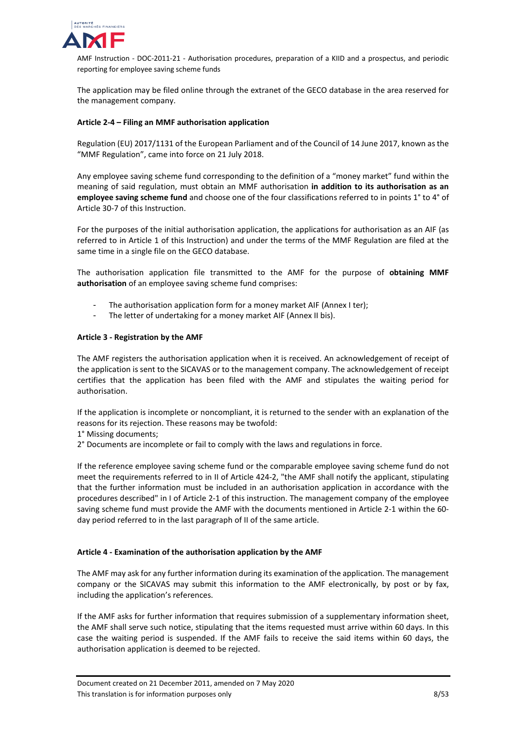The application may be filed online through the extranet of the GECO database in the area reserved for the management company.

#### Article 2-4 – Filing an MMF authorisation application

Regulation (EU) 2017/1131 of the European Parliament and of the Council of 14 June 2017, known as the "MMF Regulation", came into force on 21 July 2018.

Any employee saving scheme fund corresponding to the definition of a "money market" fund within the meaning of said regulation, must obtain an MMF authorisation **in addition to its authorisation as an employee saving scheme fund** and choose one of the four classifications referred to in points 1° to 4° of Article 30-7 of this Instruction.

For the purposes of the initial authorisation application, the applications for authorisation as an AIF (as referred to in Article 1 of this Instruction) and under the terms of the MMF Regulation are filed at the same time in a single file on the GECO database.

The authorisation application file transmitted to the AMF for the purpose of **obtaining MMF authorisation** of an employee saving scheme fund comprises:

- The authorisation application form for a money market AIF (Annex I ter);
- The letter of undertaking for a money market AIF (Annex II bis).

#### Article 3 - Registration by the AMF

The AMF registers the authorisation application when it is received. An acknowledgement of receipt of the application is sent to the SICAVAS or to the management company. The acknowledgement of receipt certifies that the application has been filed with the AMF and stipulates the waiting period for authorisation.

If the application is incomplete or noncompliant, it is returned to the sender with an explanation of the reasons for its rejection. These reasons may be twofold:
1° Missing documents;
2° Documents are incomplete or fail to comply with the laws and regulations in force.

If the reference employee saving scheme fund or the comparable employee saving scheme fund do not meet the requirements referred to in II of Article 424-2, "the AMF shall notify the applicant, stipulating that the further information must be included in an authorisation application in accordance with the procedures described" in I of Article 2-1 of this instruction. The management company of the employee saving scheme fund must provide the AMF with the documents mentioned in Article 2-1 within the 60-day period referred to in the last paragraph of II of the same article.

#### Article 4 - Examination of the authorisation application by the AMF

The AMF may ask for any further information during its examination of the application. The management company or the SICAVAS may submit this information to the AMF electronically, by post or by fax, including the application's references.

If the AMF asks for further information that requires submission of a supplementary information sheet, the AMF shall serve such notice, stipulating that the items requested must arrive within 60 days. In this case the waiting period is suspended. If the AMF fails to receive the said items within 60 days, the authorisation application is deemed to be rejected.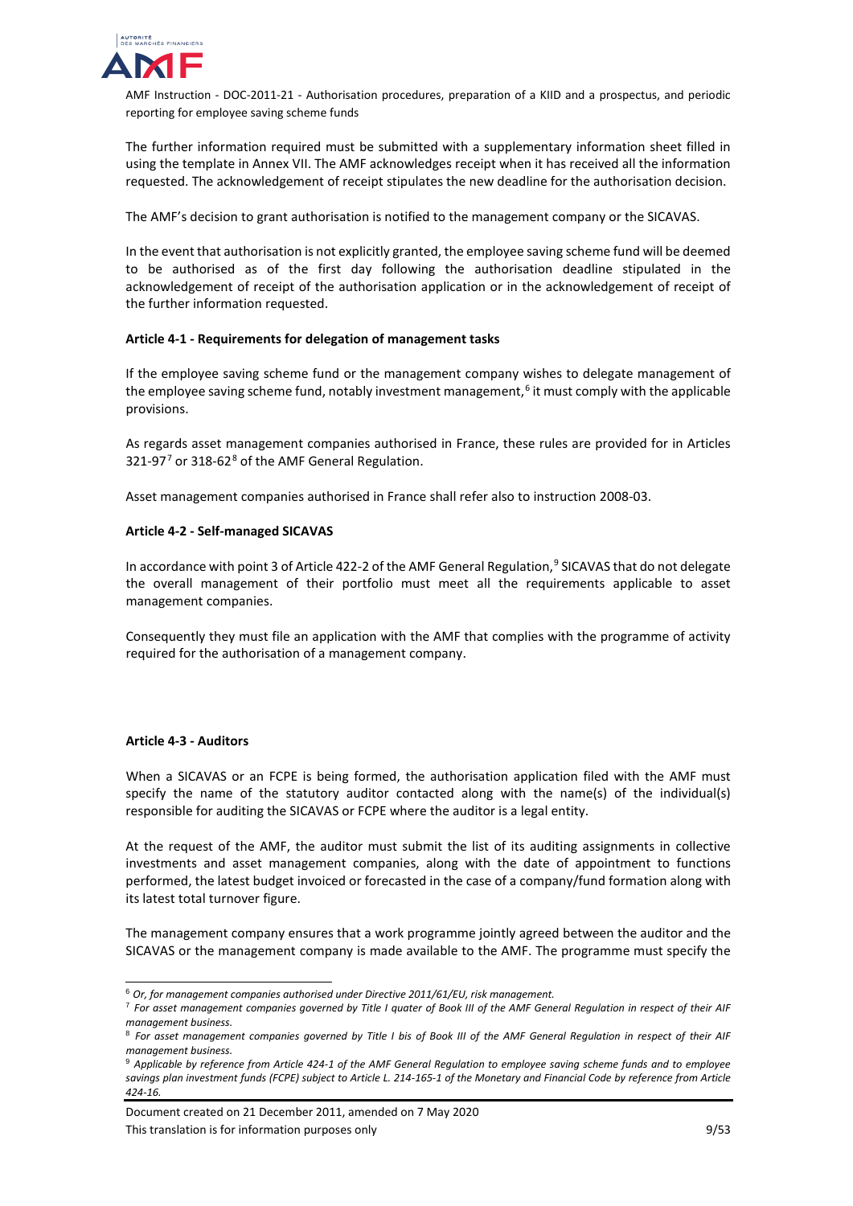The further information required must be submitted with a supplementary information sheet filled in using the template in Annex VII. The AMF acknowledges receipt when it has received all the information requested. The acknowledgement of receipt stipulates the new deadline for the authorisation decision.

The AMF's decision to grant authorisation is notified to the management company or the SICAVAS.

In the event that authorisation is not explicitly granted, the employee saving scheme fund will be deemed to be authorised as of the first day following the authorisation deadline stipulated in the acknowledgement of receipt of the authorisation application or in the acknowledgement of receipt of the further information requested.

**Article 4-1 - Requirements for delegation of management tasks**

If the employee saving scheme fund or the management company wishes to delegate management of the employee saving scheme fund, notably investment management,[6] it must comply with the applicable provisions.

As regards asset management companies authorised in France, these rules are provided for in Articles 321-97[7] or 318-62[8] of the AMF General Regulation.

Asset management companies authorised in France shall refer also to instruction 2008-03.

**Article 4-2 - Self-managed SICAVAS**

In accordance with point 3 of Article 422-2 of the AMF General Regulation,[9] SICAVAS that do not delegate the overall management of their portfolio must meet all the requirements applicable to asset management companies.

Consequently they must file an application with the AMF that complies with the programme of activity required for the authorisation of a management company.

**Article 4-3 - Auditors**

When a SICAVAS or an FCPE is being formed, the authorisation application filed with the AMF must specify the name of the statutory auditor contacted along with the name(s) of the individual(s) responsible for auditing the SICAVAS or FCPE where the auditor is a legal entity.

At the request of the AMF, the auditor must submit the list of its auditing assignments in collective investments and asset management companies, along with the date of appointment to functions performed, the latest budget invoiced or forecasted in the case of a company/fund formation along with its latest total turnover figure.

The management company ensures that a work programme jointly agreed between the auditor and the SICAVAS or the management company is made available to the AMF. The programme must specify the

---

[6] *Or, for management companies authorised under Directive 2011/61/EU, risk management.*

[7] *For asset management companies governed by Title I quater of Book III of the AMF General Regulation in respect of their AIF management business.*

[8] *For asset management companies governed by Title I bis of Book III of the AMF General Regulation in respect of their AIF management business.*

[9] *Applicable by reference from Article 424-1 of the AMF General Regulation to employee saving scheme funds and to employee savings plan investment funds (FCPE) subject to Article L. 214-165-1 of the Monetary and Financial Code by reference from Article 424-16.*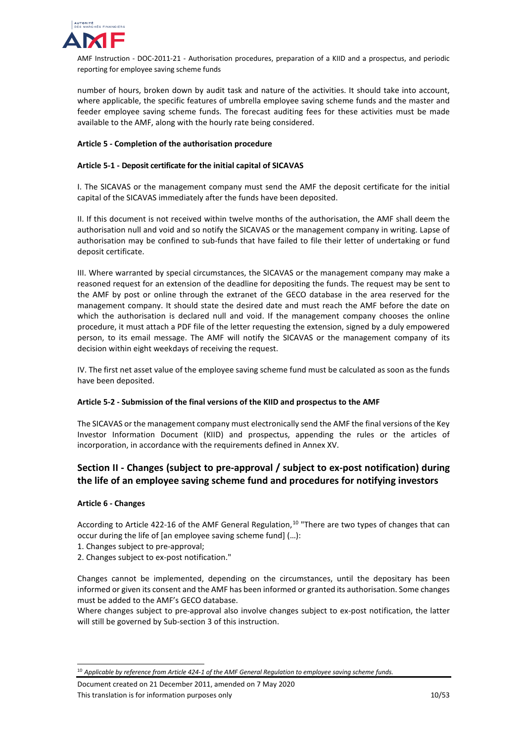number of hours, broken down by audit task and nature of the activities. It should take into account, where applicable, the specific features of umbrella employee saving scheme funds and the master and feeder employee saving scheme funds. The forecast auditing fees for these activities must be made available to the AMF, along with the hourly rate being considered.

**Article 5 - Completion of the authorisation procedure**

**Article 5-1 - Deposit certificate for the initial capital of SICAVAS**

I. The SICAVAS or the management company must send the AMF the deposit certificate for the initial capital of the SICAVAS immediately after the funds have been deposited.

II. If this document is not received within twelve months of the authorisation, the AMF shall deem the authorisation null and void and so notify the SICAVAS or the management company in writing. Lapse of authorisation may be confined to sub-funds that have failed to file their letter of undertaking or fund deposit certificate.

III. Where warranted by special circumstances, the SICAVAS or the management company may make a reasoned request for an extension of the deadline for depositing the funds. The request may be sent to the AMF by post or online through the extranet of the GECO database in the area reserved for the management company. It should state the desired date and must reach the AMF before the date on which the authorisation is declared null and void. If the management company chooses the online procedure, it must attach a PDF file of the letter requesting the extension, signed by a duly empowered person, to its email message. The AMF will notify the SICAVAS or the management company of its decision within eight weekdays of receiving the request.

IV. The first net asset value of the employee saving scheme fund must be calculated as soon as the funds have been deposited.

**Article 5-2 - Submission of the final versions of the KIID and prospectus to the AMF**

The SICAVAS or the management company must electronically send the AMF the final versions of the Key Investor Information Document (KIID) and prospectus, appending the rules or the articles of incorporation, in accordance with the requirements defined in Annex XV.

## Section II - Changes (subject to pre-approval / subject to ex-post notification) during the life of an employee saving scheme fund and procedures for notifying investors

**Article 6 - Changes**

According to Article 422-16 of the AMF General Regulation,[10] "There are two types of changes that can occur during the life of [an employee saving scheme fund] (…):
1. Changes subject to pre-approval;
2. Changes subject to ex-post notification."

Changes cannot be implemented, depending on the circumstances, until the depositary has been informed or given its consent and the AMF has been informed or granted its authorisation. Some changes must be added to the AMF's GECO database.
Where changes subject to pre-approval also involve changes subject to ex-post notification, the latter will still be governed by Sub-section 3 of this instruction.

[10] *Applicable by reference from Article 424-1 of the AMF General Regulation to employee saving scheme funds.*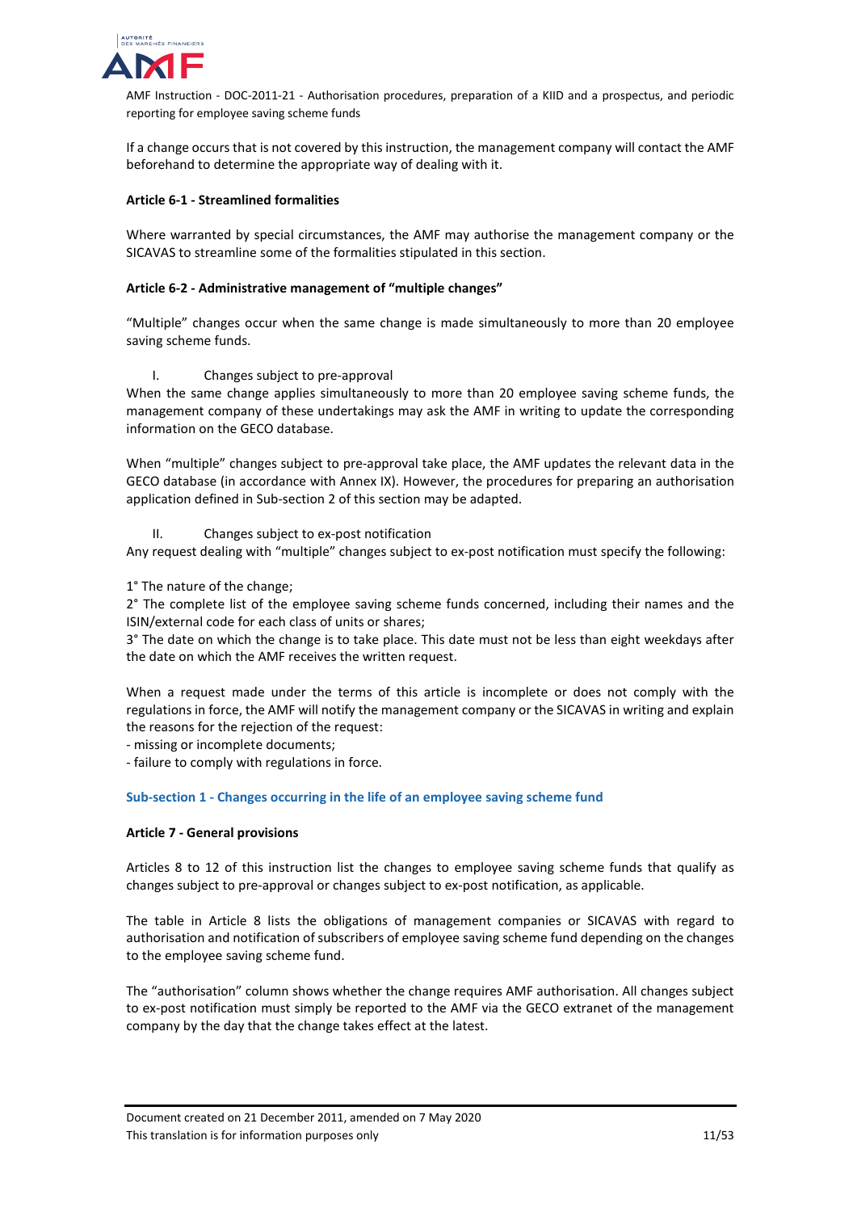If a change occurs that is not covered by this instruction, the management company will contact the AMF beforehand to determine the appropriate way of dealing with it.

**Article 6-1 - Streamlined formalities**

Where warranted by special circumstances, the AMF may authorise the management company or the SICAVAS to streamline some of the formalities stipulated in this section.

**Article 6-2 - Administrative management of "multiple changes"**

"Multiple" changes occur when the same change is made simultaneously to more than 20 employee saving scheme funds.

I. Changes subject to pre-approval

When the same change applies simultaneously to more than 20 employee saving scheme funds, the management company of these undertakings may ask the AMF in writing to update the corresponding information on the GECO database.

When "multiple" changes subject to pre-approval take place, the AMF updates the relevant data in the GECO database (in accordance with Annex IX). However, the procedures for preparing an authorisation application defined in Sub-section 2 of this section may be adapted.

II. Changes subject to ex-post notification

Any request dealing with "multiple" changes subject to ex-post notification must specify the following:

1° The nature of the change;

2° The complete list of the employee saving scheme funds concerned, including their names and the ISIN/external code for each class of units or shares;

3° The date on which the change is to take place. This date must not be less than eight weekdays after the date on which the AMF receives the written request.

When a request made under the terms of this article is incomplete or does not comply with the regulations in force, the AMF will notify the management company or the SICAVAS in writing and explain the reasons for the rejection of the request:

- missing or incomplete documents;
- failure to comply with regulations in force.

### Sub-section 1 - Changes occurring in the life of an employee saving scheme fund

**Article 7 - General provisions**

Articles 8 to 12 of this instruction list the changes to employee saving scheme funds that qualify as changes subject to pre-approval or changes subject to ex-post notification, as applicable.

The table in Article 8 lists the obligations of management companies or SICAVAS with regard to authorisation and notification of subscribers of employee saving scheme fund depending on the changes to the employee saving scheme fund.

The "authorisation" column shows whether the change requires AMF authorisation. All changes subject to ex-post notification must simply be reported to the AMF via the GECO extranet of the management company by the day that the change takes effect at the latest.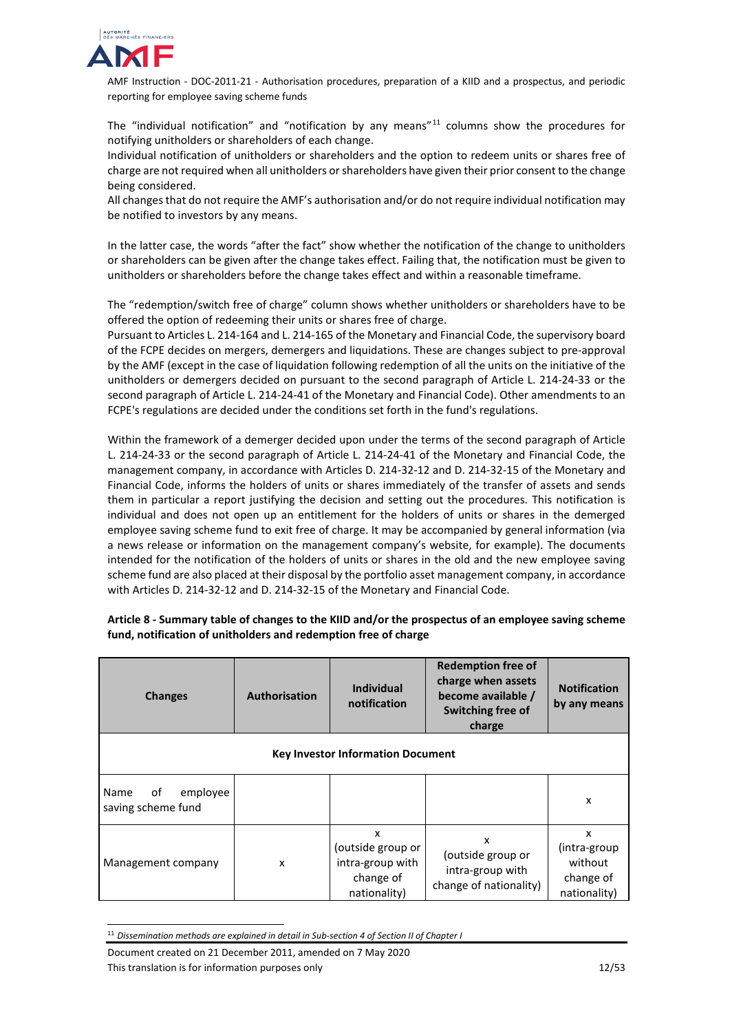The "individual notification" and "notification by any means"[11] columns show the procedures for notifying unitholders or shareholders of each change.

Individual notification of unitholders or shareholders and the option to redeem units or shares free of charge are not required when all unitholders or shareholders have given their prior consent to the change being considered.

All changes that do not require the AMF's authorisation and/or do not require individual notification may be notified to investors by any means.

In the latter case, the words "after the fact" show whether the notification of the change to unitholders or shareholders can be given after the change takes effect. Failing that, the notification must be given to unitholders or shareholders before the change takes effect and within a reasonable timeframe.

The "redemption/switch free of charge" column shows whether unitholders or shareholders have to be offered the option of redeeming their units or shares free of charge.

Pursuant to Articles L. 214-164 and L. 214-165 of the Monetary and Financial Code, the supervisory board of the FCPE decides on mergers, demergers and liquidations. These are changes subject to pre-approval by the AMF (except in the case of liquidation following redemption of all the units on the initiative of the unitholders or demergers decided on pursuant to the second paragraph of Article L. 214-24-33 or the second paragraph of Article L. 214-24-41 of the Monetary and Financial Code). Other amendments to an FCPE's regulations are decided under the conditions set forth in the fund's regulations.

Within the framework of a demerger decided upon under the terms of the second paragraph of Article L. 214-24-33 or the second paragraph of Article L. 214-24-41 of the Monetary and Financial Code, the management company, in accordance with Articles D. 214-32-12 and D. 214-32-15 of the Monetary and Financial Code, informs the holders of units or shares immediately of the transfer of assets and sends them in particular a report justifying the decision and setting out the procedures. This notification is individual and does not open up an entitlement for the holders of units or shares in the demerged employee saving scheme fund to exit free of charge. It may be accompanied by general information (via a news release or information on the management company's website, for example). The documents intended for the notification of the holders of units or shares in the old and the new employee saving scheme fund are also placed at their disposal by the portfolio asset management company, in accordance with Articles D. 214-32-12 and D. 214-32-15 of the Monetary and Financial Code.

**Article 8 - Summary table of changes to the KIID and/or the prospectus of an employee saving scheme fund, notification of unitholders and redemption free of charge**

| Changes | Authorisation | Individual notification | Redemption free of charge when assets become available / Switching free of charge | Notification by any means |
|---|---|---|---|---|
| **Key Investor Information Document** | | | | |
| Name of employee saving scheme fund | | | | x |
| Management company | x | x (outside group or intra-group with change of nationality) | x (outside group or intra-group with change of nationality) | x (intra-group without change of nationality) |

[11] *Dissemination methods are explained in detail in Sub-section 4 of Section II of Chapter I*

Document created on 21 December 2011, amended on 7 May 2020

This translation is for information purposes only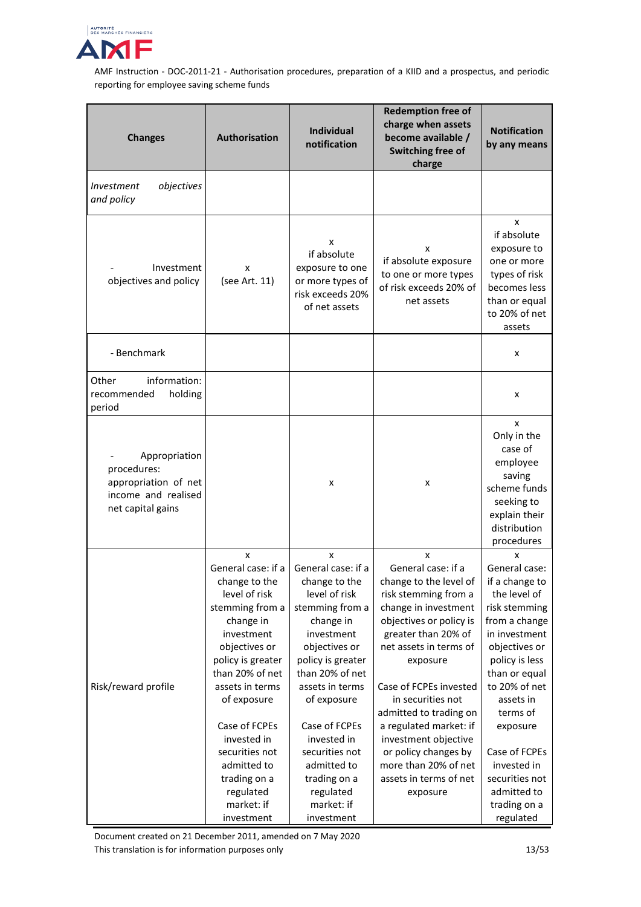| Changes | Authorisation | Individual notification | Redemption free of charge when assets become available / Switching free of charge | Notification by any means |
|---|---|---|---|---|
| *Investment objectives and policy* | | | | |
| - Investment objectives and policy | x (see Art. 11) | x if absolute exposure to one or more types of risk exceeds 20% of net assets | x if absolute exposure to one or more types of risk exceeds 20% of net assets | x if absolute exposure to one or more types of risk becomes less than or equal to 20% of net assets |
| - Benchmark | | | | x |
| Other information: recommended holding period | | | | x |
| - Appropriation procedures: appropriation of net income and realised net capital gains | | x | x | x Only in the case of employee saving scheme funds seeking to explain their distribution procedures |
| Risk/reward profile | x General case: if a change to the level of risk stemming from a change in investment objectives or policy is greater than 20% of net assets in terms of exposure<br><br>Case of FCPEs invested in securities not admitted to trading on a regulated market: if investment | x General case: if a change to the level of risk stemming from a change in investment objectives or policy is greater than 20% of net assets in terms of exposure<br><br>Case of FCPEs invested in securities not admitted to trading on a regulated market: if investment | x General case: if a change to the level of risk stemming from a change in investment objectives or policy is greater than 20% of net assets in terms of exposure<br><br>Case of FCPEs invested in securities not admitted to trading on a regulated market: if investment objective or policy changes by more than 20% of net assets in terms of net exposure | x General case: if a change to the level of risk stemming from a change in investment objectives or policy is less than or equal to 20% of net assets in terms of exposure<br><br>Case of FCPEs invested in securities not admitted to trading on a regulated |

Document created on 21 December 2011, amended on 7 May 2020
This translation is for information purposes only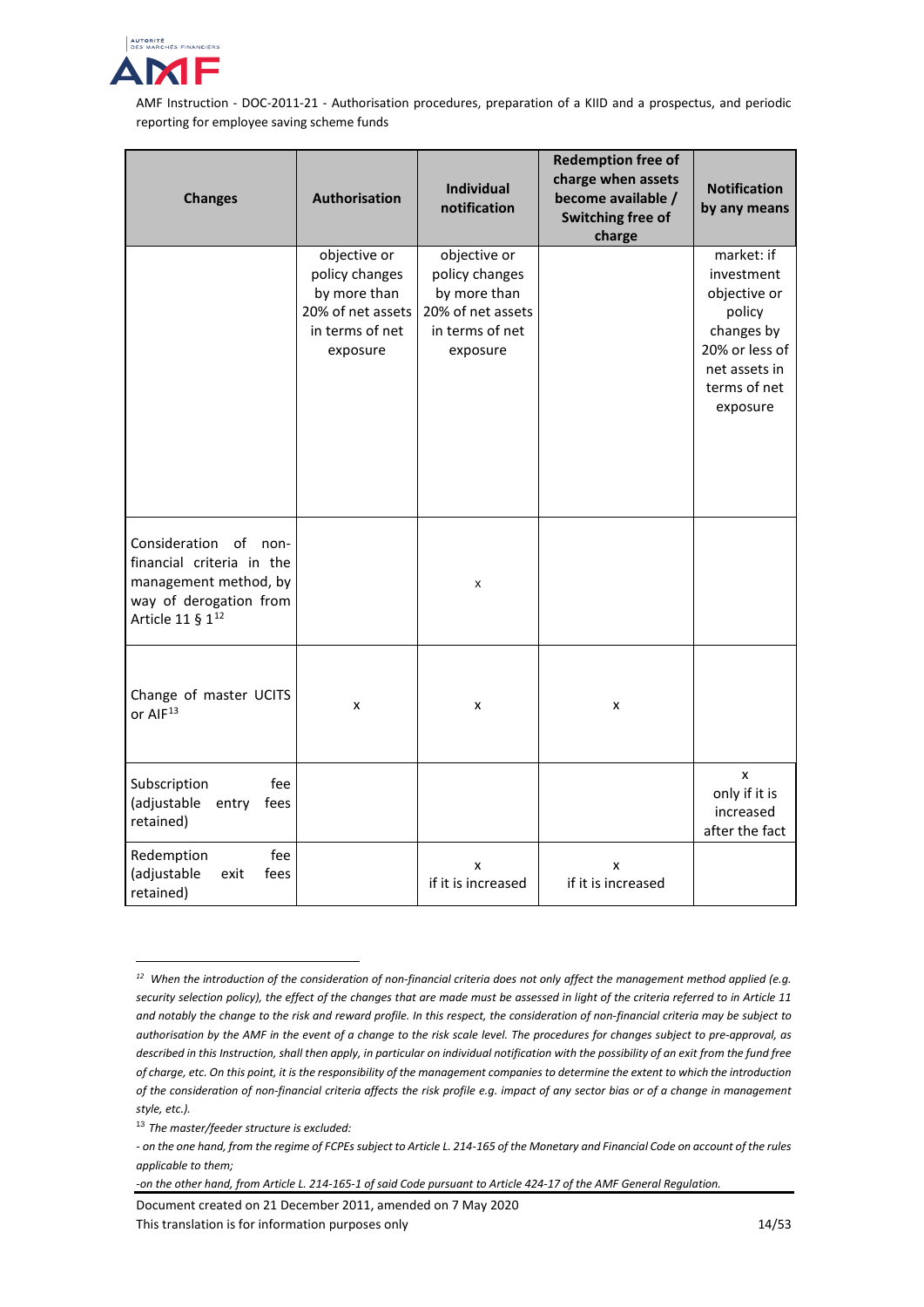| Changes | Authorisation | Individual notification | Redemption free of charge when assets become available / Switching free of charge | Notification by any means |
|---|---|---|---|---|
| | objective or policy changes by more than 20% of net assets in terms of net exposure | objective or policy changes by more than 20% of net assets in terms of net exposure | | market: if investment objective or policy changes by 20% or less of net assets in terms of net exposure |
| Consideration of non-financial criteria in the management method, by way of derogation from Article 11 § 1[12] | | x | | |
| Change of master UCITS or AIF[13] | x | x | x | |
| Subscription fee (adjustable entry fees retained) | | | | x only if it is increased after the fact |
| Redemption fee (adjustable exit fees retained) | | x if it is increased | x if it is increased | |

---

*[12] When the introduction of the consideration of non-financial criteria does not only affect the management method applied (e.g. security selection policy), the effect of the changes that are made must be assessed in light of the criteria referred to in Article 11 and notably the change to the risk and reward profile. In this respect, the consideration of non-financial criteria may be subject to authorisation by the AMF in the event of a change to the risk scale level. The procedures for changes subject to pre-approval, as described in this Instruction, shall then apply, in particular on individual notification with the possibility of an exit from the fund free of charge, etc. On this point, it is the responsibility of the management companies to determine the extent to which the introduction of the consideration of non-financial criteria affects the risk profile e.g. impact of any sector bias or of a change in management style, etc.).*

*[13] The master/feeder structure is excluded:*

*- on the one hand, from the regime of FCPEs subject to Article L. 214-165 of the Monetary and Financial Code on account of the rules applicable to them;*

*-on the other hand, from Article L. 214-165-1 of said Code pursuant to Article 424-17 of the AMF General Regulation.*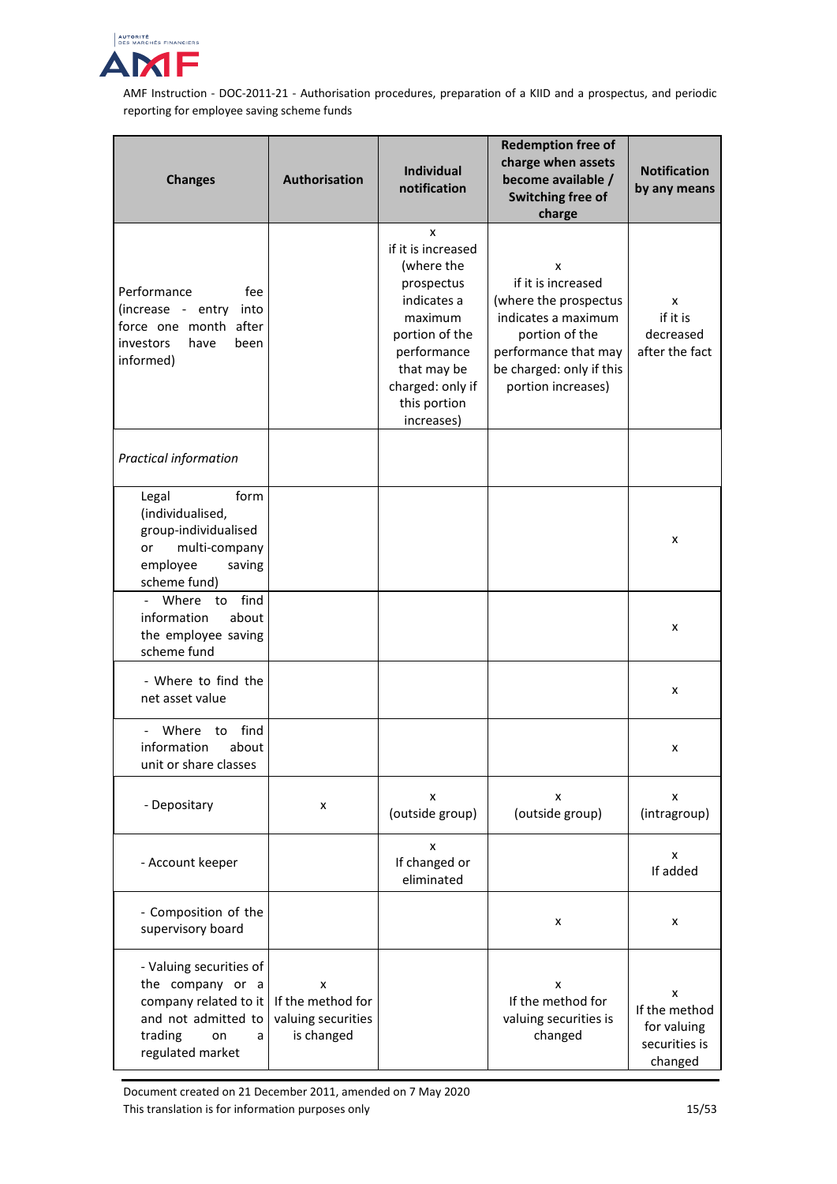| Changes | Authorisation | Individual notification | Redemption free of charge when assets become available / Switching free of charge | Notification by any means |
|---|---|---|---|---|
| Performance fee (increase - entry into force one month after investors have been informed) | | x if it is increased (where the prospectus indicates a maximum portion of the performance that may be charged: only if this portion increases) | x if it is increased (where the prospectus indicates a maximum portion of the performance that may be charged: only if this portion increases) | x if it is decreased after the fact |
| *Practical information* | | | | |
| Legal form (individualised, group-individualised or multi-company employee saving scheme fund) | | | | x |
| - Where to find information about the employee saving scheme fund | | | | x |
| - Where to find the net asset value | | | | x |
| - Where to find information about unit or share classes | | | | x |
| - Depositary | x | x (outside group) | x (outside group) | x (intragroup) |
| - Account keeper | | x If changed or eliminated | | x If added |
| - Composition of the supervisory board | | | x | x |
| - Valuing securities of the company or a company related to it and not admitted to trading on a regulated market | x If the method for valuing securities is changed | | x If the method for valuing securities is changed | x If the method for valuing securities is changed |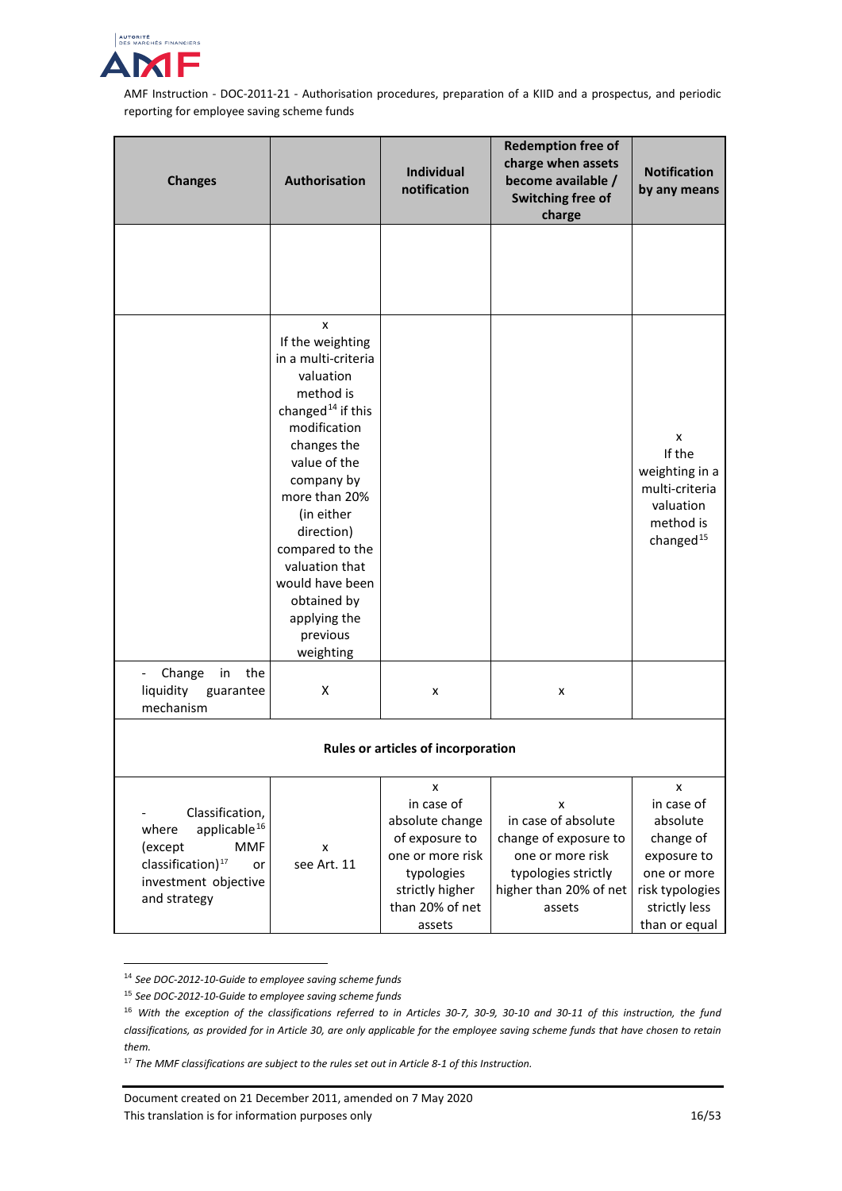| Changes | Authorisation | Individual notification | Redemption free of charge when assets become available / Switching free of charge | Notification by any means |
|---|---|---|---|---|
| | | | | |
| | x<br>If the weighting in a multi-criteria valuation method is changed[14] if this modification changes the value of the company by more than 20% (in either direction) compared to the valuation that would have been obtained by applying the previous weighting | | | x<br>If the weighting in a multi-criteria valuation method is changed[15] |
| - Change in the liquidity guarantee mechanism | X | x | x | |
| **Rules or articles of incorporation** | | | | |
| - Classification, where applicable[16] (except MMF classification)[17] or investment objective and strategy | x<br>see Art. 11 | x<br>in case of absolute change of exposure to one or more risk typologies strictly higher than 20% of net assets | x<br>in case of absolute change of exposure to one or more risk typologies strictly higher than 20% of net assets | x<br>in case of absolute change of exposure to one or more risk typologies strictly less than or equal |

[14] *See DOC-2012-10-Guide to employee saving scheme funds*

[15] *See DOC-2012-10-Guide to employee saving scheme funds*

[16] *With the exception of the classifications referred to in Articles 30-7, 30-9, 30-10 and 30-11 of this instruction, the fund classifications, as provided for in Article 30, are only applicable for the employee saving scheme funds that have chosen to retain them.*

[17] *The MMF classifications are subject to the rules set out in Article 8-1 of this Instruction.*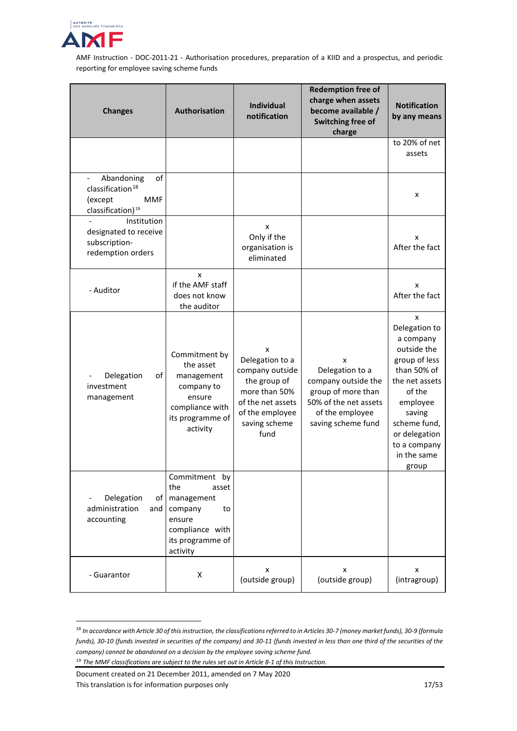| Changes | Authorisation | Individual notification | Redemption free of charge when assets become available / Switching free of charge | Notification by any means |
|---|---|---|---|---|
| | | | | to 20% of net assets |
| - Abandoning of classification[18] (except MMF classification)[19] | | | | x |
| - Institution designated to receive subscription-redemption orders | | x Only if the organisation is eliminated | | x After the fact |
| - Auditor | x if the AMF staff does not know the auditor | | | x After the fact |
| - Delegation of investment management | Commitment by the asset management company to ensure compliance with its programme of activity | x Delegation to a company outside the group of more than 50% of the net assets of the employee saving scheme fund | x Delegation to a company outside the group of more than 50% of the net assets of the employee saving scheme fund | x Delegation to a company outside the group of less than 50% of the net assets of the employee saving scheme fund, or delegation to a company in the same group |
| - Delegation of administration and accounting | Commitment by the asset management company to ensure compliance with its programme of activity | | | |
| - Guarantor | X | x (outside group) | x (outside group) | x (intragroup) |

[18] *In accordance with Article 30 of this instruction, the classifications referred to in Articles 30-7 (money market funds), 30-9 (formula funds), 30-10 (funds invested in securities of the company) and 30-11 (funds invested in less than one third of the securities of the company) cannot be abandoned on a decision by the employee saving scheme fund.*

[19] *The MMF classifications are subject to the rules set out in Article 8-1 of this Instruction.*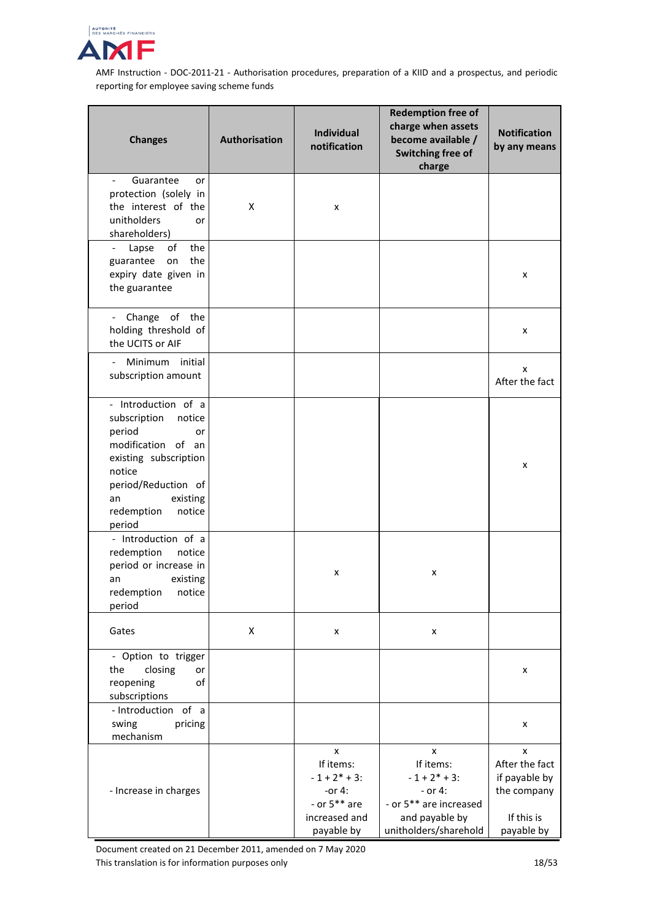| Changes | Authorisation | Individual notification | Redemption free of charge when assets become available / Switching free of charge | Notification by any means |
|---|---|---|---|---|
| - Guarantee or protection (solely in the interest of the unitholders or shareholders) | X | x | | |
| - Lapse of the guarantee on the expiry date given in the guarantee | | | | x |
| - Change of the holding threshold of the UCITS or AIF | | | | x |
| - Minimum initial subscription amount | | | | x After the fact |
| - Introduction of a subscription notice period or modification of an existing subscription notice period/Reduction of an existing redemption notice period | | | | x |
| - Introduction of a redemption notice period or increase in an existing redemption notice period | | x | x | |
| Gates | X | x | x | |
| - Option to trigger the closing or reopening of subscriptions | | | | x |
| - Introduction of a swing pricing mechanism | | | | x |
| - Increase in charges | | x If items: - 1 + 2* + 3: -or 4: - or 5** are increased and payable by | x If items: - 1 + 2* + 3: - or 4: - or 5** are increased and payable by unitholders/sharehold | x After the fact if payable by the company If this is payable by |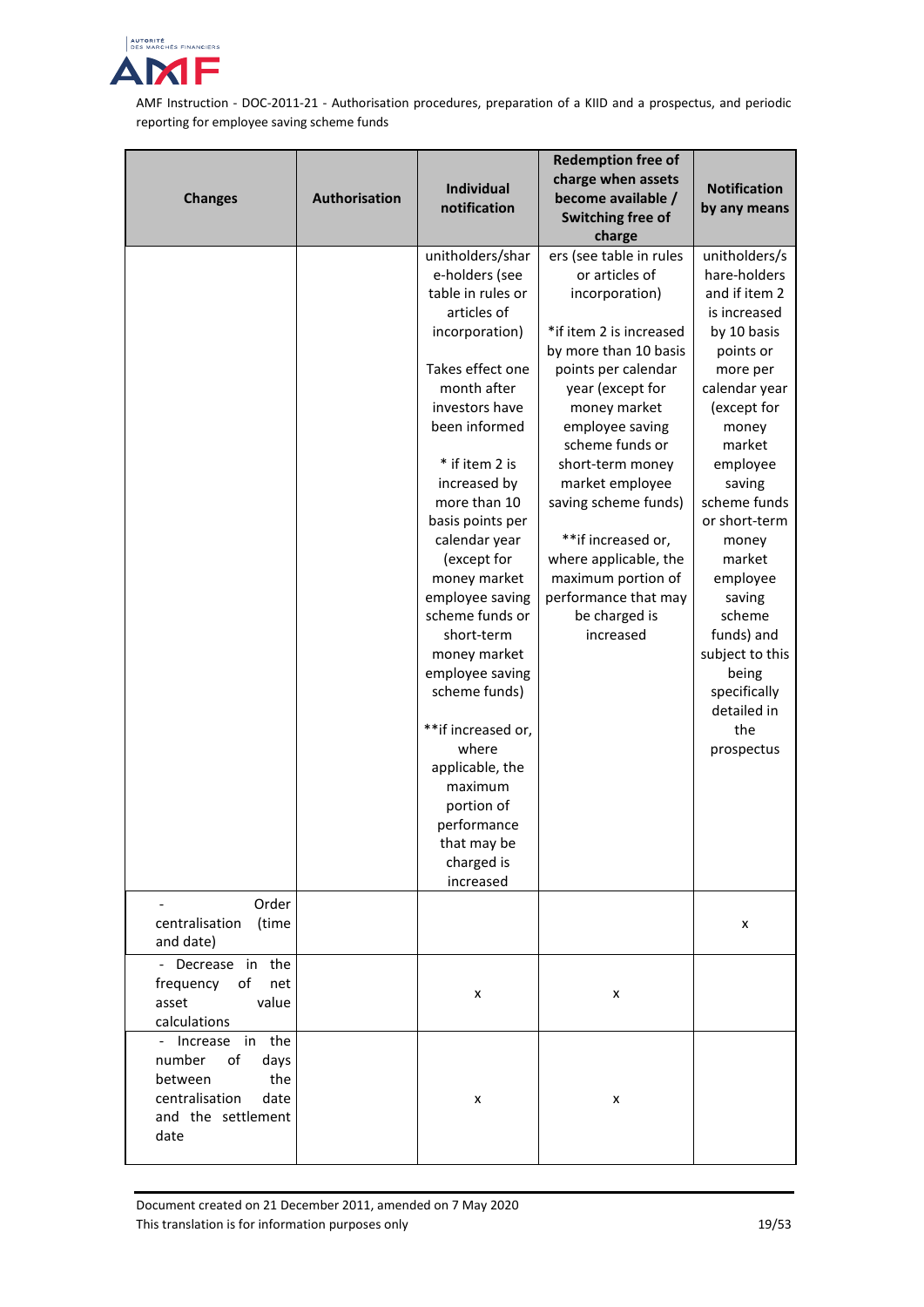| Changes | Authorisation | Individual notification | Redemption free of charge when assets become available / Switching free of charge | Notification by any means |
|---|---|---|---|---|
| | | unitholders/share-holders (see table in rules or articles of incorporation)<br><br>Takes effect one month after investors have been informed<br><br>* if item 2 is increased by more than 10 basis points per calendar year (except for money market employee saving scheme funds or short-term money market employee saving scheme funds)<br><br>**if increased or, where applicable, the maximum portion of performance that may be charged is increased | ers (see table in rules or articles of incorporation)<br><br>*if item 2 is increased by more than 10 basis points per calendar year (except for money market employee saving scheme funds or short-term money market employee saving scheme funds)<br><br>**if increased or, where applicable, the maximum portion of performance that may be charged is increased | unitholders/share-holders and if item 2 is increased by 10 basis points or more per calendar year (except for money market employee saving scheme funds or short-term money market employee saving scheme funds) and subject to this being specifically detailed in the prospectus |
| - Order centralisation (time and date) | | | | x |
| - Decrease in the frequency of net asset value calculations | | x | x | |
| - Increase in the number of days between the centralisation date and the settlement date | | x | x | |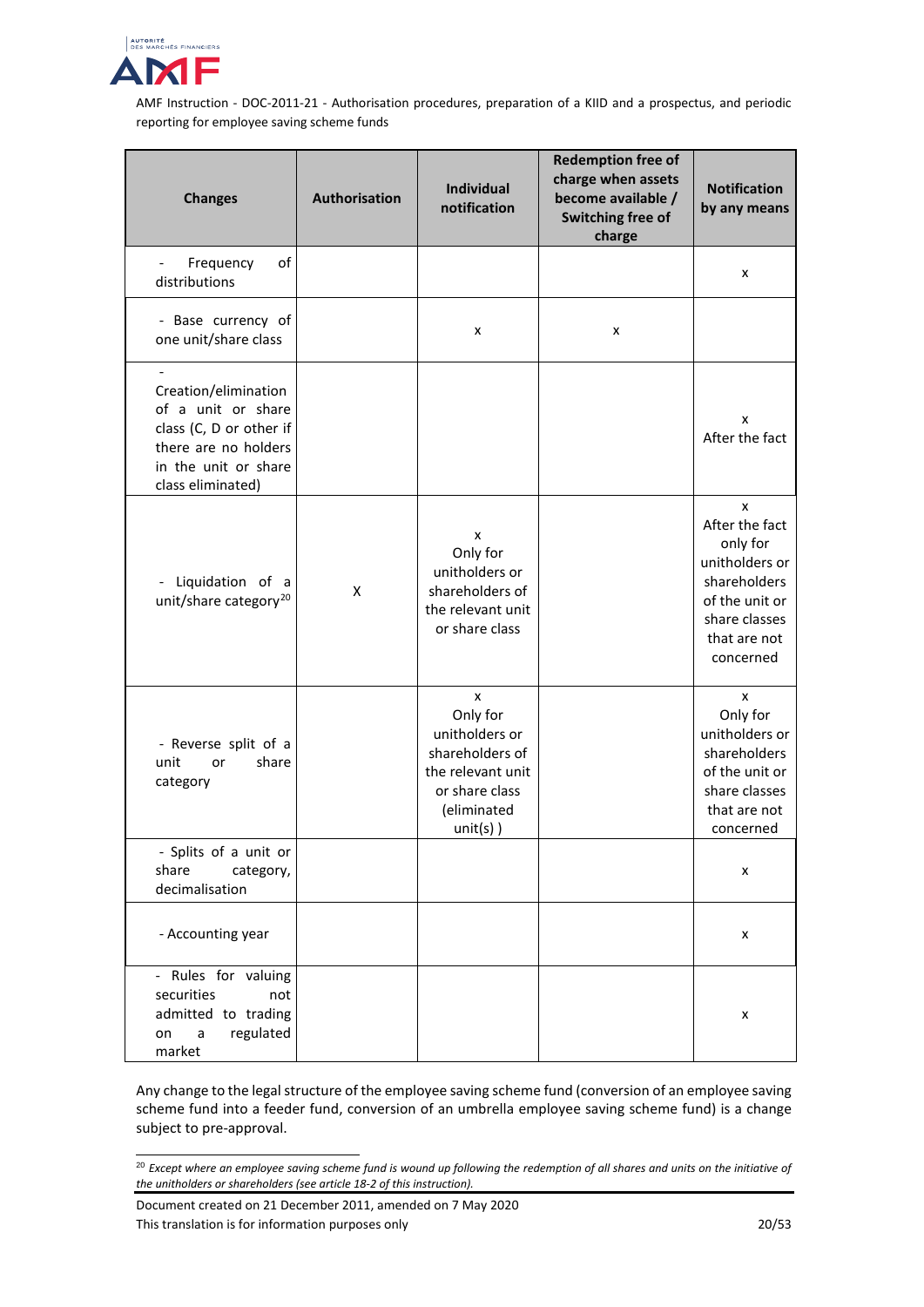| Changes | Authorisation | Individual notification | Redemption free of charge when assets become available / Switching free of charge | Notification by any means |
|---|---|---|---|---|
| - Frequency of distributions | | | | x |
| - Base currency of one unit/share class | | x | x | |
| - Creation/elimination of a unit or share class (C, D or other if there are no holders in the unit or share class eliminated) | | | | x After the fact |
| - Liquidation of a unit/share category[20] | X | x Only for unitholders or shareholders of the relevant unit or share class | | x After the fact only for unitholders or shareholders of the unit or share classes that are not concerned |
| - Reverse split of a unit or share category | | x Only for unitholders or shareholders of the relevant unit or share class (eliminated unit(s) ) | | x Only for unitholders or shareholders of the unit or share classes that are not concerned |
| - Splits of a unit or share category, decimalisation | | | | x |
| - Accounting year | | | | x |
| - Rules for valuing securities not admitted to trading on a regulated market | | | | x |

Any change to the legal structure of the employee saving scheme fund (conversion of an employee saving scheme fund into a feeder fund, conversion of an umbrella employee saving scheme fund) is a change subject to pre-approval.

[20] *Except where an employee saving scheme fund is wound up following the redemption of all shares and units on the initiative of the unitholders or shareholders (see article 18-2 of this instruction).*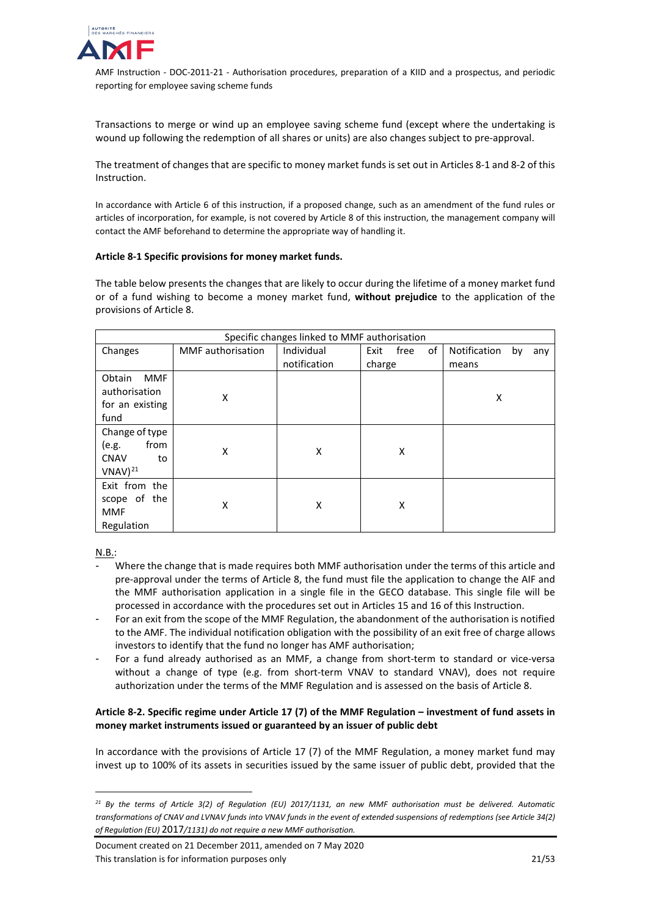Transactions to merge or wind up an employee saving scheme fund (except where the undertaking is wound up following the redemption of all shares or units) are also changes subject to pre-approval.

The treatment of changes that are specific to money market funds is set out in Articles 8-1 and 8-2 of this Instruction.

In accordance with Article 6 of this instruction, if a proposed change, such as an amendment of the fund rules or articles of incorporation, for example, is not covered by Article 8 of this instruction, the management company will contact the AMF beforehand to determine the appropriate way of handling it.

**Article 8-1 Specific provisions for money market funds.**

The table below presents the changes that are likely to occur during the lifetime of a money market fund or of a fund wishing to become a money market fund, **without prejudice** to the application of the provisions of Article 8.

| Specific changes linked to MMF authorisation | | | | |
|---|---|---|---|---|
| Changes | MMF authorisation | Individual notification | Exit free of charge | Notification by any means |
| Obtain MMF authorisation for an existing fund | X | | | X |
| Change of type (e.g. from CNAV to VNAV)[21] | X | X | X | |
| Exit from the scope of the MMF Regulation | X | X | X | |

N.B.:

- Where the change that is made requires both MMF authorisation under the terms of this article and pre-approval under the terms of Article 8, the fund must file the application to change the AIF and the MMF authorisation application in a single file in the GECO database. This single file will be processed in accordance with the procedures set out in Articles 15 and 16 of this Instruction.
- For an exit from the scope of the MMF Regulation, the abandonment of the authorisation is notified to the AMF. The individual notification obligation with the possibility of an exit free of charge allows investors to identify that the fund no longer has AMF authorisation;
- For a fund already authorised as an MMF, a change from short-term to standard or vice-versa without a change of type (e.g. from short-term VNAV to standard VNAV), does not require authorization under the terms of the MMF Regulation and is assessed on the basis of Article 8.

**Article 8-2. Specific regime under Article 17 (7) of the MMF Regulation – investment of fund assets in money market instruments issued or guaranteed by an issuer of public debt**

In accordance with the provisions of Article 17 (7) of the MMF Regulation, a money market fund may invest up to 100% of its assets in securities issued by the same issuer of public debt, provided that the

---

[21] *By the terms of Article 3(2) of Regulation (EU) 2017/1131, an new MMF authorisation must be delivered. Automatic transformations of CNAV and LVNAV funds into VNAV funds in the event of extended suspensions of redemptions (see Article 34(2) of Regulation (EU) 2017/1131) do not require a new MMF authorisation.*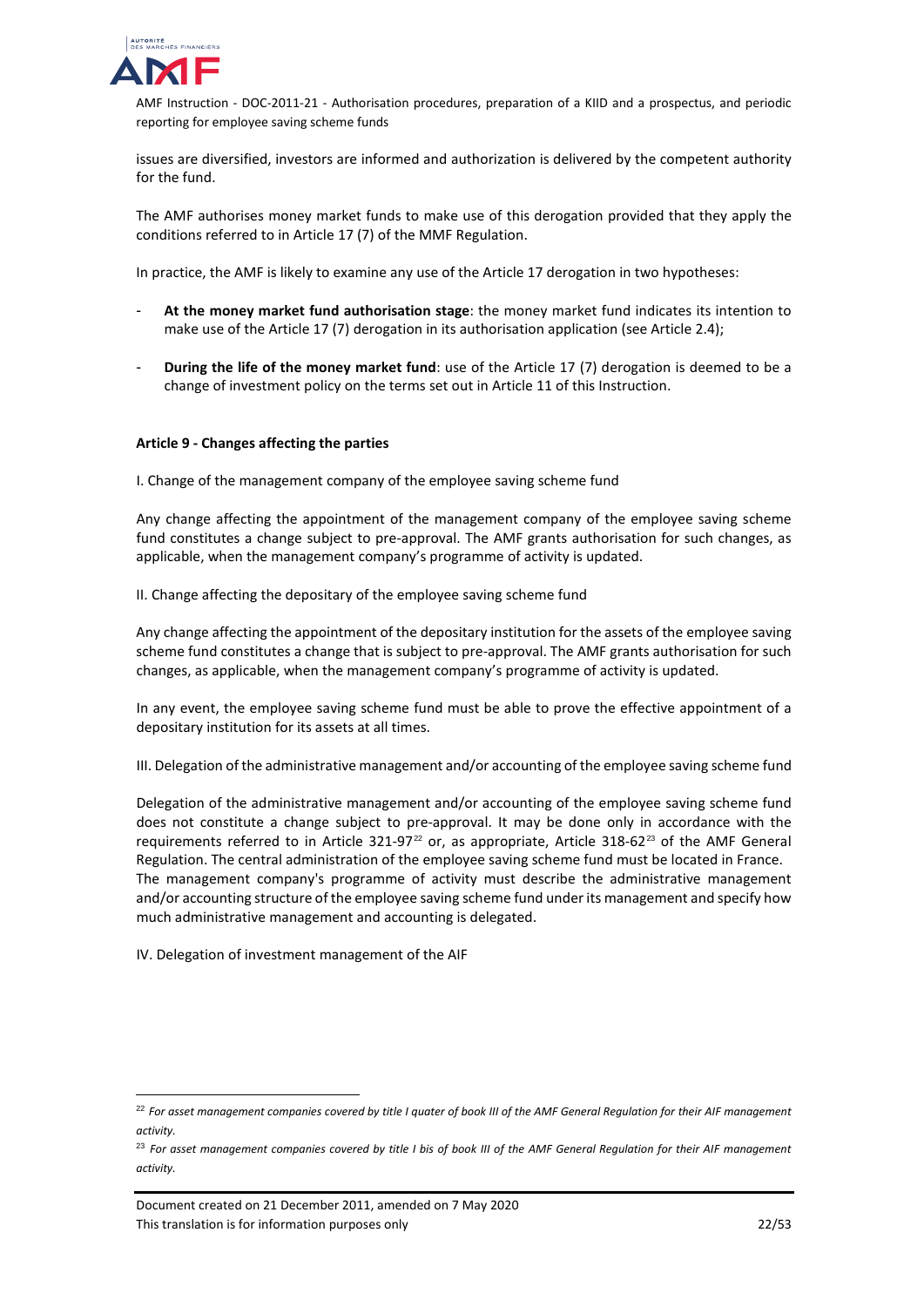issues are diversified, investors are informed and authorization is delivered by the competent authority for the fund.

The AMF authorises money market funds to make use of this derogation provided that they apply the conditions referred to in Article 17 (7) of the MMF Regulation.

In practice, the AMF is likely to examine any use of the Article 17 derogation in two hypotheses:

- **At the money market fund authorisation stage**: the money market fund indicates its intention to make use of the Article 17 (7) derogation in its authorisation application (see Article 2.4);
- **During the life of the money market fund**: use of the Article 17 (7) derogation is deemed to be a change of investment policy on the terms set out in Article 11 of this Instruction.

**Article 9 - Changes affecting the parties**

I. Change of the management company of the employee saving scheme fund

Any change affecting the appointment of the management company of the employee saving scheme fund constitutes a change subject to pre-approval. The AMF grants authorisation for such changes, as applicable, when the management company's programme of activity is updated.

II. Change affecting the depositary of the employee saving scheme fund

Any change affecting the appointment of the depositary institution for the assets of the employee saving scheme fund constitutes a change that is subject to pre-approval. The AMF grants authorisation for such changes, as applicable, when the management company's programme of activity is updated.

In any event, the employee saving scheme fund must be able to prove the effective appointment of a depositary institution for its assets at all times.

III. Delegation of the administrative management and/or accounting of the employee saving scheme fund

Delegation of the administrative management and/or accounting of the employee saving scheme fund does not constitute a change subject to pre-approval. It may be done only in accordance with the requirements referred to in Article 321-97[22] or, as appropriate, Article 318-62[23] of the AMF General Regulation. The central administration of the employee saving scheme fund must be located in France. The management company's programme of activity must describe the administrative management and/or accounting structure of the employee saving scheme fund under its management and specify how much administrative management and accounting is delegated.

IV. Delegation of investment management of the AIF

---

[22] *For asset management companies covered by title I quater of book III of the AMF General Regulation for their AIF management activity.*

[23] *For asset management companies covered by title I bis of book III of the AMF General Regulation for their AIF management activity.*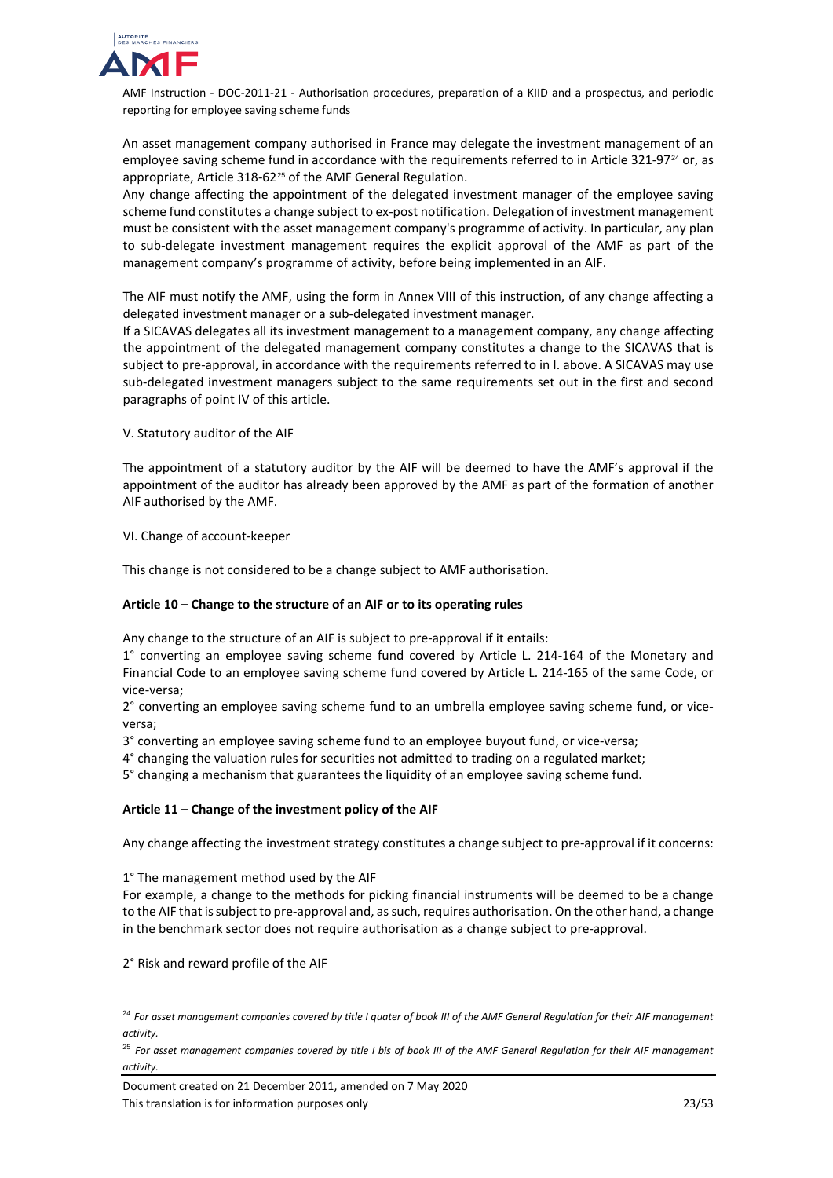An asset management company authorised in France may delegate the investment management of an employee saving scheme fund in accordance with the requirements referred to in Article 321-97[24] or, as appropriate, Article 318-62[25] of the AMF General Regulation.

Any change affecting the appointment of the delegated investment manager of the employee saving scheme fund constitutes a change subject to ex-post notification. Delegation of investment management must be consistent with the asset management company's programme of activity. In particular, any plan to sub-delegate investment management requires the explicit approval of the AMF as part of the management company's programme of activity, before being implemented in an AIF.

The AIF must notify the AMF, using the form in Annex VIII of this instruction, of any change affecting a delegated investment manager or a sub-delegated investment manager.

If a SICAVAS delegates all its investment management to a management company, any change affecting the appointment of the delegated management company constitutes a change to the SICAVAS that is subject to pre-approval, in accordance with the requirements referred to in I. above. A SICAVAS may use sub-delegated investment managers subject to the same requirements set out in the first and second paragraphs of point IV of this article.

V. Statutory auditor of the AIF

The appointment of a statutory auditor by the AIF will be deemed to have the AMF's approval if the appointment of the auditor has already been approved by the AMF as part of the formation of another AIF authorised by the AMF.

VI. Change of account-keeper

This change is not considered to be a change subject to AMF authorisation.

### Article 10 – Change to the structure of an AIF or to its operating rules

Any change to the structure of an AIF is subject to pre-approval if it entails:

1° converting an employee saving scheme fund covered by Article L. 214-164 of the Monetary and Financial Code to an employee saving scheme fund covered by Article L. 214-165 of the same Code, or vice-versa;

2° converting an employee saving scheme fund to an umbrella employee saving scheme fund, or vice-versa;

3° converting an employee saving scheme fund to an employee buyout fund, or vice-versa;

4° changing the valuation rules for securities not admitted to trading on a regulated market;

5° changing a mechanism that guarantees the liquidity of an employee saving scheme fund.

### Article 11 – Change of the investment policy of the AIF

Any change affecting the investment strategy constitutes a change subject to pre-approval if it concerns:

1° The management method used by the AIF

For example, a change to the methods for picking financial instruments will be deemed to be a change to the AIF that is subject to pre-approval and, as such, requires authorisation. On the other hand, a change in the benchmark sector does not require authorisation as a change subject to pre-approval.

2° Risk and reward profile of the AIF

---

[24] *For asset management companies covered by title I quater of book III of the AMF General Regulation for their AIF management activity.*

[25] *For asset management companies covered by title I bis of book III of the AMF General Regulation for their AIF management activity.*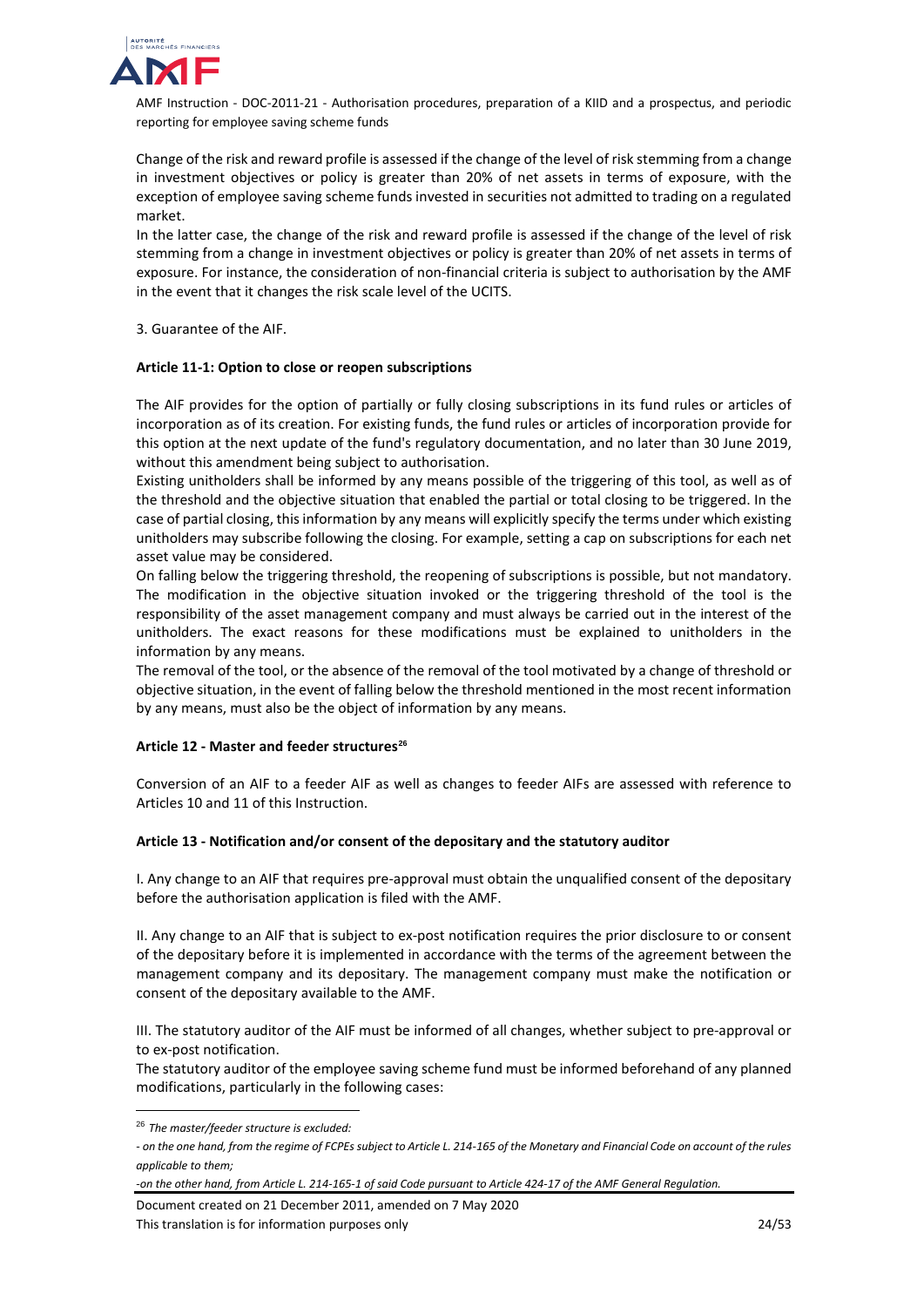Change of the risk and reward profile is assessed if the change of the level of risk stemming from a change in investment objectives or policy is greater than 20% of net assets in terms of exposure, with the exception of employee saving scheme funds invested in securities not admitted to trading on a regulated market.

In the latter case, the change of the risk and reward profile is assessed if the change of the level of risk stemming from a change in investment objectives or policy is greater than 20% of net assets in terms of exposure. For instance, the consideration of non-financial criteria is subject to authorisation by the AMF in the event that it changes the risk scale level of the UCITS.

3. Guarantee of the AIF.

### Article 11-1: Option to close or reopen subscriptions

The AIF provides for the option of partially or fully closing subscriptions in its fund rules or articles of incorporation as of its creation. For existing funds, the fund rules or articles of incorporation provide for this option at the next update of the fund's regulatory documentation, and no later than 30 June 2019, without this amendment being subject to authorisation.

Existing unitholders shall be informed by any means possible of the triggering of this tool, as well as of the threshold and the objective situation that enabled the partial or total closing to be triggered. In the case of partial closing, this information by any means will explicitly specify the terms under which existing unitholders may subscribe following the closing. For example, setting a cap on subscriptions for each net asset value may be considered.

On falling below the triggering threshold, the reopening of subscriptions is possible, but not mandatory. The modification in the objective situation invoked or the triggering threshold of the tool is the responsibility of the asset management company and must always be carried out in the interest of the unitholders. The exact reasons for these modifications must be explained to unitholders in the information by any means.

The removal of the tool, or the absence of the removal of the tool motivated by a change of threshold or objective situation, in the event of falling below the threshold mentioned in the most recent information by any means, must also be the object of information by any means.

### Article 12 - Master and feeder structures[26]

Conversion of an AIF to a feeder AIF as well as changes to feeder AIFs are assessed with reference to Articles 10 and 11 of this Instruction.

### Article 13 - Notification and/or consent of the depositary and the statutory auditor

I. Any change to an AIF that requires pre-approval must obtain the unqualified consent of the depositary before the authorisation application is filed with the AMF.

II. Any change to an AIF that is subject to ex-post notification requires the prior disclosure to or consent of the depositary before it is implemented in accordance with the terms of the agreement between the management company and its depositary. The management company must make the notification or consent of the depositary available to the AMF.

III. The statutory auditor of the AIF must be informed of all changes, whether subject to pre-approval or to ex-post notification.

The statutory auditor of the employee saving scheme fund must be informed beforehand of any planned modifications, particularly in the following cases:

---

[26] *The master/feeder structure is excluded:*

*- on the one hand, from the regime of FCPEs subject to Article L. 214-165 of the Monetary and Financial Code on account of the rules applicable to them;*

*-on the other hand, from Article L. 214-165-1 of said Code pursuant to Article 424-17 of the AMF General Regulation.*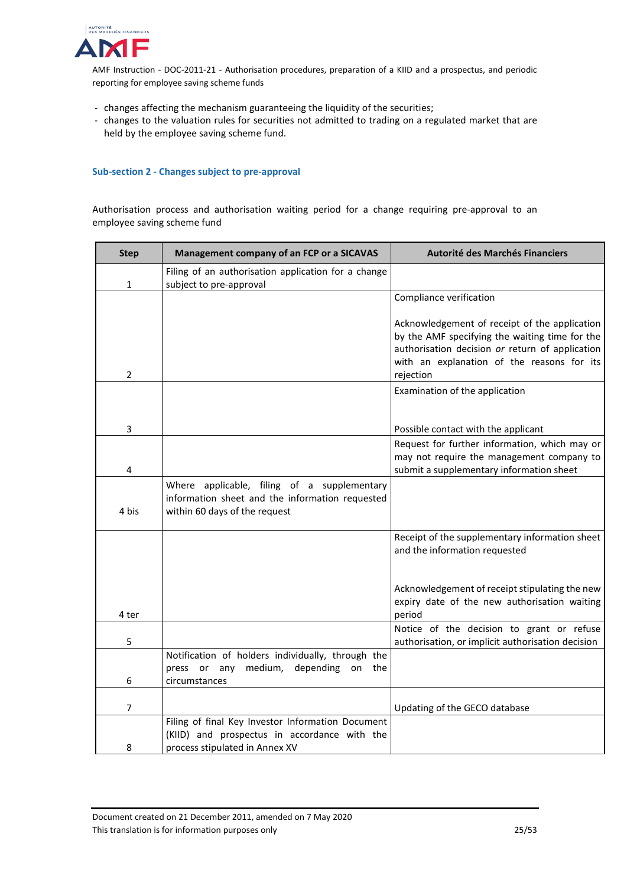- changes affecting the mechanism guaranteeing the liquidity of the securities;
- changes to the valuation rules for securities not admitted to trading on a regulated market that are held by the employee saving scheme fund.

### Sub-section 2 - Changes subject to pre-approval

Authorisation process and authorisation waiting period for a change requiring pre-approval to an employee saving scheme fund

| Step | Management company of an FCP or a SICAVAS | Autorité des Marchés Financiers |
|---|---|---|
| 1 | Filing of an authorisation application for a change subject to pre-approval | |
| 2 | | Compliance verification<br><br>Acknowledgement of receipt of the application by the AMF specifying the waiting time for the authorisation decision *or* return of application with an explanation of the reasons for its rejection |
| 3 | | Examination of the application<br><br>Possible contact with the applicant |
| 4 | | Request for further information, which may or may not require the management company to submit a supplementary information sheet |
| 4 bis | Where applicable, filing of a supplementary information sheet and the information requested within 60 days of the request | |
| 4 ter | | Receipt of the supplementary information sheet and the information requested<br><br>Acknowledgement of receipt stipulating the new expiry date of the new authorisation waiting period |
| 5 | | Notice of the decision to grant or refuse authorisation, or implicit authorisation decision |
| 6 | Notification of holders individually, through the press or any medium, depending on the circumstances | |
| 7 | | Updating of the GECO database |
| 8 | Filing of final Key Investor Information Document (KIID) and prospectus in accordance with the process stipulated in Annex XV | |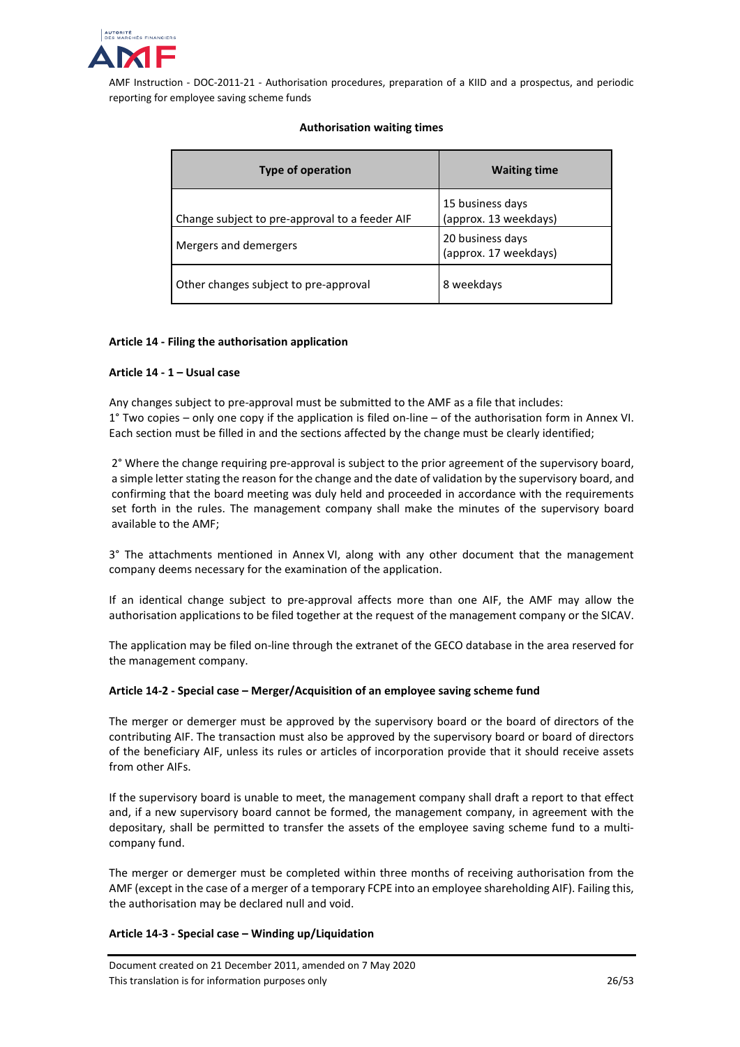**Authorisation waiting times**

| Type of operation | Waiting time |
|---|---|
| Change subject to pre-approval to a feeder AIF | 15 business days (approx. 13 weekdays) |
| Mergers and demergers | 20 business days (approx. 17 weekdays) |
| Other changes subject to pre-approval | 8 weekdays |

**Article 14 - Filing the authorisation application**

**Article 14 - 1 – Usual case**

Any changes subject to pre-approval must be submitted to the AMF as a file that includes:
1° Two copies – only one copy if the application is filed on-line – of the authorisation form in Annex VI. Each section must be filled in and the sections affected by the change must be clearly identified;

2° Where the change requiring pre-approval is subject to the prior agreement of the supervisory board, a simple letter stating the reason for the change and the date of validation by the supervisory board, and confirming that the board meeting was duly held and proceeded in accordance with the requirements set forth in the rules. The management company shall make the minutes of the supervisory board available to the AMF;

3° The attachments mentioned in Annex VI, along with any other document that the management company deems necessary for the examination of the application.

If an identical change subject to pre-approval affects more than one AIF, the AMF may allow the authorisation applications to be filed together at the request of the management company or the SICAV.

The application may be filed on-line through the extranet of the GECO database in the area reserved for the management company.

**Article 14-2 - Special case – Merger/Acquisition of an employee saving scheme fund**

The merger or demerger must be approved by the supervisory board or the board of directors of the contributing AIF. The transaction must also be approved by the supervisory board or board of directors of the beneficiary AIF, unless its rules or articles of incorporation provide that it should receive assets from other AIFs.

If the supervisory board is unable to meet, the management company shall draft a report to that effect and, if a new supervisory board cannot be formed, the management company, in agreement with the depositary, shall be permitted to transfer the assets of the employee saving scheme fund to a multi-company fund.

The merger or demerger must be completed within three months of receiving authorisation from the AMF (except in the case of a merger of a temporary FCPE into an employee shareholding AIF). Failing this, the authorisation may be declared null and void.

**Article 14-3 - Special case – Winding up/Liquidation**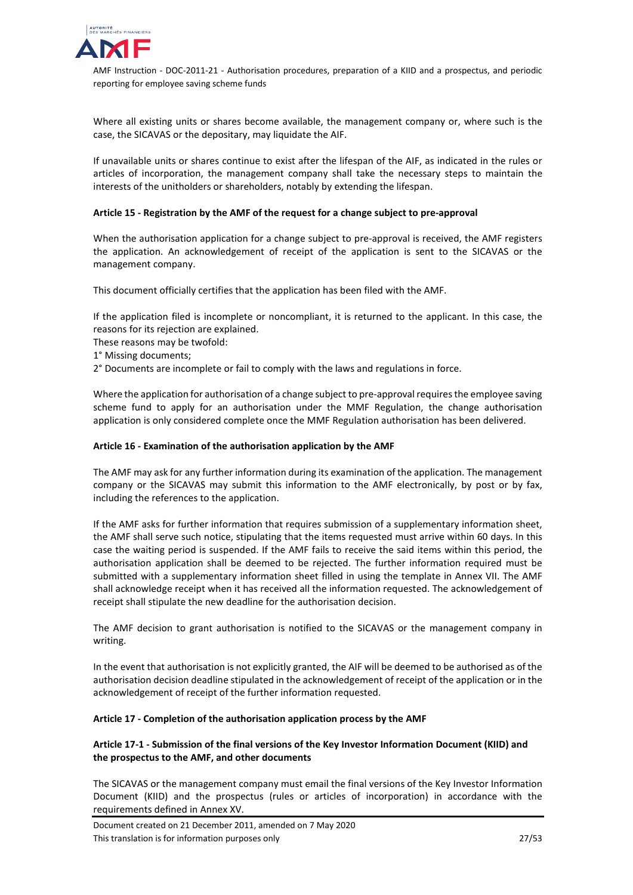Where all existing units or shares become available, the management company or, where such is the case, the SICAVAS or the depositary, may liquidate the AIF.

If unavailable units or shares continue to exist after the lifespan of the AIF, as indicated in the rules or articles of incorporation, the management company shall take the necessary steps to maintain the interests of the unitholders or shareholders, notably by extending the lifespan.

**Article 15 - Registration by the AMF of the request for a change subject to pre-approval**

When the authorisation application for a change subject to pre-approval is received, the AMF registers the application. An acknowledgement of receipt of the application is sent to the SICAVAS or the management company.

This document officially certifies that the application has been filed with the AMF.

If the application filed is incomplete or noncompliant, it is returned to the applicant. In this case, the reasons for its rejection are explained.

These reasons may be twofold:

1° Missing documents;

2° Documents are incomplete or fail to comply with the laws and regulations in force.

Where the application for authorisation of a change subject to pre-approval requires the employee saving scheme fund to apply for an authorisation under the MMF Regulation, the change authorisation application is only considered complete once the MMF Regulation authorisation has been delivered.

**Article 16 - Examination of the authorisation application by the AMF**

The AMF may ask for any further information during its examination of the application. The management company or the SICAVAS may submit this information to the AMF electronically, by post or by fax, including the references to the application.

If the AMF asks for further information that requires submission of a supplementary information sheet, the AMF shall serve such notice, stipulating that the items requested must arrive within 60 days. In this case the waiting period is suspended. If the AMF fails to receive the said items within this period, the authorisation application shall be deemed to be rejected. The further information required must be submitted with a supplementary information sheet filled in using the template in Annex VII. The AMF shall acknowledge receipt when it has received all the information requested. The acknowledgement of receipt shall stipulate the new deadline for the authorisation decision.

The AMF decision to grant authorisation is notified to the SICAVAS or the management company in writing.

In the event that authorisation is not explicitly granted, the AIF will be deemed to be authorised as of the authorisation decision deadline stipulated in the acknowledgement of receipt of the application or in the acknowledgement of receipt of the further information requested.

**Article 17 - Completion of the authorisation application process by the AMF**

**Article 17-1 - Submission of the final versions of the Key Investor Information Document (KIID) and the prospectus to the AMF, and other documents**

The SICAVAS or the management company must email the final versions of the Key Investor Information Document (KIID) and the prospectus (rules or articles of incorporation) in accordance with the requirements defined in Annex XV.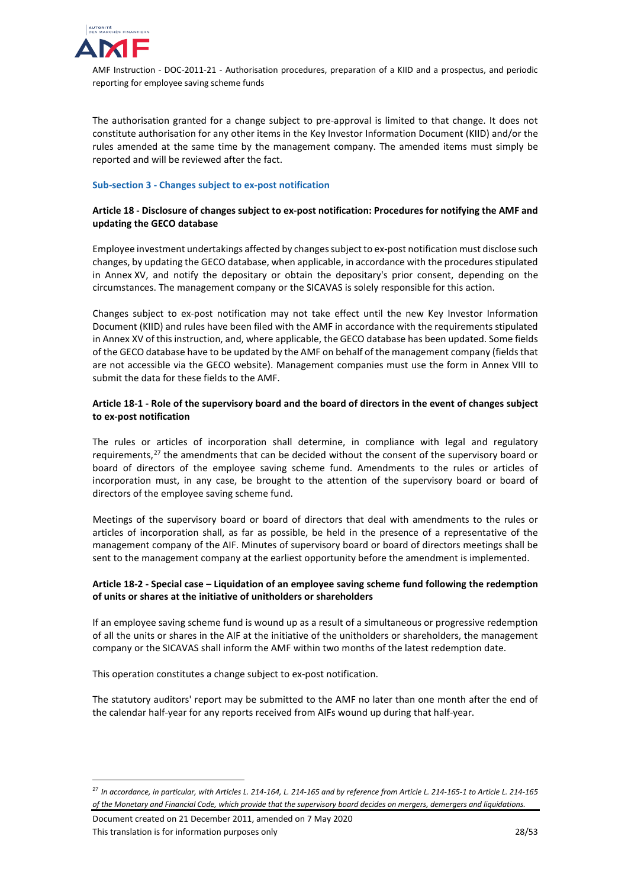The authorisation granted for a change subject to pre-approval is limited to that change. It does not constitute authorisation for any other items in the Key Investor Information Document (KIID) and/or the rules amended at the same time by the management company. The amended items must simply be reported and will be reviewed after the fact.

#### Sub-section 3 - Changes subject to ex-post notification

**Article 18 - Disclosure of changes subject to ex-post notification: Procedures for notifying the AMF and updating the GECO database**

Employee investment undertakings affected by changes subject to ex-post notification must disclose such changes, by updating the GECO database, when applicable, in accordance with the procedures stipulated in Annex XV, and notify the depositary or obtain the depositary's prior consent, depending on the circumstances. The management company or the SICAVAS is solely responsible for this action.

Changes subject to ex-post notification may not take effect until the new Key Investor Information Document (KIID) and rules have been filed with the AMF in accordance with the requirements stipulated in Annex XV of this instruction, and, where applicable, the GECO database has been updated. Some fields of the GECO database have to be updated by the AMF on behalf of the management company (fields that are not accessible via the GECO website). Management companies must use the form in Annex VIII to submit the data for these fields to the AMF.

**Article 18-1 - Role of the supervisory board and the board of directors in the event of changes subject to ex-post notification**

The rules or articles of incorporation shall determine, in compliance with legal and regulatory requirements,[27] the amendments that can be decided without the consent of the supervisory board or board of directors of the employee saving scheme fund. Amendments to the rules or articles of incorporation must, in any case, be brought to the attention of the supervisory board or board of directors of the employee saving scheme fund.

Meetings of the supervisory board or board of directors that deal with amendments to the rules or articles of incorporation shall, as far as possible, be held in the presence of a representative of the management company of the AIF. Minutes of supervisory board or board of directors meetings shall be sent to the management company at the earliest opportunity before the amendment is implemented.

**Article 18-2 - Special case – Liquidation of an employee saving scheme fund following the redemption of units or shares at the initiative of unitholders or shareholders**

If an employee saving scheme fund is wound up as a result of a simultaneous or progressive redemption of all the units or shares in the AIF at the initiative of the unitholders or shareholders, the management company or the SICAVAS shall inform the AMF within two months of the latest redemption date.

This operation constitutes a change subject to ex-post notification.

The statutory auditors' report may be submitted to the AMF no later than one month after the end of the calendar half-year for any reports received from AIFs wound up during that half-year.

---

[27] *In accordance, in particular, with Articles L. 214-164, L. 214-165 and by reference from Article L. 214-165-1 to Article L. 214-165 of the Monetary and Financial Code, which provide that the supervisory board decides on mergers, demergers and liquidations.*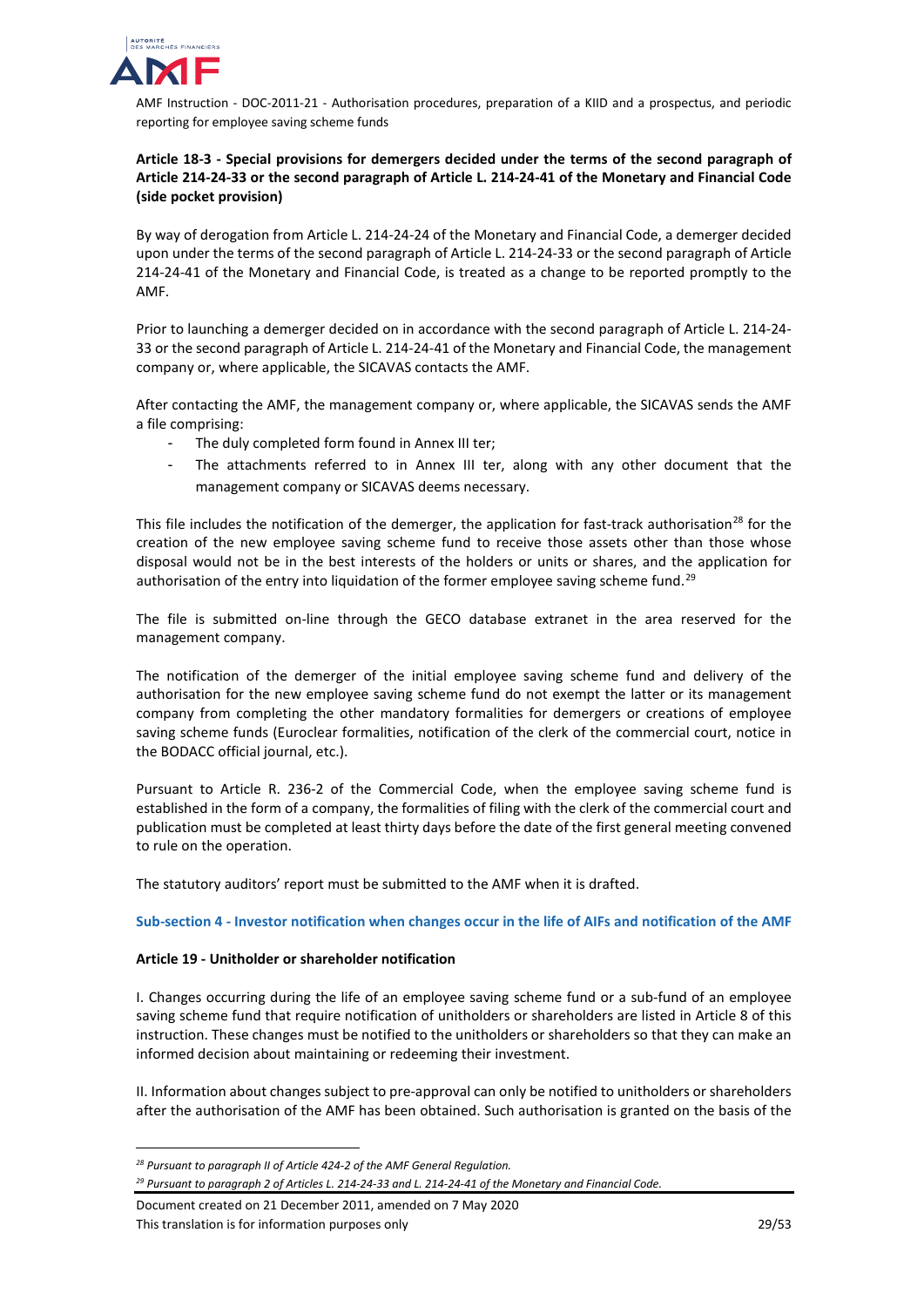**Article 18-3 - Special provisions for demergers decided under the terms of the second paragraph of Article 214-24-33 or the second paragraph of Article L. 214-24-41 of the Monetary and Financial Code (side pocket provision)**

By way of derogation from Article L. 214-24-24 of the Monetary and Financial Code, a demerger decided upon under the terms of the second paragraph of Article L. 214-24-33 or the second paragraph of Article 214-24-41 of the Monetary and Financial Code, is treated as a change to be reported promptly to the AMF.

Prior to launching a demerger decided on in accordance with the second paragraph of Article L. 214-24-33 or the second paragraph of Article L. 214-24-41 of the Monetary and Financial Code, the management company or, where applicable, the SICAVAS contacts the AMF.

After contacting the AMF, the management company or, where applicable, the SICAVAS sends the AMF a file comprising:

- The duly completed form found in Annex III ter;
- The attachments referred to in Annex III ter, along with any other document that the management company or SICAVAS deems necessary.

This file includes the notification of the demerger, the application for fast-track authorisation[28] for the creation of the new employee saving scheme fund to receive those assets other than those whose disposal would not be in the best interests of the holders or units or shares, and the application for authorisation of the entry into liquidation of the former employee saving scheme fund.[29]

The file is submitted on-line through the GECO database extranet in the area reserved for the management company.

The notification of the demerger of the initial employee saving scheme fund and delivery of the authorisation for the new employee saving scheme fund do not exempt the latter or its management company from completing the other mandatory formalities for demergers or creations of employee saving scheme funds (Euroclear formalities, notification of the clerk of the commercial court, notice in the BODACC official journal, etc.).

Pursuant to Article R. 236-2 of the Commercial Code, when the employee saving scheme fund is established in the form of a company, the formalities of filing with the clerk of the commercial court and publication must be completed at least thirty days before the date of the first general meeting convened to rule on the operation.

The statutory auditors' report must be submitted to the AMF when it is drafted.

### Sub-section 4 - Investor notification when changes occur in the life of AIFs and notification of the AMF

**Article 19 - Unitholder or shareholder notification**

I. Changes occurring during the life of an employee saving scheme fund or a sub-fund of an employee saving scheme fund that require notification of unitholders or shareholders are listed in Article 8 of this instruction. These changes must be notified to the unitholders or shareholders so that they can make an informed decision about maintaining or redeeming their investment.

II. Information about changes subject to pre-approval can only be notified to unitholders or shareholders after the authorisation of the AMF has been obtained. Such authorisation is granted on the basis of the

*[28] Pursuant to paragraph II of Article 424-2 of the AMF General Regulation.*

*[29] Pursuant to paragraph 2 of Articles L. 214-24-33 and L. 214-24-41 of the Monetary and Financial Code.*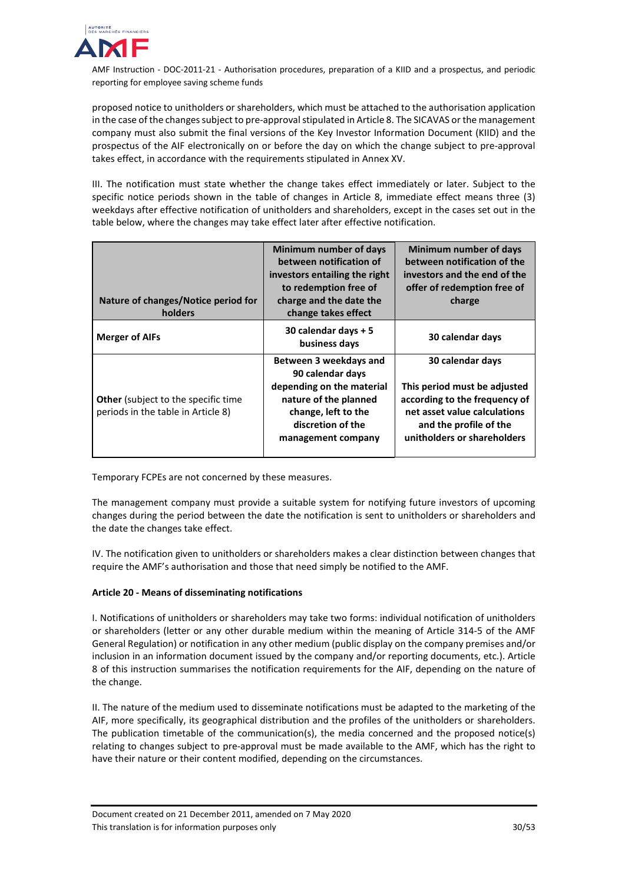proposed notice to unitholders or shareholders, which must be attached to the authorisation application in the case of the changes subject to pre-approval stipulated in Article 8. The SICAVAS or the management company must also submit the final versions of the Key Investor Information Document (KIID) and the prospectus of the AIF electronically on or before the day on which the change subject to pre-approval takes effect, in accordance with the requirements stipulated in Annex XV.

III. The notification must state whether the change takes effect immediately or later. Subject to the specific notice periods shown in the table of changes in Article 8, immediate effect means three (3) weekdays after effective notification of unitholders and shareholders, except in the cases set out in the table below, where the changes may take effect later after effective notification.

| Nature of changes/Notice period for holders | Minimum number of days between notification of investors entailing the right to redemption free of charge and the date the change takes effect | Minimum number of days between notification of the investors and the end of the offer of redemption free of charge |
|---|---|---|
| **Merger of AIFs** | **30 calendar days + 5 business days** | **30 calendar days** |
| **Other** (subject to the specific time periods in the table in Article 8) | **Between 3 weekdays and 90 calendar days depending on the material nature of the planned change, left to the discretion of the management company** | **30 calendar days**<br><br>**This period must be adjusted according to the frequency of net asset value calculations and the profile of the unitholders or shareholders** |

Temporary FCPEs are not concerned by these measures.

The management company must provide a suitable system for notifying future investors of upcoming changes during the period between the date the notification is sent to unitholders or shareholders and the date the changes take effect.

IV. The notification given to unitholders or shareholders makes a clear distinction between changes that require the AMF's authorisation and those that need simply be notified to the AMF.

#### Article 20 - Means of disseminating notifications

I. Notifications of unitholders or shareholders may take two forms: individual notification of unitholders or shareholders (letter or any other durable medium within the meaning of Article 314-5 of the AMF General Regulation) or notification in any other medium (public display on the company premises and/or inclusion in an information document issued by the company and/or reporting documents, etc.). Article 8 of this instruction summarises the notification requirements for the AIF, depending on the nature of the change.

II. The nature of the medium used to disseminate notifications must be adapted to the marketing of the AIF, more specifically, its geographical distribution and the profiles of the unitholders or shareholders. The publication timetable of the communication(s), the media concerned and the proposed notice(s) relating to changes subject to pre-approval must be made available to the AMF, which has the right to have their nature or their content modified, depending on the circumstances.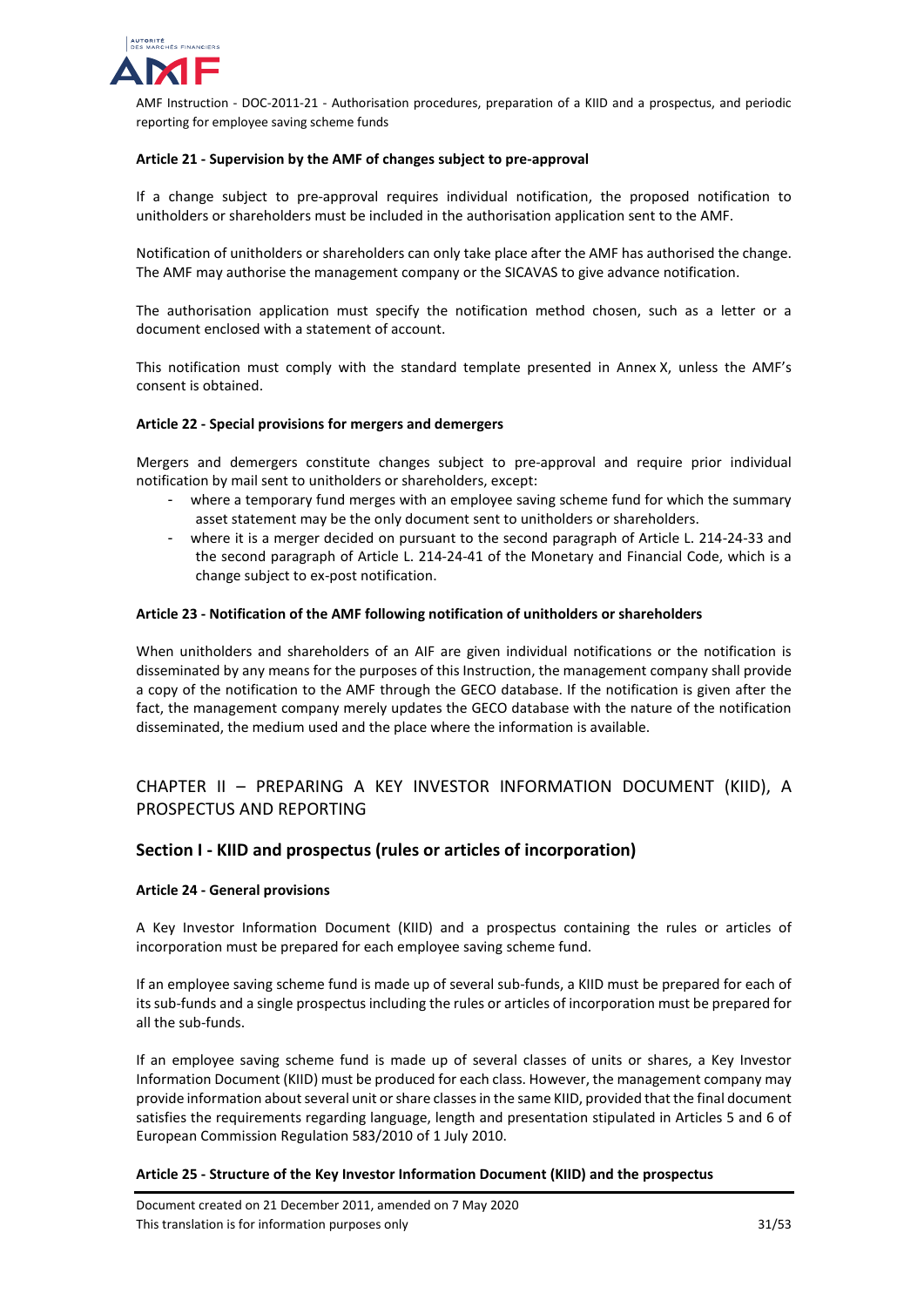#### Article 21 - Supervision by the AMF of changes subject to pre-approval

If a change subject to pre-approval requires individual notification, the proposed notification to unitholders or shareholders must be included in the authorisation application sent to the AMF.

Notification of unitholders or shareholders can only take place after the AMF has authorised the change. The AMF may authorise the management company or the SICAVAS to give advance notification.

The authorisation application must specify the notification method chosen, such as a letter or a document enclosed with a statement of account.

This notification must comply with the standard template presented in Annex X, unless the AMF's consent is obtained.

#### Article 22 - Special provisions for mergers and demergers

Mergers and demergers constitute changes subject to pre-approval and require prior individual notification by mail sent to unitholders or shareholders, except:

- where a temporary fund merges with an employee saving scheme fund for which the summary asset statement may be the only document sent to unitholders or shareholders.
- where it is a merger decided on pursuant to the second paragraph of Article L. 214-24-33 and the second paragraph of Article L. 214-24-41 of the Monetary and Financial Code, which is a change subject to ex-post notification.

#### Article 23 - Notification of the AMF following notification of unitholders or shareholders

When unitholders and shareholders of an AIF are given individual notifications or the notification is disseminated by any means for the purposes of this Instruction, the management company shall provide a copy of the notification to the AMF through the GECO database. If the notification is given after the fact, the management company merely updates the GECO database with the nature of the notification disseminated, the medium used and the place where the information is available.

## CHAPTER II – PREPARING A KEY INVESTOR INFORMATION DOCUMENT (KIID), A PROSPECTUS AND REPORTING

### Section I - KIID and prospectus (rules or articles of incorporation)

#### Article 24 - General provisions

A Key Investor Information Document (KIID) and a prospectus containing the rules or articles of incorporation must be prepared for each employee saving scheme fund.

If an employee saving scheme fund is made up of several sub-funds, a KIID must be prepared for each of its sub-funds and a single prospectus including the rules or articles of incorporation must be prepared for all the sub-funds.

If an employee saving scheme fund is made up of several classes of units or shares, a Key Investor Information Document (KIID) must be produced for each class. However, the management company may provide information about several unit or share classes in the same KIID, provided that the final document satisfies the requirements regarding language, length and presentation stipulated in Articles 5 and 6 of European Commission Regulation 583/2010 of 1 July 2010.

#### Article 25 - Structure of the Key Investor Information Document (KIID) and the prospectus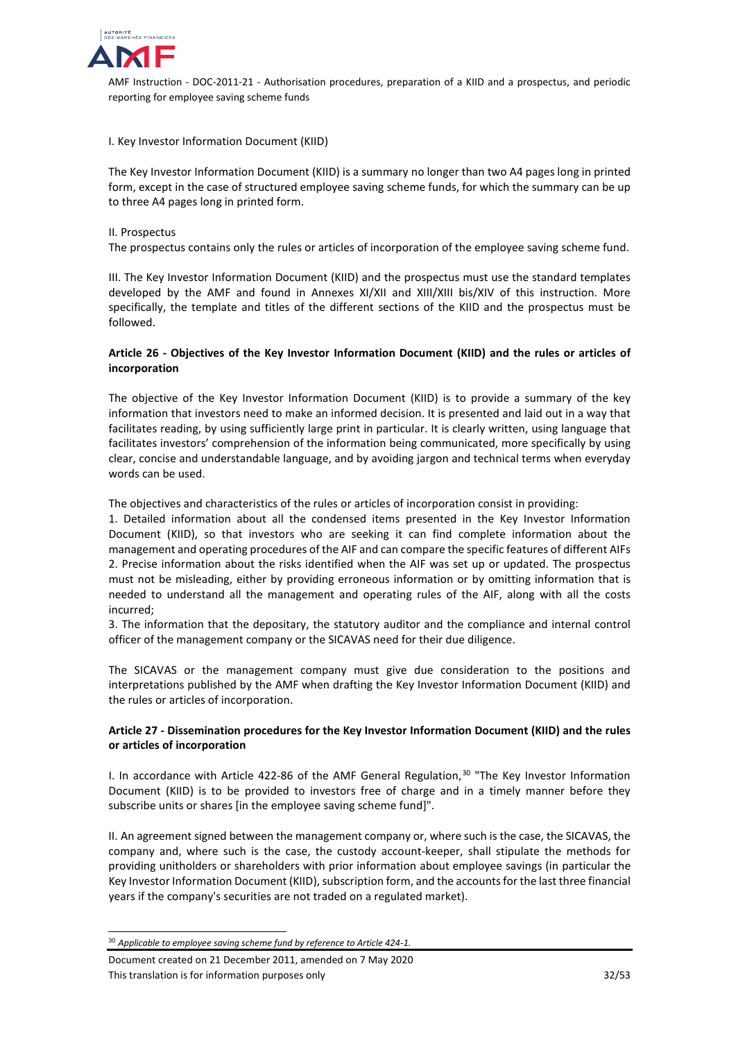I. Key Investor Information Document (KIID)

The Key Investor Information Document (KIID) is a summary no longer than two A4 pages long in printed form, except in the case of structured employee saving scheme funds, for which the summary can be up to three A4 pages long in printed form.

II. Prospectus

The prospectus contains only the rules or articles of incorporation of the employee saving scheme fund.

III. The Key Investor Information Document (KIID) and the prospectus must use the standard templates developed by the AMF and found in Annexes XI/XII and XIII/XIII bis/XIV of this instruction. More specifically, the template and titles of the different sections of the KIID and the prospectus must be followed.

### Article 26 - Objectives of the Key Investor Information Document (KIID) and the rules or articles of incorporation

The objective of the Key Investor Information Document (KIID) is to provide a summary of the key information that investors need to make an informed decision. It is presented and laid out in a way that facilitates reading, by using sufficiently large print in particular. It is clearly written, using language that facilitates investors' comprehension of the information being communicated, more specifically by using clear, concise and understandable language, and by avoiding jargon and technical terms when everyday words can be used.

The objectives and characteristics of the rules or articles of incorporation consist in providing:

1. Detailed information about all the condensed items presented in the Key Investor Information Document (KIID), so that investors who are seeking it can find complete information about the management and operating procedures of the AIF and can compare the specific features of different AIFs
2. Precise information about the risks identified when the AIF was set up or updated. The prospectus must not be misleading, either by providing erroneous information or by omitting information that is needed to understand all the management and operating rules of the AIF, along with all the costs incurred;
3. The information that the depositary, the statutory auditor and the compliance and internal control officer of the management company or the SICAVAS need for their due diligence.

The SICAVAS or the management company must give due consideration to the positions and interpretations published by the AMF when drafting the Key Investor Information Document (KIID) and the rules or articles of incorporation.

### Article 27 - Dissemination procedures for the Key Investor Information Document (KIID) and the rules or articles of incorporation

I. In accordance with Article 422-86 of the AMF General Regulation,[30] "The Key Investor Information Document (KIID) is to be provided to investors free of charge and in a timely manner before they subscribe units or shares [in the employee saving scheme fund]".

II. An agreement signed between the management company or, where such is the case, the SICAVAS, the company and, where such is the case, the custody account-keeper, shall stipulate the methods for providing unitholders or shareholders with prior information about employee savings (in particular the Key Investor Information Document (KIID), subscription form, and the accounts for the last three financial years if the company's securities are not traded on a regulated market).

[30] *Applicable to employee saving scheme fund by reference to Article 424-1.*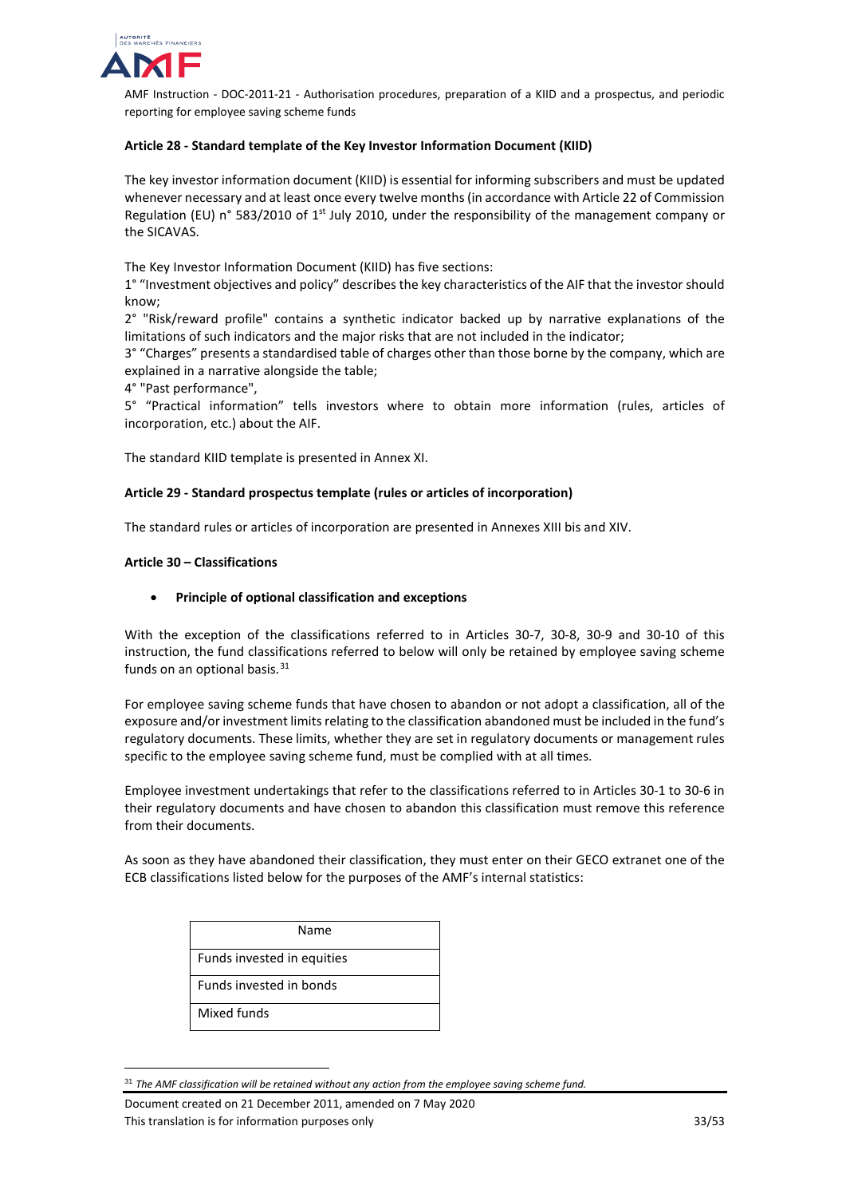**Article 28 - Standard template of the Key Investor Information Document (KIID)**

The key investor information document (KIID) is essential for informing subscribers and must be updated whenever necessary and at least once every twelve months (in accordance with Article 22 of Commission Regulation (EU) n° 583/2010 of 1st July 2010, under the responsibility of the management company or the SICAVAS.

The Key Investor Information Document (KIID) has five sections:
1° "Investment objectives and policy" describes the key characteristics of the AIF that the investor should know;
2° "Risk/reward profile" contains a synthetic indicator backed up by narrative explanations of the limitations of such indicators and the major risks that are not included in the indicator;
3° "Charges" presents a standardised table of charges other than those borne by the company, which are explained in a narrative alongside the table;
4° "Past performance",
5° "Practical information" tells investors where to obtain more information (rules, articles of incorporation, etc.) about the AIF.

The standard KIID template is presented in Annex XI.

**Article 29 - Standard prospectus template (rules or articles of incorporation)**

The standard rules or articles of incorporation are presented in Annexes XIII bis and XIV.

**Article 30 – Classifications**

- **Principle of optional classification and exceptions**

With the exception of the classifications referred to in Articles 30-7, 30-8, 30-9 and 30-10 of this instruction, the fund classifications referred to below will only be retained by employee saving scheme funds on an optional basis.[31]

For employee saving scheme funds that have chosen to abandon or not adopt a classification, all of the exposure and/or investment limits relating to the classification abandoned must be included in the fund's regulatory documents. These limits, whether they are set in regulatory documents or management rules specific to the employee saving scheme fund, must be complied with at all times.

Employee investment undertakings that refer to the classifications referred to in Articles 30-1 to 30-6 in their regulatory documents and have chosen to abandon this classification must remove this reference from their documents.

As soon as they have abandoned their classification, they must enter on their GECO extranet one of the ECB classifications listed below for the purposes of the AMF's internal statistics:

| Name |
|---|
| Funds invested in equities |
| Funds invested in bonds |
| Mixed funds |

[31] *The AMF classification will be retained without any action from the employee saving scheme fund.*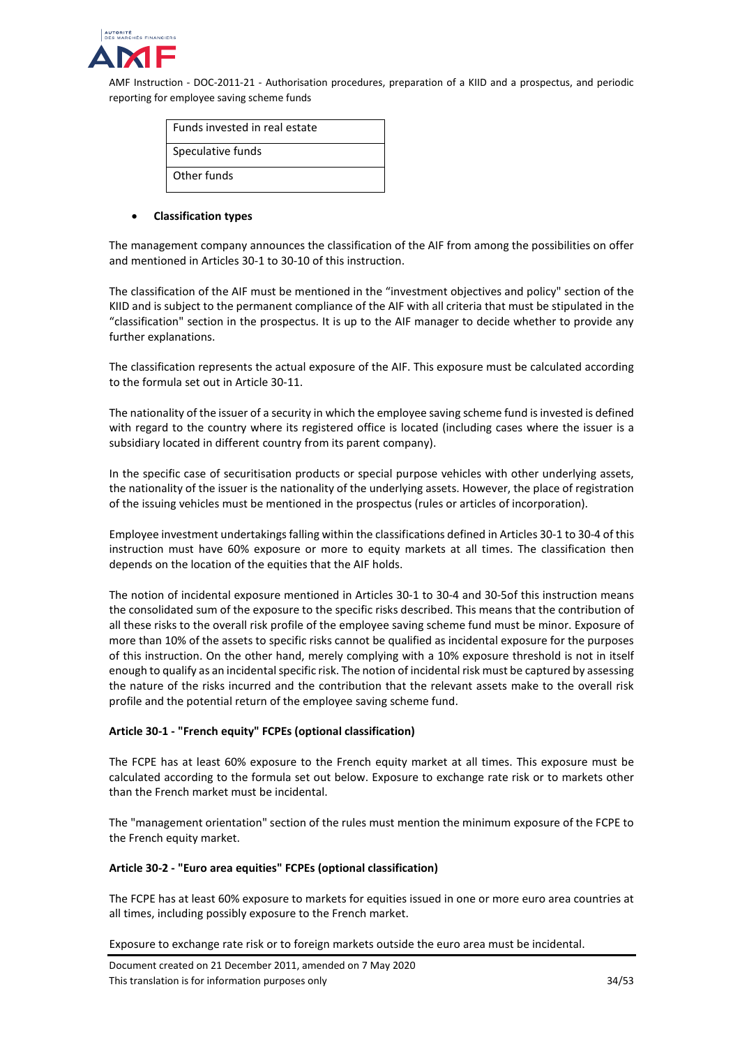| Funds invested in real estate |
| --- |
| Speculative funds |
| Other funds |

- **Classification types**

The management company announces the classification of the AIF from among the possibilities on offer and mentioned in Articles 30-1 to 30-10 of this instruction.

The classification of the AIF must be mentioned in the "investment objectives and policy" section of the KIID and is subject to the permanent compliance of the AIF with all criteria that must be stipulated in the "classification" section in the prospectus. It is up to the AIF manager to decide whether to provide any further explanations.

The classification represents the actual exposure of the AIF. This exposure must be calculated according to the formula set out in Article 30-11.

The nationality of the issuer of a security in which the employee saving scheme fund is invested is defined with regard to the country where its registered office is located (including cases where the issuer is a subsidiary located in different country from its parent company).

In the specific case of securitisation products or special purpose vehicles with other underlying assets, the nationality of the issuer is the nationality of the underlying assets. However, the place of registration of the issuing vehicles must be mentioned in the prospectus (rules or articles of incorporation).

Employee investment undertakings falling within the classifications defined in Articles 30-1 to 30-4 of this instruction must have 60% exposure or more to equity markets at all times. The classification then depends on the location of the equities that the AIF holds.

The notion of incidental exposure mentioned in Articles 30-1 to 30-4 and 30-5of this instruction means the consolidated sum of the exposure to the specific risks described. This means that the contribution of all these risks to the overall risk profile of the employee saving scheme fund must be minor. Exposure of more than 10% of the assets to specific risks cannot be qualified as incidental exposure for the purposes of this instruction. On the other hand, merely complying with a 10% exposure threshold is not in itself enough to qualify as an incidental specific risk. The notion of incidental risk must be captured by assessing the nature of the risks incurred and the contribution that the relevant assets make to the overall risk profile and the potential return of the employee saving scheme fund.

#### Article 30-1 - "French equity" FCPEs (optional classification)

The FCPE has at least 60% exposure to the French equity market at all times. This exposure must be calculated according to the formula set out below. Exposure to exchange rate risk or to markets other than the French market must be incidental.

The "management orientation" section of the rules must mention the minimum exposure of the FCPE to the French equity market.

#### Article 30-2 - "Euro area equities" FCPEs (optional classification)

The FCPE has at least 60% exposure to markets for equities issued in one or more euro area countries at all times, including possibly exposure to the French market.

Exposure to exchange rate risk or to foreign markets outside the euro area must be incidental.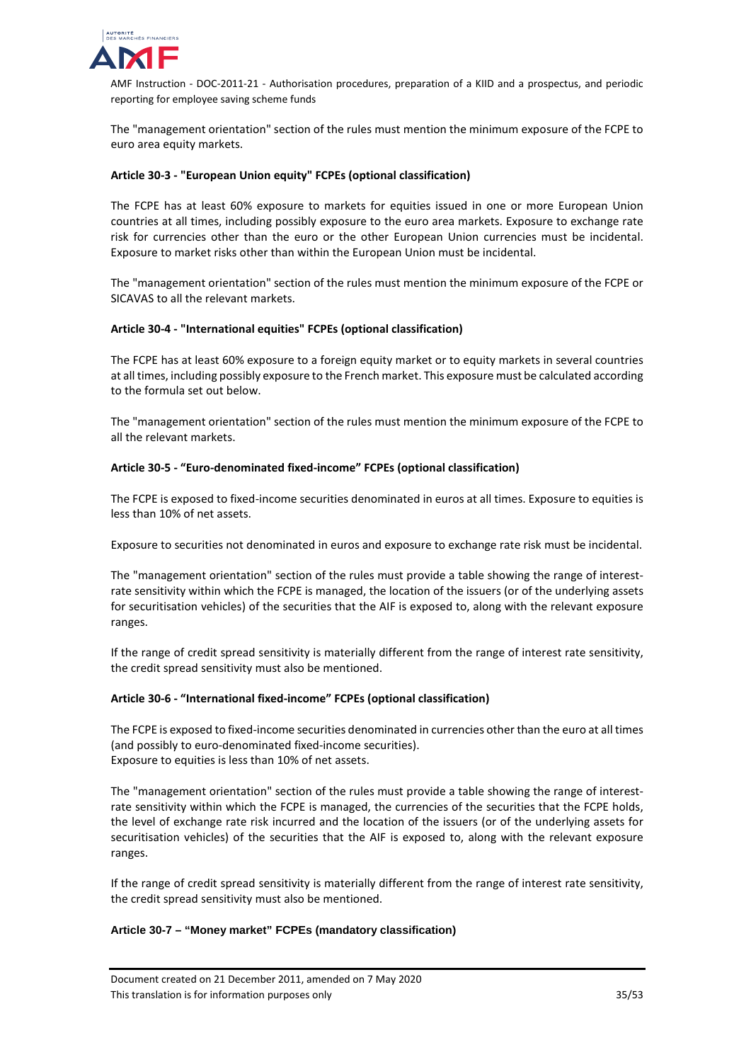The "management orientation" section of the rules must mention the minimum exposure of the FCPE to euro area equity markets.

**Article 30-3 - "European Union equity" FCPEs (optional classification)**

The FCPE has at least 60% exposure to markets for equities issued in one or more European Union countries at all times, including possibly exposure to the euro area markets. Exposure to exchange rate risk for currencies other than the euro or the other European Union currencies must be incidental. Exposure to market risks other than within the European Union must be incidental.

The "management orientation" section of the rules must mention the minimum exposure of the FCPE or SICAVAS to all the relevant markets.

**Article 30-4 - "International equities" FCPEs (optional classification)**

The FCPE has at least 60% exposure to a foreign equity market or to equity markets in several countries at all times, including possibly exposure to the French market. This exposure must be calculated according to the formula set out below.

The "management orientation" section of the rules must mention the minimum exposure of the FCPE to all the relevant markets.

**Article 30-5 - "Euro-denominated fixed-income" FCPEs (optional classification)**

The FCPE is exposed to fixed-income securities denominated in euros at all times. Exposure to equities is less than 10% of net assets.

Exposure to securities not denominated in euros and exposure to exchange rate risk must be incidental.

The "management orientation" section of the rules must provide a table showing the range of interest-rate sensitivity within which the FCPE is managed, the location of the issuers (or of the underlying assets for securitisation vehicles) of the securities that the AIF is exposed to, along with the relevant exposure ranges.

If the range of credit spread sensitivity is materially different from the range of interest rate sensitivity, the credit spread sensitivity must also be mentioned.

**Article 30-6 - "International fixed-income" FCPEs (optional classification)**

The FCPE is exposed to fixed-income securities denominated in currencies other than the euro at all times (and possibly to euro-denominated fixed-income securities).
Exposure to equities is less than 10% of net assets.

The "management orientation" section of the rules must provide a table showing the range of interest-rate sensitivity within which the FCPE is managed, the currencies of the securities that the FCPE holds, the level of exchange rate risk incurred and the location of the issuers (or of the underlying assets for securitisation vehicles) of the securities that the AIF is exposed to, along with the relevant exposure ranges.

If the range of credit spread sensitivity is materially different from the range of interest rate sensitivity, the credit spread sensitivity must also be mentioned.

**Article 30-7 – "Money market" FCPEs (mandatory classification)**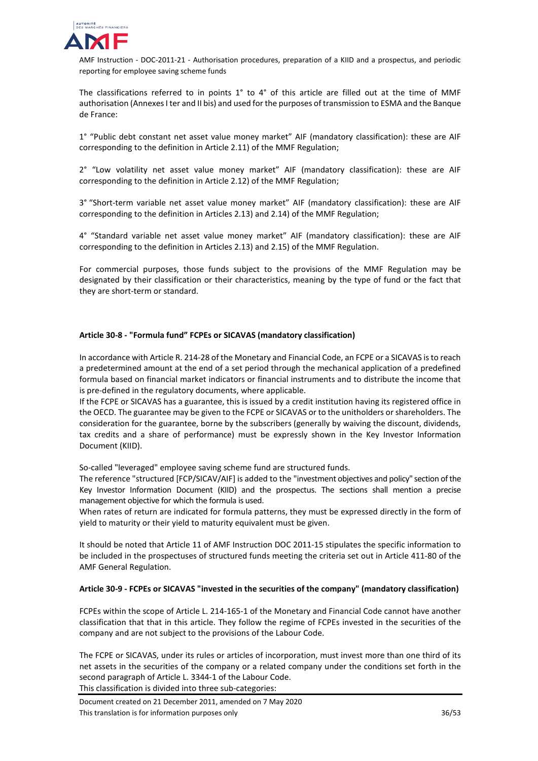The classifications referred to in points 1° to 4° of this article are filled out at the time of MMF authorisation (Annexes I ter and II bis) and used for the purposes of transmission to ESMA and the Banque de France:

1° "Public debt constant net asset value money market" AIF (mandatory classification): these are AIF corresponding to the definition in Article 2.11) of the MMF Regulation;

2° "Low volatility net asset value money market" AIF (mandatory classification): these are AIF corresponding to the definition in Article 2.12) of the MMF Regulation;

3° "Short-term variable net asset value money market" AIF (mandatory classification): these are AIF corresponding to the definition in Articles 2.13) and 2.14) of the MMF Regulation;

4° "Standard variable net asset value money market" AIF (mandatory classification): these are AIF corresponding to the definition in Articles 2.13) and 2.15) of the MMF Regulation.

For commercial purposes, those funds subject to the provisions of the MMF Regulation may be designated by their classification or their characteristics, meaning by the type of fund or the fact that they are short-term or standard.

### Article 30-8 - "Formula fund" FCPEs or SICAVAS (mandatory classification)

In accordance with Article R. 214-28 of the Monetary and Financial Code, an FCPE or a SICAVAS is to reach a predetermined amount at the end of a set period through the mechanical application of a predefined formula based on financial market indicators or financial instruments and to distribute the income that is pre-defined in the regulatory documents, where applicable.
If the FCPE or SICAVAS has a guarantee, this is issued by a credit institution having its registered office in the OECD. The guarantee may be given to the FCPE or SICAVAS or to the unitholders or shareholders. The consideration for the guarantee, borne by the subscribers (generally by waiving the discount, dividends, tax credits and a share of performance) must be expressly shown in the Key Investor Information Document (KIID).

So-called "leveraged" employee saving scheme fund are structured funds.
The reference "structured [FCP/SICAV/AIF] is added to the "investment objectives and policy" section of the Key Investor Information Document (KIID) and the prospectus. The sections shall mention a precise management objective for which the formula is used.
When rates of return are indicated for formula patterns, they must be expressed directly in the form of yield to maturity or their yield to maturity equivalent must be given.

It should be noted that Article 11 of AMF Instruction DOC 2011-15 stipulates the specific information to be included in the prospectuses of structured funds meeting the criteria set out in Article 411-80 of the AMF General Regulation.

### Article 30-9 - FCPEs or SICAVAS "invested in the securities of the company" (mandatory classification)

FCPEs within the scope of Article L. 214-165-1 of the Monetary and Financial Code cannot have another classification that that in this article. They follow the regime of FCPEs invested in the securities of the company and are not subject to the provisions of the Labour Code.

The FCPE or SICAVAS, under its rules or articles of incorporation, must invest more than one third of its net assets in the securities of the company or a related company under the conditions set forth in the second paragraph of Article L. 3344-1 of the Labour Code.
This classification is divided into three sub-categories: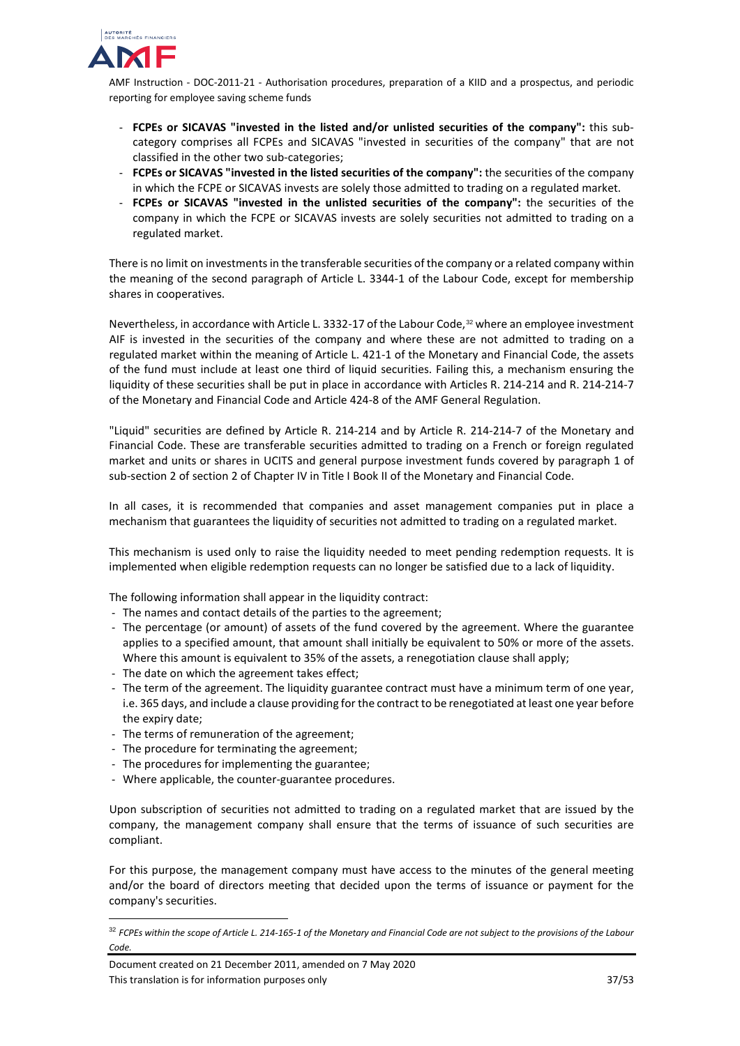- **FCPEs or SICAVAS "invested in the listed and/or unlisted securities of the company":** this sub-category comprises all FCPEs and SICAVAS "invested in securities of the company" that are not classified in the other two sub-categories;
- **FCPEs or SICAVAS "invested in the listed securities of the company":** the securities of the company in which the FCPE or SICAVAS invests are solely those admitted to trading on a regulated market.
- **FCPEs or SICAVAS "invested in the unlisted securities of the company":** the securities of the company in which the FCPE or SICAVAS invests are solely securities not admitted to trading on a regulated market.

There is no limit on investments in the transferable securities of the company or a related company within the meaning of the second paragraph of Article L. 3344-1 of the Labour Code, except for membership shares in cooperatives.

Nevertheless, in accordance with Article L. 3332-17 of the Labour Code,[32] where an employee investment AIF is invested in the securities of the company and where these are not admitted to trading on a regulated market within the meaning of Article L. 421-1 of the Monetary and Financial Code, the assets of the fund must include at least one third of liquid securities. Failing this, a mechanism ensuring the liquidity of these securities shall be put in place in accordance with Articles R. 214-214 and R. 214-214-7 of the Monetary and Financial Code and Article 424-8 of the AMF General Regulation.

"Liquid" securities are defined by Article R. 214-214 and by Article R. 214-214-7 of the Monetary and Financial Code. These are transferable securities admitted to trading on a French or foreign regulated market and units or shares in UCITS and general purpose investment funds covered by paragraph 1 of sub-section 2 of section 2 of Chapter IV in Title I Book II of the Monetary and Financial Code.

In all cases, it is recommended that companies and asset management companies put in place a mechanism that guarantees the liquidity of securities not admitted to trading on a regulated market.

This mechanism is used only to raise the liquidity needed to meet pending redemption requests. It is implemented when eligible redemption requests can no longer be satisfied due to a lack of liquidity.

The following information shall appear in the liquidity contract:

- The names and contact details of the parties to the agreement;
- The percentage (or amount) of assets of the fund covered by the agreement. Where the guarantee applies to a specified amount, that amount shall initially be equivalent to 50% or more of the assets. Where this amount is equivalent to 35% of the assets, a renegotiation clause shall apply;
- The date on which the agreement takes effect;
- The term of the agreement. The liquidity guarantee contract must have a minimum term of one year, i.e. 365 days, and include a clause providing for the contract to be renegotiated at least one year before the expiry date;
- The terms of remuneration of the agreement;
- The procedure for terminating the agreement;
- The procedures for implementing the guarantee;
- Where applicable, the counter-guarantee procedures.

Upon subscription of securities not admitted to trading on a regulated market that are issued by the company, the management company shall ensure that the terms of issuance of such securities are compliant.

For this purpose, the management company must have access to the minutes of the general meeting and/or the board of directors meeting that decided upon the terms of issuance or payment for the company's securities.

[32] *FCPEs within the scope of Article L. 214-165-1 of the Monetary and Financial Code are not subject to the provisions of the Labour Code.*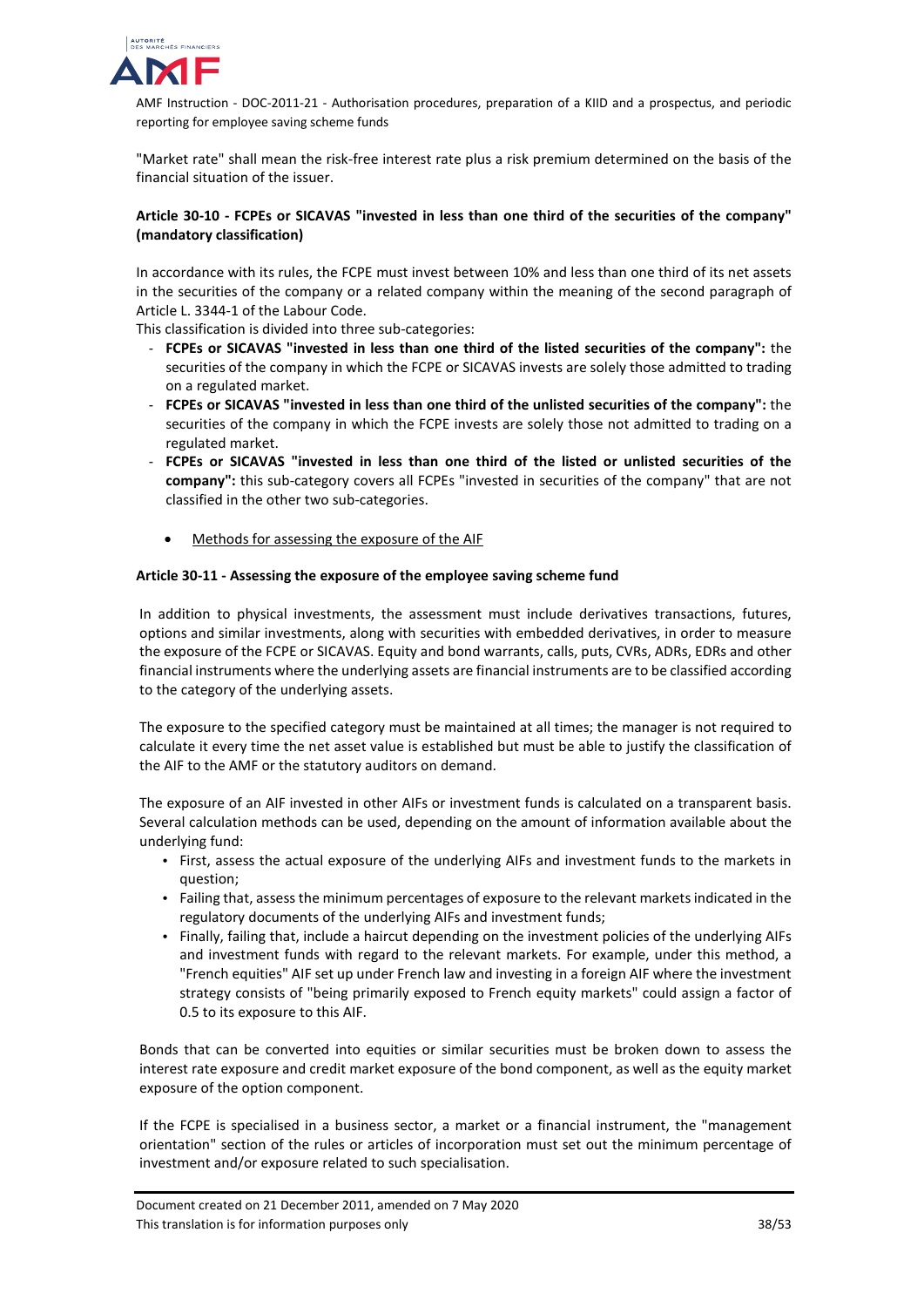"Market rate" shall mean the risk-free interest rate plus a risk premium determined on the basis of the financial situation of the issuer.

**Article 30-10 - FCPEs or SICAVAS "invested in less than one third of the securities of the company" (mandatory classification)**

In accordance with its rules, the FCPE must invest between 10% and less than one third of its net assets in the securities of the company or a related company within the meaning of the second paragraph of Article L. 3344-1 of the Labour Code.

This classification is divided into three sub-categories:

- **FCPEs or SICAVAS "invested in less than one third of the listed securities of the company":** the securities of the company in which the FCPE or SICAVAS invests are solely those admitted to trading on a regulated market.
- **FCPEs or SICAVAS "invested in less than one third of the unlisted securities of the company":** the securities of the company in which the FCPE invests are solely those not admitted to trading on a regulated market.
- **FCPEs or SICAVAS "invested in less than one third of the listed or unlisted securities of the company":** this sub-category covers all FCPEs "invested in securities of the company" that are not classified in the other two sub-categories.

  - Methods for assessing the exposure of the AIF

**Article 30-11 - Assessing the exposure of the employee saving scheme fund**

In addition to physical investments, the assessment must include derivatives transactions, futures, options and similar investments, along with securities with embedded derivatives, in order to measure the exposure of the FCPE or SICAVAS. Equity and bond warrants, calls, puts, CVRs, ADRs, EDRs and other financial instruments where the underlying assets are financial instruments are to be classified according to the category of the underlying assets.

The exposure to the specified category must be maintained at all times; the manager is not required to calculate it every time the net asset value is established but must be able to justify the classification of the AIF to the AMF or the statutory auditors on demand.

The exposure of an AIF invested in other AIFs or investment funds is calculated on a transparent basis. Several calculation methods can be used, depending on the amount of information available about the underlying fund:

- First, assess the actual exposure of the underlying AIFs and investment funds to the markets in question;
- Failing that, assess the minimum percentages of exposure to the relevant markets indicated in the regulatory documents of the underlying AIFs and investment funds;
- Finally, failing that, include a haircut depending on the investment policies of the underlying AIFs and investment funds with regard to the relevant markets. For example, under this method, a "French equities" AIF set up under French law and investing in a foreign AIF where the investment strategy consists of "being primarily exposed to French equity markets" could assign a factor of 0.5 to its exposure to this AIF.

Bonds that can be converted into equities or similar securities must be broken down to assess the interest rate exposure and credit market exposure of the bond component, as well as the equity market exposure of the option component.

If the FCPE is specialised in a business sector, a market or a financial instrument, the "management orientation" section of the rules or articles of incorporation must set out the minimum percentage of investment and/or exposure related to such specialisation.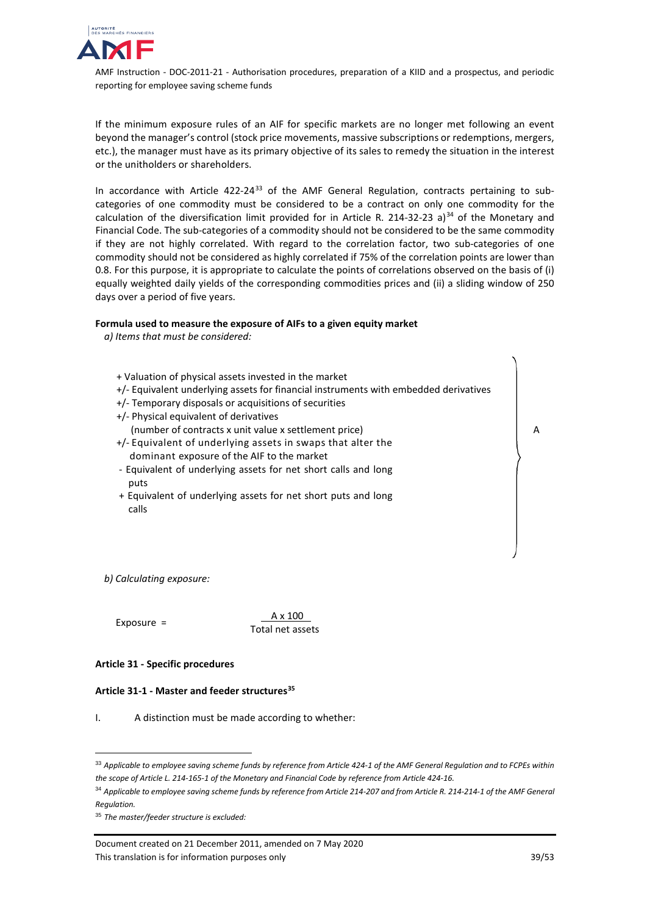If the minimum exposure rules of an AIF for specific markets are no longer met following an event beyond the manager's control (stock price movements, massive subscriptions or redemptions, mergers, etc.), the manager must have as its primary objective of its sales to remedy the situation in the interest or the unitholders or shareholders.

In accordance with Article 422-24[33] of the AMF General Regulation, contracts pertaining to sub-categories of one commodity must be considered to be a contract on only one commodity for the calculation of the diversification limit provided for in Article R. 214-32-23 a)[34] of the Monetary and Financial Code. The sub-categories of a commodity should not be considered to be the same commodity if they are not highly correlated. With regard to the correlation factor, two sub-categories of one commodity should not be considered as highly correlated if 75% of the correlation points are lower than 0.8. For this purpose, it is appropriate to calculate the points of correlations observed on the basis of (i) equally weighted daily yields of the corresponding commodities prices and (ii) a sliding window of 250 days over a period of five years.

**Formula used to measure the exposure of AIFs to a given equity market**

*a) Items that must be considered:*

- \+ Valuation of physical assets invested in the market
- +/- Equivalent underlying assets for financial instruments with embedded derivatives
- +/- Temporary disposals or acquisitions of securities
- +/- Physical equivalent of derivatives (number of contracts x unit value x settlement price)
- +/- Equivalent of underlying assets in swaps that alter the dominant exposure of the AIF to the market
- \- Equivalent of underlying assets for net short calls and long puts
- \+ Equivalent of underlying assets for net short puts and long calls

} A

*b) Calculating exposure:*

$$\text{Exposure} = \frac{A \times 100}{\text{Total net assets}}$$

**Article 31 - Specific procedures**

**Article 31-1 - Master and feeder structures[35]**

I. A distinction must be made according to whether:

---

[33] *Applicable to employee saving scheme funds by reference from Article 424-1 of the AMF General Regulation and to FCPEs within the scope of Article L. 214-165-1 of the Monetary and Financial Code by reference from Article 424-16.*

[34] *Applicable to employee saving scheme funds by reference from Article 214-207 and from Article R. 214-214-1 of the AMF General Regulation.*

[35] *The master/feeder structure is excluded:*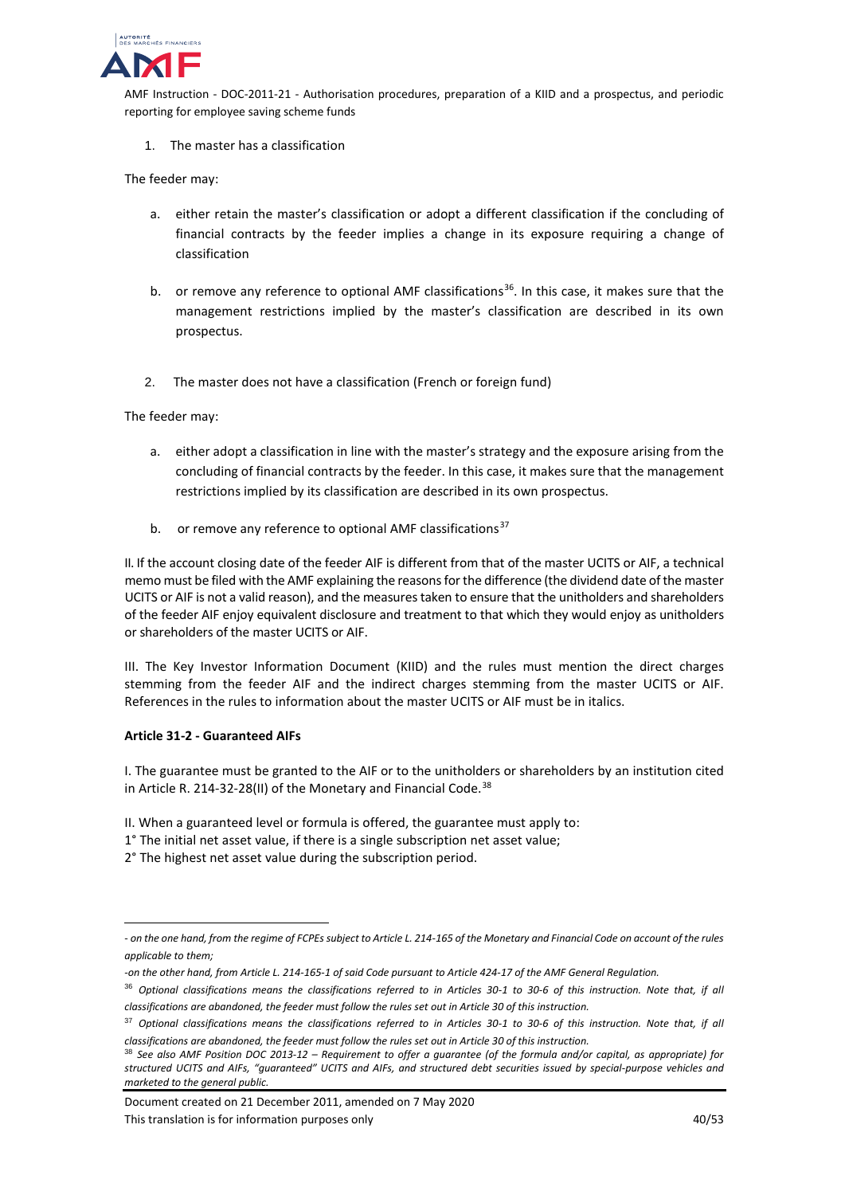1. The master has a classification

The feeder may:

a. either retain the master's classification or adopt a different classification if the concluding of financial contracts by the feeder implies a change in its exposure requiring a change of classification

b. or remove any reference to optional AMF classifications[36]. In this case, it makes sure that the management restrictions implied by the master's classification are described in its own prospectus.

2. The master does not have a classification (French or foreign fund)

The feeder may:

a. either adopt a classification in line with the master's strategy and the exposure arising from the concluding of financial contracts by the feeder. In this case, it makes sure that the management restrictions implied by its classification are described in its own prospectus.

b. or remove any reference to optional AMF classifications[37]

II. If the account closing date of the feeder AIF is different from that of the master UCITS or AIF, a technical memo must be filed with the AMF explaining the reasons for the difference (the dividend date of the master UCITS or AIF is not a valid reason), and the measures taken to ensure that the unitholders and shareholders of the feeder AIF enjoy equivalent disclosure and treatment to that which they would enjoy as unitholders or shareholders of the master UCITS or AIF.

III. The Key Investor Information Document (KIID) and the rules must mention the direct charges stemming from the feeder AIF and the indirect charges stemming from the master UCITS or AIF. References in the rules to information about the master UCITS or AIF must be in italics.

**Article 31-2 - Guaranteed AIFs**

I. The guarantee must be granted to the AIF or to the unitholders or shareholders by an institution cited in Article R. 214-32-28(II) of the Monetary and Financial Code.[38]

II. When a guaranteed level or formula is offered, the guarantee must apply to:
1° The initial net asset value, if there is a single subscription net asset value;
2° The highest net asset value during the subscription period.

---

*- on the one hand, from the regime of FCPEs subject to Article L. 214-165 of the Monetary and Financial Code on account of the rules applicable to them;*

*-on the other hand, from Article L. 214-165-1 of said Code pursuant to Article 424-17 of the AMF General Regulation.*

[36] *Optional classifications means the classifications referred to in Articles 30-1 to 30-6 of this instruction. Note that, if all classifications are abandoned, the feeder must follow the rules set out in Article 30 of this instruction.*

[37] *Optional classifications means the classifications referred to in Articles 30-1 to 30-6 of this instruction. Note that, if all classifications are abandoned, the feeder must follow the rules set out in Article 30 of this instruction.*

[38] *See also AMF Position DOC 2013-12 – Requirement to offer a guarantee (of the formula and/or capital, as appropriate) for structured UCITS and AIFs, "guaranteed" UCITS and AIFs, and structured debt securities issued by special-purpose vehicles and marketed to the general public.*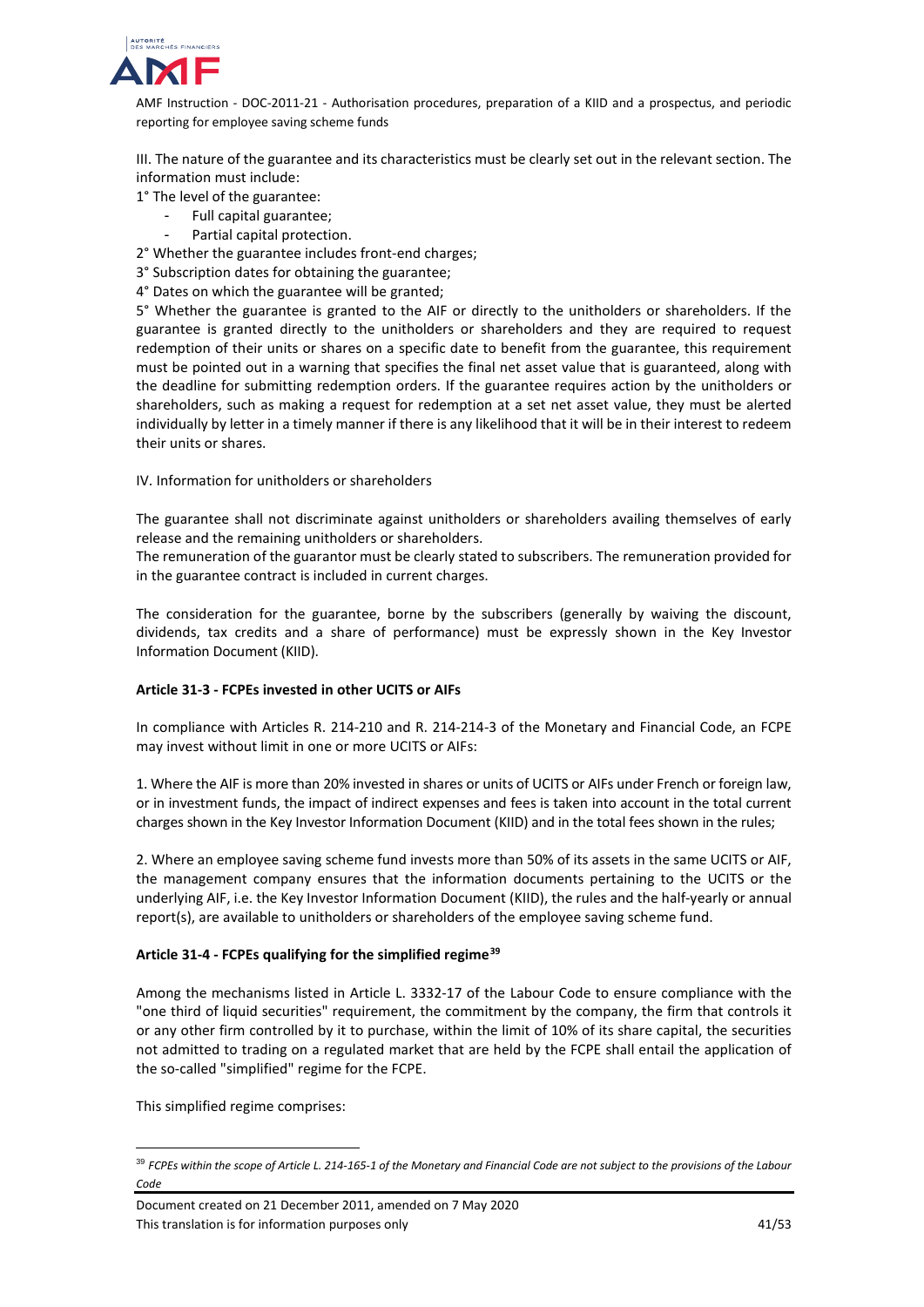III. The nature of the guarantee and its characteristics must be clearly set out in the relevant section. The information must include:

1° The level of the guarantee:

- Full capital guarantee;
- Partial capital protection.

2° Whether the guarantee includes front-end charges;

3° Subscription dates for obtaining the guarantee;

4° Dates on which the guarantee will be granted;

5° Whether the guarantee is granted to the AIF or directly to the unitholders or shareholders. If the guarantee is granted directly to the unitholders or shareholders and they are required to request redemption of their units or shares on a specific date to benefit from the guarantee, this requirement must be pointed out in a warning that specifies the final net asset value that is guaranteed, along with the deadline for submitting redemption orders. If the guarantee requires action by the unitholders or shareholders, such as making a request for redemption at a set net asset value, they must be alerted individually by letter in a timely manner if there is any likelihood that it will be in their interest to redeem their units or shares.

IV. Information for unitholders or shareholders

The guarantee shall not discriminate against unitholders or shareholders availing themselves of early release and the remaining unitholders or shareholders.

The remuneration of the guarantor must be clearly stated to subscribers. The remuneration provided for in the guarantee contract is included in current charges.

The consideration for the guarantee, borne by the subscribers (generally by waiving the discount, dividends, tax credits and a share of performance) must be expressly shown in the Key Investor Information Document (KIID).

**Article 31-3 - FCPEs invested in other UCITS or AIFs**

In compliance with Articles R. 214-210 and R. 214-214-3 of the Monetary and Financial Code, an FCPE may invest without limit in one or more UCITS or AIFs:

1. Where the AIF is more than 20% invested in shares or units of UCITS or AIFs under French or foreign law, or in investment funds, the impact of indirect expenses and fees is taken into account in the total current charges shown in the Key Investor Information Document (KIID) and in the total fees shown in the rules;

2. Where an employee saving scheme fund invests more than 50% of its assets in the same UCITS or AIF, the management company ensures that the information documents pertaining to the UCITS or the underlying AIF, i.e. the Key Investor Information Document (KIID), the rules and the half-yearly or annual report(s), are available to unitholders or shareholders of the employee saving scheme fund.

**Article 31-4 - FCPEs qualifying for the simplified regime[39]**

Among the mechanisms listed in Article L. 3332-17 of the Labour Code to ensure compliance with the "one third of liquid securities" requirement, the commitment by the company, the firm that controls it or any other firm controlled by it to purchase, within the limit of 10% of its share capital, the securities not admitted to trading on a regulated market that are held by the FCPE shall entail the application of the so-called "simplified" regime for the FCPE.

This simplified regime comprises:

[39] *FCPEs within the scope of Article L. 214-165-1 of the Monetary and Financial Code are not subject to the provisions of the Labour Code*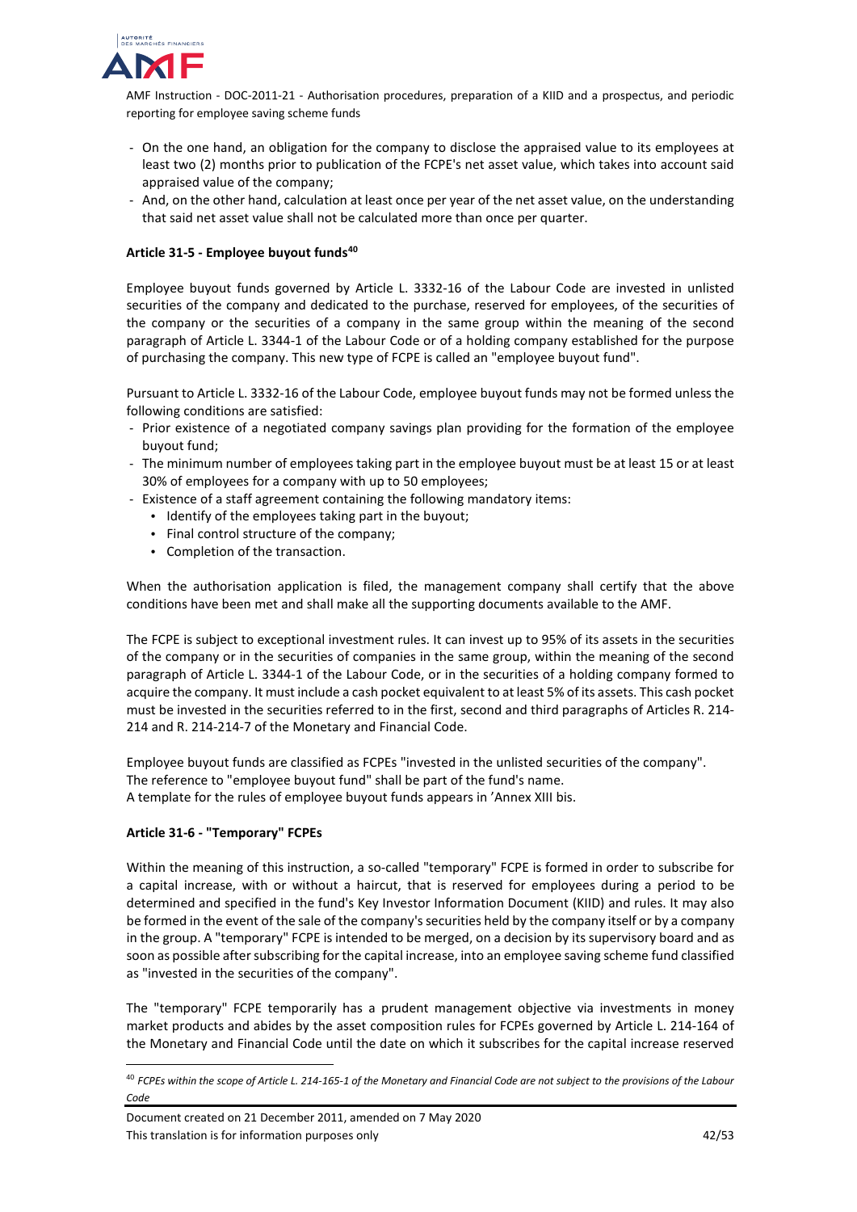- On the one hand, an obligation for the company to disclose the appraised value to its employees at least two (2) months prior to publication of the FCPE's net asset value, which takes into account said appraised value of the company;
- And, on the other hand, calculation at least once per year of the net asset value, on the understanding that said net asset value shall not be calculated more than once per quarter.

**Article 31-5 - Employee buyout funds[40]**

Employee buyout funds governed by Article L. 3332-16 of the Labour Code are invested in unlisted securities of the company and dedicated to the purchase, reserved for employees, of the securities of the company or the securities of a company in the same group within the meaning of the second paragraph of Article L. 3344-1 of the Labour Code or of a holding company established for the purpose of purchasing the company. This new type of FCPE is called an "employee buyout fund".

Pursuant to Article L. 3332-16 of the Labour Code, employee buyout funds may not be formed unless the following conditions are satisfied:

- Prior existence of a negotiated company savings plan providing for the formation of the employee buyout fund;
- The minimum number of employees taking part in the employee buyout must be at least 15 or at least 30% of employees for a company with up to 50 employees;
- Existence of a staff agreement containing the following mandatory items:
  - Identify of the employees taking part in the buyout;
  - Final control structure of the company;
  - Completion of the transaction.

When the authorisation application is filed, the management company shall certify that the above conditions have been met and shall make all the supporting documents available to the AMF.

The FCPE is subject to exceptional investment rules. It can invest up to 95% of its assets in the securities of the company or in the securities of companies in the same group, within the meaning of the second paragraph of Article L. 3344-1 of the Labour Code, or in the securities of a holding company formed to acquire the company. It must include a cash pocket equivalent to at least 5% of its assets. This cash pocket must be invested in the securities referred to in the first, second and third paragraphs of Articles R. 214-214 and R. 214-214-7 of the Monetary and Financial Code.

Employee buyout funds are classified as FCPEs "invested in the unlisted securities of the company".
The reference to "employee buyout fund" shall be part of the fund's name.
A template for the rules of employee buyout funds appears in 'Annex XIII bis.

**Article 31-6 - "Temporary" FCPEs**

Within the meaning of this instruction, a so-called "temporary" FCPE is formed in order to subscribe for a capital increase, with or without a haircut, that is reserved for employees during a period to be determined and specified in the fund's Key Investor Information Document (KIID) and rules. It may also be formed in the event of the sale of the company's securities held by the company itself or by a company in the group. A "temporary" FCPE is intended to be merged, on a decision by its supervisory board and as soon as possible after subscribing for the capital increase, into an employee saving scheme fund classified as "invested in the securities of the company".

The "temporary" FCPE temporarily has a prudent management objective via investments in money market products and abides by the asset composition rules for FCPEs governed by Article L. 214-164 of the Monetary and Financial Code until the date on which it subscribes for the capital increase reserved

---

[40] *FCPEs within the scope of Article L. 214-165-1 of the Monetary and Financial Code are not subject to the provisions of the Labour Code*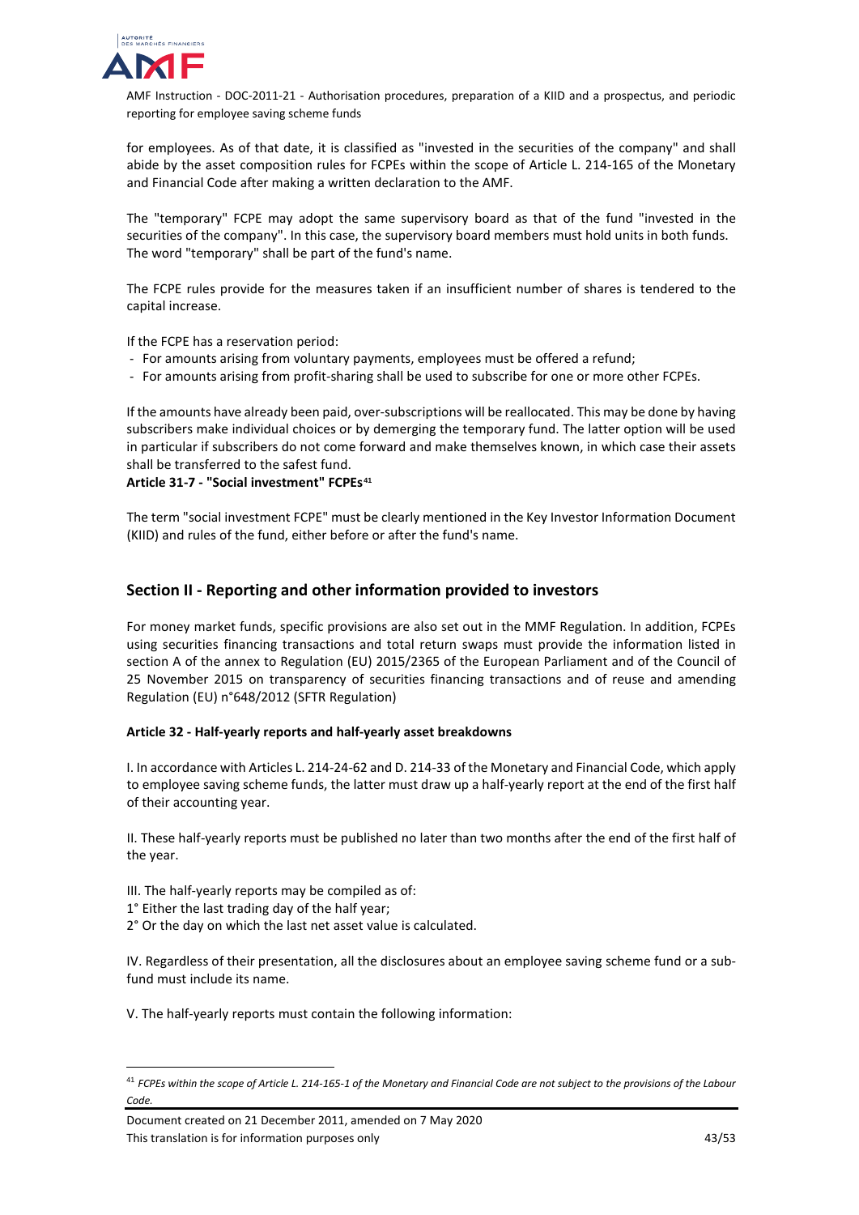for employees. As of that date, it is classified as "invested in the securities of the company" and shall abide by the asset composition rules for FCPEs within the scope of Article L. 214-165 of the Monetary and Financial Code after making a written declaration to the AMF.

The "temporary" FCPE may adopt the same supervisory board as that of the fund "invested in the securities of the company". In this case, the supervisory board members must hold units in both funds. The word "temporary" shall be part of the fund's name.

The FCPE rules provide for the measures taken if an insufficient number of shares is tendered to the capital increase.

If the FCPE has a reservation period:

- For amounts arising from voluntary payments, employees must be offered a refund;
- For amounts arising from profit-sharing shall be used to subscribe for one or more other FCPEs.

If the amounts have already been paid, over-subscriptions will be reallocated. This may be done by having subscribers make individual choices or by demerging the temporary fund. The latter option will be used in particular if subscribers do not come forward and make themselves known, in which case their assets shall be transferred to the safest fund.

**Article 31-7 - "Social investment" FCPEs[41]**

The term "social investment FCPE" must be clearly mentioned in the Key Investor Information Document (KIID) and rules of the fund, either before or after the fund's name.

## Section II - Reporting and other information provided to investors

For money market funds, specific provisions are also set out in the MMF Regulation. In addition, FCPEs using securities financing transactions and total return swaps must provide the information listed in section A of the annex to Regulation (EU) 2015/2365 of the European Parliament and of the Council of 25 November 2015 on transparency of securities financing transactions and of reuse and amending Regulation (EU) n°648/2012 (SFTR Regulation)

**Article 32 - Half-yearly reports and half-yearly asset breakdowns**

I. In accordance with Articles L. 214-24-62 and D. 214-33 of the Monetary and Financial Code, which apply to employee saving scheme funds, the latter must draw up a half-yearly report at the end of the first half of their accounting year.

II. These half-yearly reports must be published no later than two months after the end of the first half of the year.

III. The half-yearly reports may be compiled as of:
1° Either the last trading day of the half year;
2° Or the day on which the last net asset value is calculated.

IV. Regardless of their presentation, all the disclosures about an employee saving scheme fund or a sub-fund must include its name.

V. The half-yearly reports must contain the following information:

---

[41] *FCPEs within the scope of Article L. 214-165-1 of the Monetary and Financial Code are not subject to the provisions of the Labour Code.*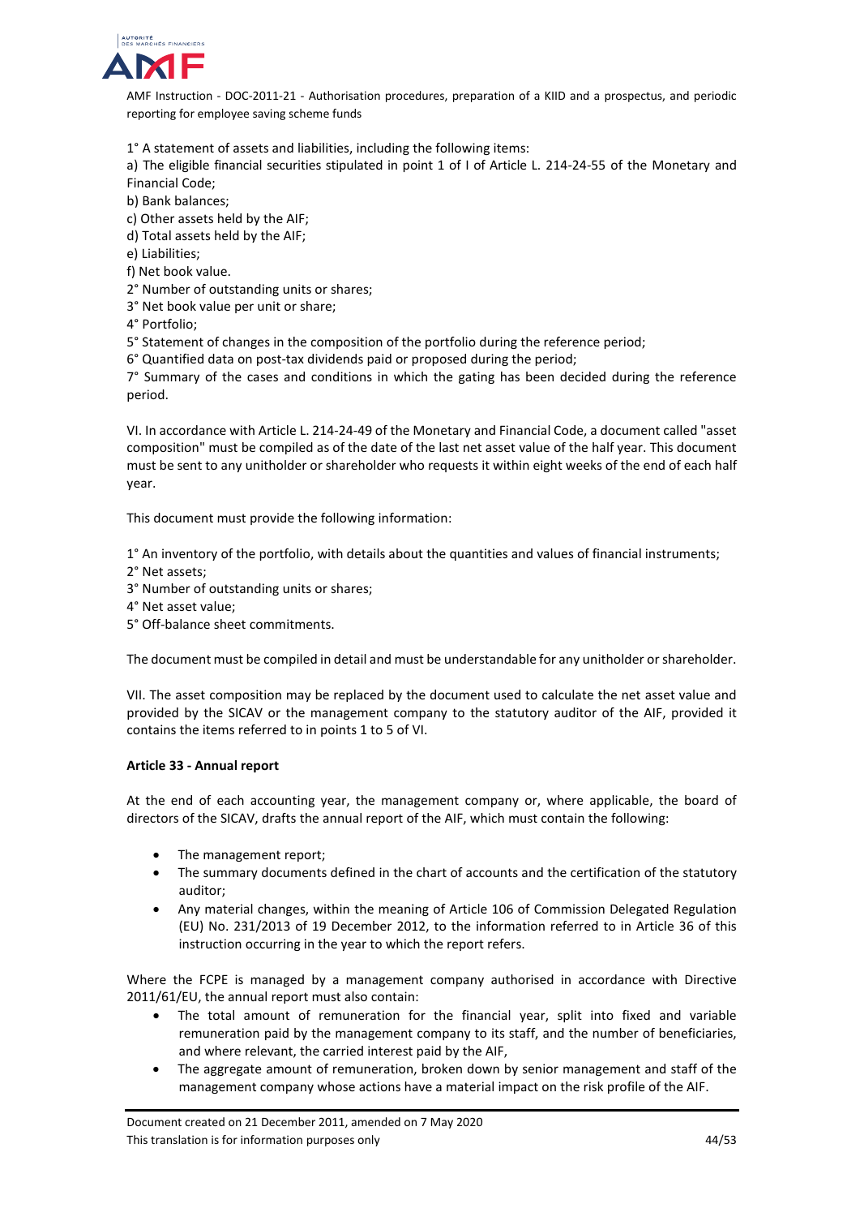1° A statement of assets and liabilities, including the following items:

a) The eligible financial securities stipulated in point 1 of I of Article L. 214-24-55 of the Monetary and Financial Code;

b) Bank balances;

c) Other assets held by the AIF;

d) Total assets held by the AIF;

e) Liabilities;

f) Net book value.

2° Number of outstanding units or shares;

3° Net book value per unit or share;

4° Portfolio;

5° Statement of changes in the composition of the portfolio during the reference period;

6° Quantified data on post-tax dividends paid or proposed during the period;

7° Summary of the cases and conditions in which the gating has been decided during the reference period.

VI. In accordance with Article L. 214-24-49 of the Monetary and Financial Code, a document called "asset composition" must be compiled as of the date of the last net asset value of the half year. This document must be sent to any unitholder or shareholder who requests it within eight weeks of the end of each half year.

This document must provide the following information:

1° An inventory of the portfolio, with details about the quantities and values of financial instruments;

2° Net assets;

3° Number of outstanding units or shares;

4° Net asset value;

5° Off-balance sheet commitments.

The document must be compiled in detail and must be understandable for any unitholder or shareholder.

VII. The asset composition may be replaced by the document used to calculate the net asset value and provided by the SICAV or the management company to the statutory auditor of the AIF, provided it contains the items referred to in points 1 to 5 of VI.

**Article 33 - Annual report**

At the end of each accounting year, the management company or, where applicable, the board of directors of the SICAV, drafts the annual report of the AIF, which must contain the following:

- The management report;
- The summary documents defined in the chart of accounts and the certification of the statutory auditor;
- Any material changes, within the meaning of Article 106 of Commission Delegated Regulation (EU) No. 231/2013 of 19 December 2012, to the information referred to in Article 36 of this instruction occurring in the year to which the report refers.

Where the FCPE is managed by a management company authorised in accordance with Directive 2011/61/EU, the annual report must also contain:

- The total amount of remuneration for the financial year, split into fixed and variable remuneration paid by the management company to its staff, and the number of beneficiaries, and where relevant, the carried interest paid by the AIF,
- The aggregate amount of remuneration, broken down by senior management and staff of the management company whose actions have a material impact on the risk profile of the AIF.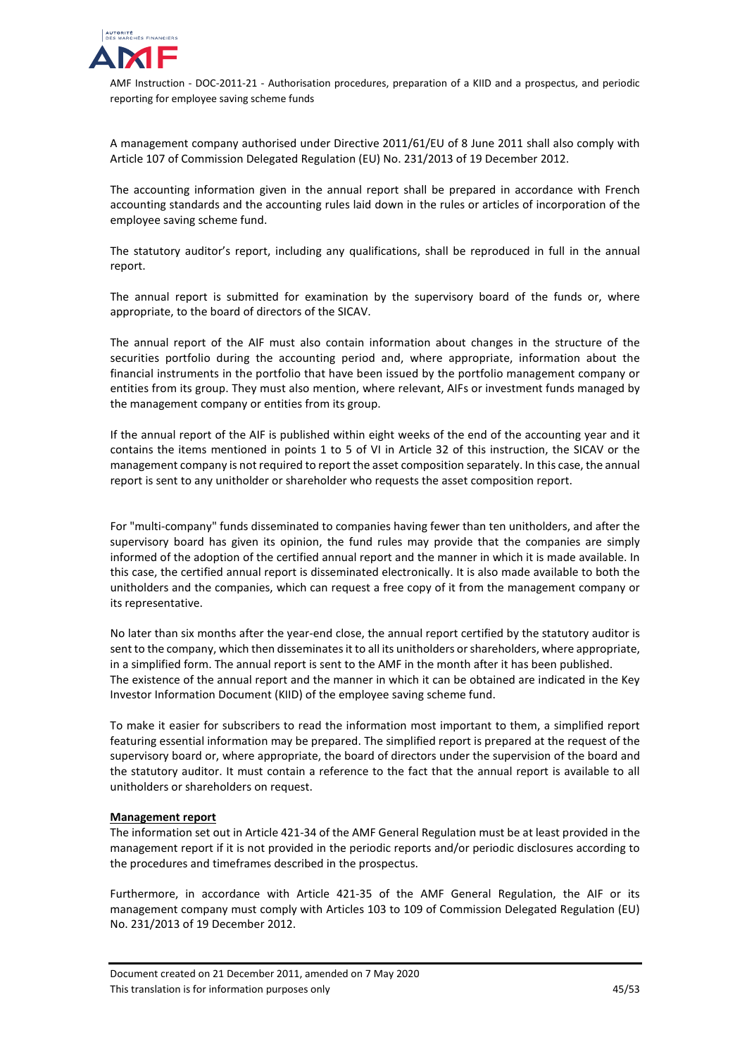A management company authorised under Directive 2011/61/EU of 8 June 2011 shall also comply with Article 107 of Commission Delegated Regulation (EU) No. 231/2013 of 19 December 2012.

The accounting information given in the annual report shall be prepared in accordance with French accounting standards and the accounting rules laid down in the rules or articles of incorporation of the employee saving scheme fund.

The statutory auditor's report, including any qualifications, shall be reproduced in full in the annual report.

The annual report is submitted for examination by the supervisory board of the funds or, where appropriate, to the board of directors of the SICAV.

The annual report of the AIF must also contain information about changes in the structure of the securities portfolio during the accounting period and, where appropriate, information about the financial instruments in the portfolio that have been issued by the portfolio management company or entities from its group. They must also mention, where relevant, AIFs or investment funds managed by the management company or entities from its group.

If the annual report of the AIF is published within eight weeks of the end of the accounting year and it contains the items mentioned in points 1 to 5 of VI in Article 32 of this instruction, the SICAV or the management company is not required to report the asset composition separately. In this case, the annual report is sent to any unitholder or shareholder who requests the asset composition report.

For "multi-company" funds disseminated to companies having fewer than ten unitholders, and after the supervisory board has given its opinion, the fund rules may provide that the companies are simply informed of the adoption of the certified annual report and the manner in which it is made available. In this case, the certified annual report is disseminated electronically. It is also made available to both the unitholders and the companies, which can request a free copy of it from the management company or its representative.

No later than six months after the year-end close, the annual report certified by the statutory auditor is sent to the company, which then disseminates it to all its unitholders or shareholders, where appropriate, in a simplified form. The annual report is sent to the AMF in the month after it has been published.
The existence of the annual report and the manner in which it can be obtained are indicated in the Key Investor Information Document (KIID) of the employee saving scheme fund.

To make it easier for subscribers to read the information most important to them, a simplified report featuring essential information may be prepared. The simplified report is prepared at the request of the supervisory board or, where appropriate, the board of directors under the supervision of the board and the statutory auditor. It must contain a reference to the fact that the annual report is available to all unitholders or shareholders on request.

**Management report**

The information set out in Article 421-34 of the AMF General Regulation must be at least provided in the management report if it is not provided in the periodic reports and/or periodic disclosures according to the procedures and timeframes described in the prospectus.

Furthermore, in accordance with Article 421-35 of the AMF General Regulation, the AIF or its management company must comply with Articles 103 to 109 of Commission Delegated Regulation (EU) No. 231/2013 of 19 December 2012.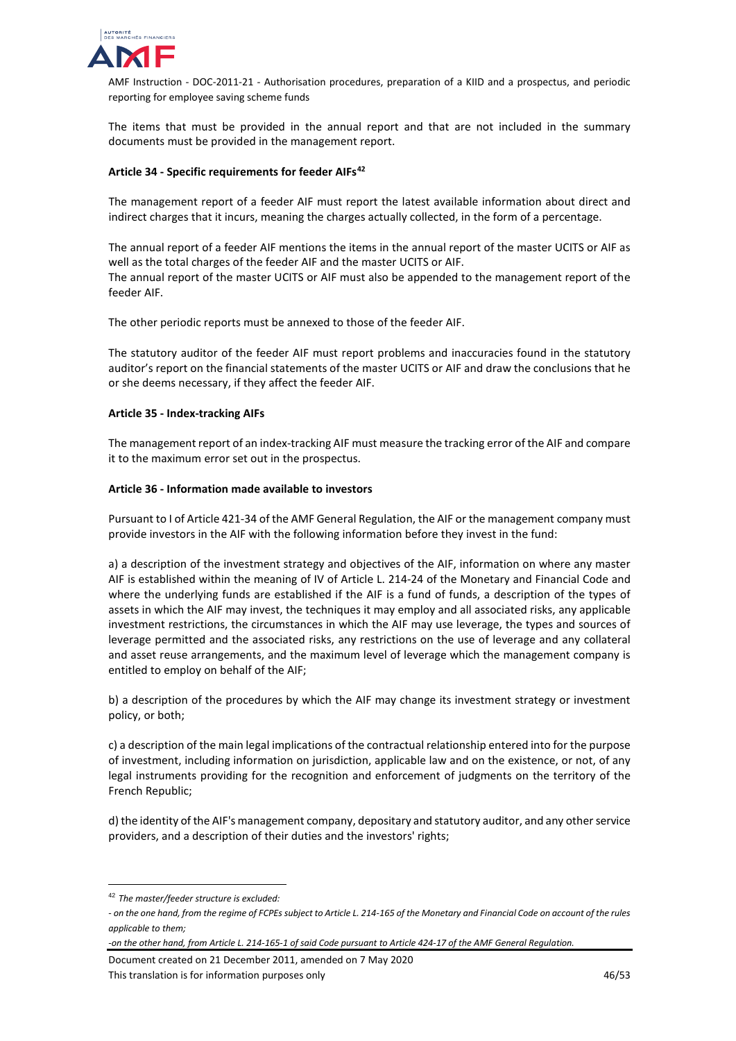The items that must be provided in the annual report and that are not included in the summary documents must be provided in the management report.

**Article 34 - Specific requirements for feeder AIFs[42]**

The management report of a feeder AIF must report the latest available information about direct and indirect charges that it incurs, meaning the charges actually collected, in the form of a percentage.

The annual report of a feeder AIF mentions the items in the annual report of the master UCITS or AIF as well as the total charges of the feeder AIF and the master UCITS or AIF.
The annual report of the master UCITS or AIF must also be appended to the management report of the feeder AIF.

The other periodic reports must be annexed to those of the feeder AIF.

The statutory auditor of the feeder AIF must report problems and inaccuracies found in the statutory auditor's report on the financial statements of the master UCITS or AIF and draw the conclusions that he or she deems necessary, if they affect the feeder AIF.

**Article 35 - Index-tracking AIFs**

The management report of an index-tracking AIF must measure the tracking error of the AIF and compare it to the maximum error set out in the prospectus.

**Article 36 - Information made available to investors**

Pursuant to I of Article 421-34 of the AMF General Regulation, the AIF or the management company must provide investors in the AIF with the following information before they invest in the fund:

a) a description of the investment strategy and objectives of the AIF, information on where any master AIF is established within the meaning of IV of Article L. 214-24 of the Monetary and Financial Code and where the underlying funds are established if the AIF is a fund of funds, a description of the types of assets in which the AIF may invest, the techniques it may employ and all associated risks, any applicable investment restrictions, the circumstances in which the AIF may use leverage, the types and sources of leverage permitted and the associated risks, any restrictions on the use of leverage and any collateral and asset reuse arrangements, and the maximum level of leverage which the management company is entitled to employ on behalf of the AIF;

b) a description of the procedures by which the AIF may change its investment strategy or investment policy, or both;

c) a description of the main legal implications of the contractual relationship entered into for the purpose of investment, including information on jurisdiction, applicable law and on the existence, or not, of any legal instruments providing for the recognition and enforcement of judgments on the territory of the French Republic;

d) the identity of the AIF's management company, depositary and statutory auditor, and any other service providers, and a description of their duties and the investors' rights;

---

[42] *The master/feeder structure is excluded:*

*- on the one hand, from the regime of FCPEs subject to Article L. 214-165 of the Monetary and Financial Code on account of the rules applicable to them;*

*-on the other hand, from Article L. 214-165-1 of said Code pursuant to Article 424-17 of the AMF General Regulation.*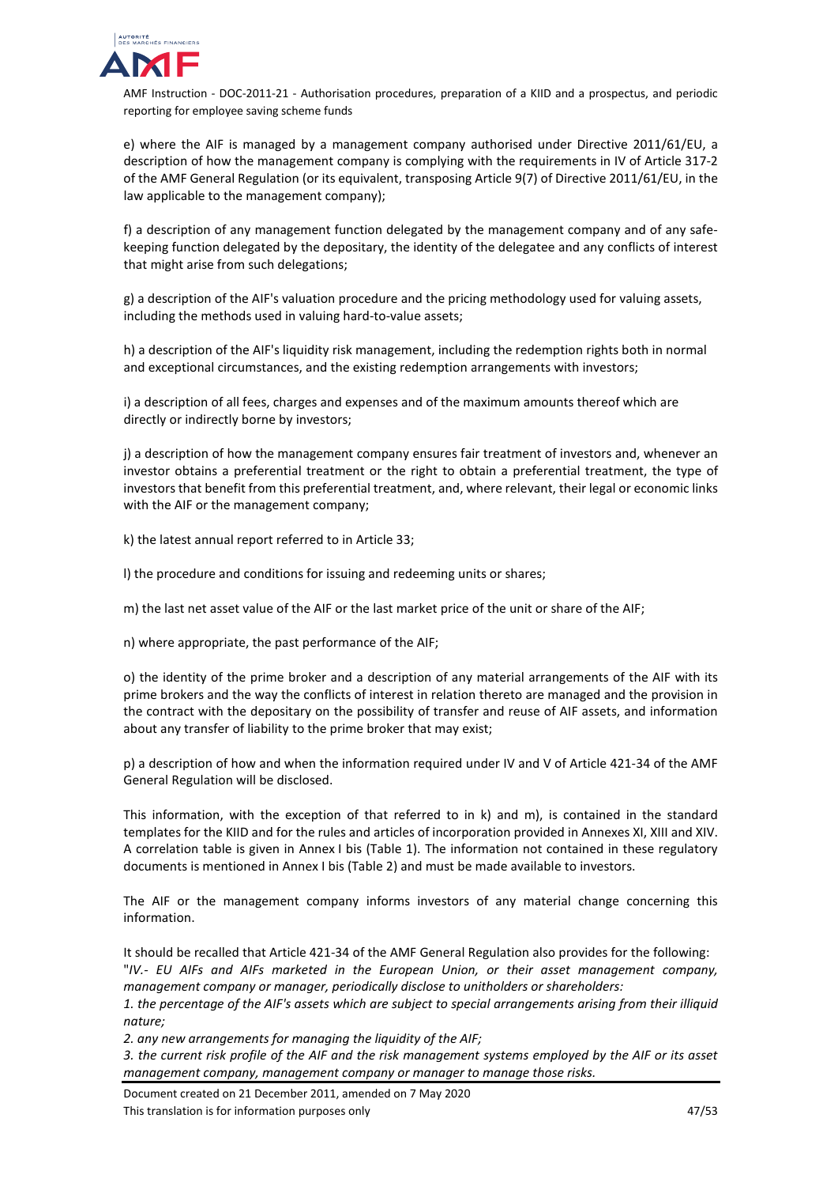e) where the AIF is managed by a management company authorised under Directive 2011/61/EU, a description of how the management company is complying with the requirements in IV of Article 317-2 of the AMF General Regulation (or its equivalent, transposing Article 9(7) of Directive 2011/61/EU, in the law applicable to the management company);

f) a description of any management function delegated by the management company and of any safe-keeping function delegated by the depositary, the identity of the delegatee and any conflicts of interest that might arise from such delegations;

g) a description of the AIF's valuation procedure and the pricing methodology used for valuing assets, including the methods used in valuing hard-to-value assets;

h) a description of the AIF's liquidity risk management, including the redemption rights both in normal and exceptional circumstances, and the existing redemption arrangements with investors;

i) a description of all fees, charges and expenses and of the maximum amounts thereof which are directly or indirectly borne by investors;

j) a description of how the management company ensures fair treatment of investors and, whenever an investor obtains a preferential treatment or the right to obtain a preferential treatment, the type of investors that benefit from this preferential treatment, and, where relevant, their legal or economic links with the AIF or the management company;

k) the latest annual report referred to in Article 33;

l) the procedure and conditions for issuing and redeeming units or shares;

m) the last net asset value of the AIF or the last market price of the unit or share of the AIF;

n) where appropriate, the past performance of the AIF;

o) the identity of the prime broker and a description of any material arrangements of the AIF with its prime brokers and the way the conflicts of interest in relation thereto are managed and the provision in the contract with the depositary on the possibility of transfer and reuse of AIF assets, and information about any transfer of liability to the prime broker that may exist;

p) a description of how and when the information required under IV and V of Article 421-34 of the AMF General Regulation will be disclosed.

This information, with the exception of that referred to in k) and m), is contained in the standard templates for the KIID and for the rules and articles of incorporation provided in Annexes XI, XIII and XIV. A correlation table is given in Annex I bis (Table 1). The information not contained in these regulatory documents is mentioned in Annex I bis (Table 2) and must be made available to investors.

The AIF or the management company informs investors of any material change concerning this information.

It should be recalled that Article 421-34 of the AMF General Regulation also provides for the following:
"*IV.- EU AIFs and AIFs marketed in the European Union, or their asset management company, management company or manager, periodically disclose to unitholders or shareholders:*

*1. the percentage of the AIF's assets which are subject to special arrangements arising from their illiquid nature;*

*2. any new arrangements for managing the liquidity of the AIF;*

*3. the current risk profile of the AIF and the risk management systems employed by the AIF or its asset management company, management company or manager to manage those risks.*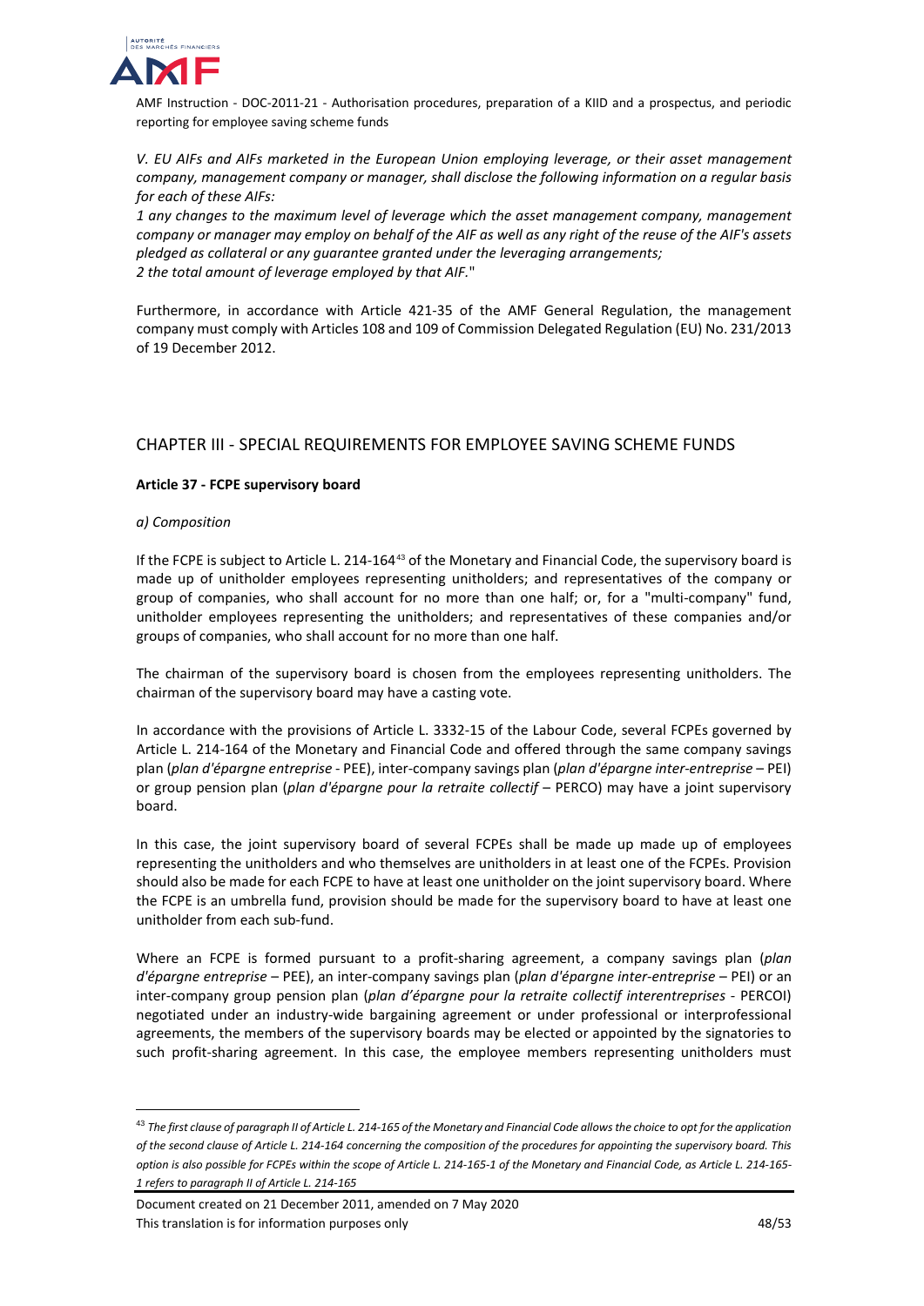*V. EU AIFs and AIFs marketed in the European Union employing leverage, or their asset management company, management company or manager, shall disclose the following information on a regular basis for each of these AIFs:*

*1 any changes to the maximum level of leverage which the asset management company, management company or manager may employ on behalf of the AIF as well as any right of the reuse of the AIF's assets pledged as collateral or any guarantee granted under the leveraging arrangements;*

*2 the total amount of leverage employed by that AIF.*"

Furthermore, in accordance with Article 421-35 of the AMF General Regulation, the management company must comply with Articles 108 and 109 of Commission Delegated Regulation (EU) No. 231/2013 of 19 December 2012.

## CHAPTER III - SPECIAL REQUIREMENTS FOR EMPLOYEE SAVING SCHEME FUNDS

### Article 37 - FCPE supervisory board

*a) Composition*

If the FCPE is subject to Article L. 214-164[43] of the Monetary and Financial Code, the supervisory board is made up of unitholder employees representing unitholders; and representatives of the company or group of companies, who shall account for no more than one half; or, for a "multi-company" fund, unitholder employees representing the unitholders; and representatives of these companies and/or groups of companies, who shall account for no more than one half.

The chairman of the supervisory board is chosen from the employees representing unitholders. The chairman of the supervisory board may have a casting vote.

In accordance with the provisions of Article L. 3332-15 of the Labour Code, several FCPEs governed by Article L. 214-164 of the Monetary and Financial Code and offered through the same company savings plan (*plan d'épargne entreprise* - PEE), inter-company savings plan (*plan d'épargne inter-entreprise* – PEI) or group pension plan (*plan d'épargne pour la retraite collectif* – PERCO) may have a joint supervisory board.

In this case, the joint supervisory board of several FCPEs shall be made up made up of employees representing the unitholders and who themselves are unitholders in at least one of the FCPEs. Provision should also be made for each FCPE to have at least one unitholder on the joint supervisory board. Where the FCPE is an umbrella fund, provision should be made for the supervisory board to have at least one unitholder from each sub-fund.

Where an FCPE is formed pursuant to a profit-sharing agreement, a company savings plan (*plan d'épargne entreprise* – PEE), an inter-company savings plan (*plan d'épargne inter-entreprise* – PEI) or an inter-company group pension plan (*plan d'épargne pour la retraite collectif interentreprises* - PERCOI) negotiated under an industry-wide bargaining agreement or under professional or interprofessional agreements, the members of the supervisory boards may be elected or appointed by the signatories to such profit-sharing agreement. In this case, the employee members representing unitholders must

---

[43] *The first clause of paragraph II of Article L. 214-165 of the Monetary and Financial Code allows the choice to opt for the application of the second clause of Article L. 214-164 concerning the composition of the procedures for appointing the supervisory board. This option is also possible for FCPEs within the scope of Article L. 214-165-1 of the Monetary and Financial Code, as Article L. 214-165-1 refers to paragraph II of Article L. 214-165*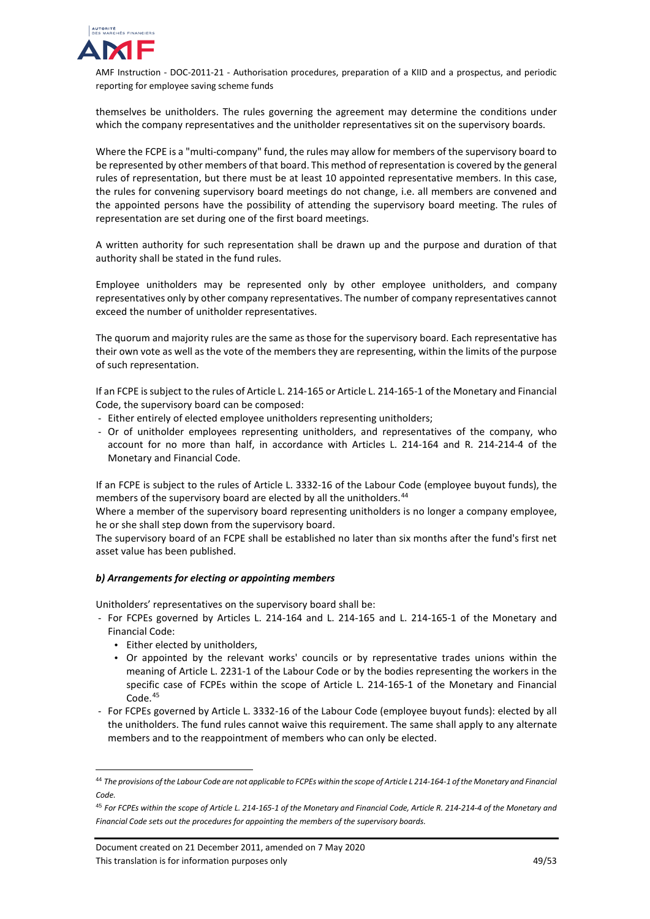themselves be unitholders. The rules governing the agreement may determine the conditions under which the company representatives and the unitholder representatives sit on the supervisory boards.

Where the FCPE is a "multi-company" fund, the rules may allow for members of the supervisory board to be represented by other members of that board. This method of representation is covered by the general rules of representation, but there must be at least 10 appointed representative members. In this case, the rules for convening supervisory board meetings do not change, i.e. all members are convened and the appointed persons have the possibility of attending the supervisory board meeting. The rules of representation are set during one of the first board meetings.

A written authority for such representation shall be drawn up and the purpose and duration of that authority shall be stated in the fund rules.

Employee unitholders may be represented only by other employee unitholders, and company representatives only by other company representatives. The number of company representatives cannot exceed the number of unitholder representatives.

The quorum and majority rules are the same as those for the supervisory board. Each representative has their own vote as well as the vote of the members they are representing, within the limits of the purpose of such representation.

If an FCPE is subject to the rules of Article L. 214-165 or Article L. 214-165-1 of the Monetary and Financial Code, the supervisory board can be composed:

- Either entirely of elected employee unitholders representing unitholders;
- Or of unitholder employees representing unitholders, and representatives of the company, who account for no more than half, in accordance with Articles L. 214-164 and R. 214-214-4 of the Monetary and Financial Code.

If an FCPE is subject to the rules of Article L. 3332-16 of the Labour Code (employee buyout funds), the members of the supervisory board are elected by all the unitholders.[44]
Where a member of the supervisory board representing unitholders is no longer a company employee, he or she shall step down from the supervisory board.
The supervisory board of an FCPE shall be established no later than six months after the fund's first net asset value has been published.

***b) Arrangements for electing or appointing members***

Unitholders' representatives on the supervisory board shall be:

- For FCPEs governed by Articles L. 214-164 and L. 214-165 and L. 214-165-1 of the Monetary and Financial Code:
  - Either elected by unitholders,
  - Or appointed by the relevant works' councils or by representative trades unions within the meaning of Article L. 2231-1 of the Labour Code or by the bodies representing the workers in the specific case of FCPEs within the scope of Article L. 214-165-1 of the Monetary and Financial Code.[45]
- For FCPEs governed by Article L. 3332-16 of the Labour Code (employee buyout funds): elected by all the unitholders. The fund rules cannot waive this requirement. The same shall apply to any alternate members and to the reappointment of members who can only be elected.

---

[44] *The provisions of the Labour Code are not applicable to FCPEs within the scope of Article L 214-164-1 of the Monetary and Financial Code.*

[45] *For FCPEs within the scope of Article L. 214-165-1 of the Monetary and Financial Code, Article R. 214-214-4 of the Monetary and Financial Code sets out the procedures for appointing the members of the supervisory boards.*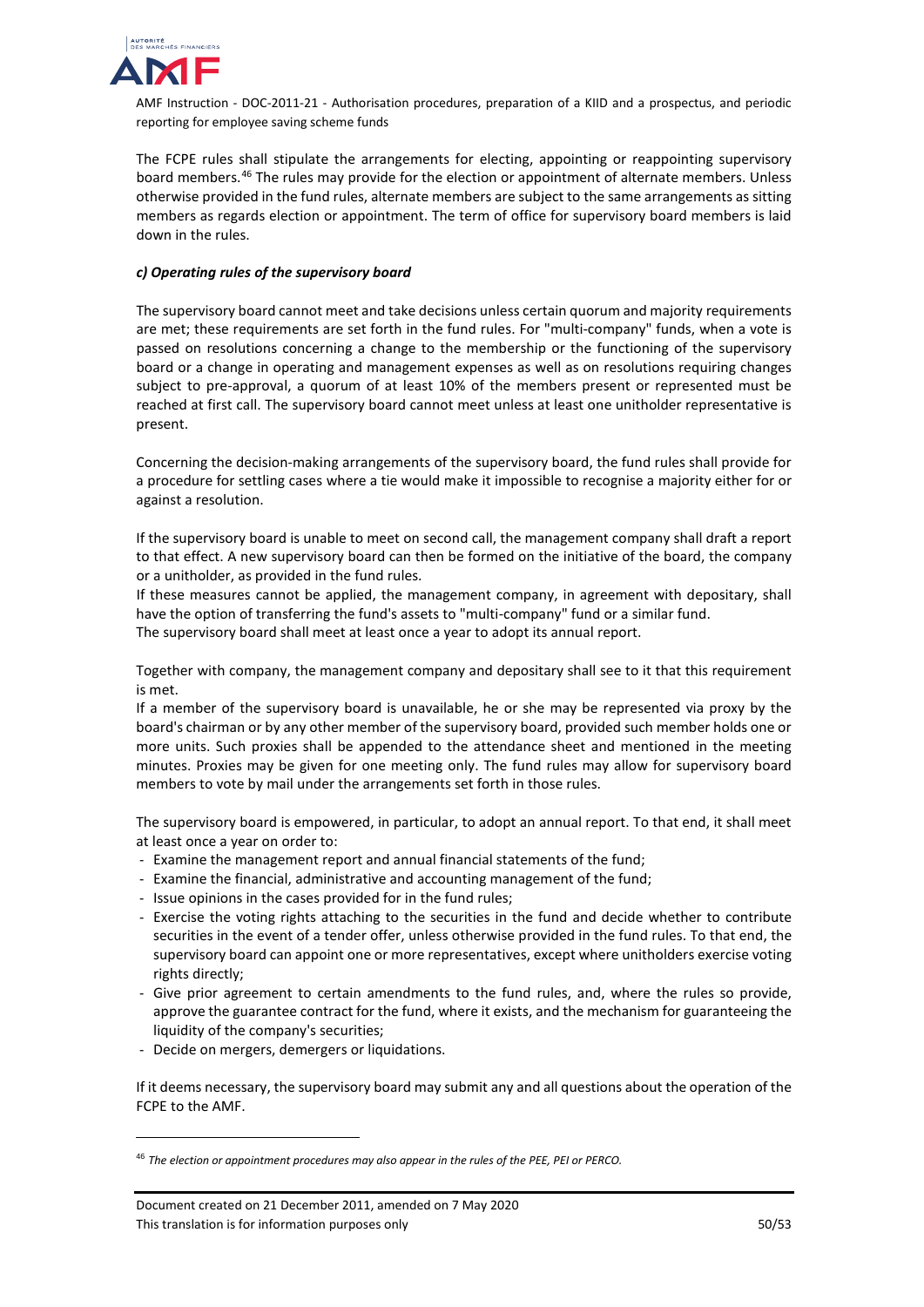The FCPE rules shall stipulate the arrangements for electing, appointing or reappointing supervisory board members.[46] The rules may provide for the election or appointment of alternate members. Unless otherwise provided in the fund rules, alternate members are subject to the same arrangements as sitting members as regards election or appointment. The term of office for supervisory board members is laid down in the rules.

#### *c) Operating rules of the supervisory board*

The supervisory board cannot meet and take decisions unless certain quorum and majority requirements are met; these requirements are set forth in the fund rules. For "multi-company" funds, when a vote is passed on resolutions concerning a change to the membership or the functioning of the supervisory board or a change in operating and management expenses as well as on resolutions requiring changes subject to pre-approval, a quorum of at least 10% of the members present or represented must be reached at first call. The supervisory board cannot meet unless at least one unitholder representative is present.

Concerning the decision-making arrangements of the supervisory board, the fund rules shall provide for a procedure for settling cases where a tie would make it impossible to recognise a majority either for or against a resolution.

If the supervisory board is unable to meet on second call, the management company shall draft a report to that effect. A new supervisory board can then be formed on the initiative of the board, the company or a unitholder, as provided in the fund rules.
If these measures cannot be applied, the management company, in agreement with depositary, shall have the option of transferring the fund's assets to "multi-company" fund or a similar fund.
The supervisory board shall meet at least once a year to adopt its annual report.

Together with company, the management company and depositary shall see to it that this requirement is met.
If a member of the supervisory board is unavailable, he or she may be represented via proxy by the board's chairman or by any other member of the supervisory board, provided such member holds one or more units. Such proxies shall be appended to the attendance sheet and mentioned in the meeting minutes. Proxies may be given for one meeting only. The fund rules may allow for supervisory board members to vote by mail under the arrangements set forth in those rules.

The supervisory board is empowered, in particular, to adopt an annual report. To that end, it shall meet at least once a year on order to:

- Examine the management report and annual financial statements of the fund;
- Examine the financial, administrative and accounting management of the fund;
- Issue opinions in the cases provided for in the fund rules;
- Exercise the voting rights attaching to the securities in the fund and decide whether to contribute securities in the event of a tender offer, unless otherwise provided in the fund rules. To that end, the supervisory board can appoint one or more representatives, except where unitholders exercise voting rights directly;
- Give prior agreement to certain amendments to the fund rules, and, where the rules so provide, approve the guarantee contract for the fund, where it exists, and the mechanism for guaranteeing the liquidity of the company's securities;
- Decide on mergers, demergers or liquidations.

If it deems necessary, the supervisory board may submit any and all questions about the operation of the FCPE to the AMF.

---

[46] *The election or appointment procedures may also appear in the rules of the PEE, PEI or PERCO.*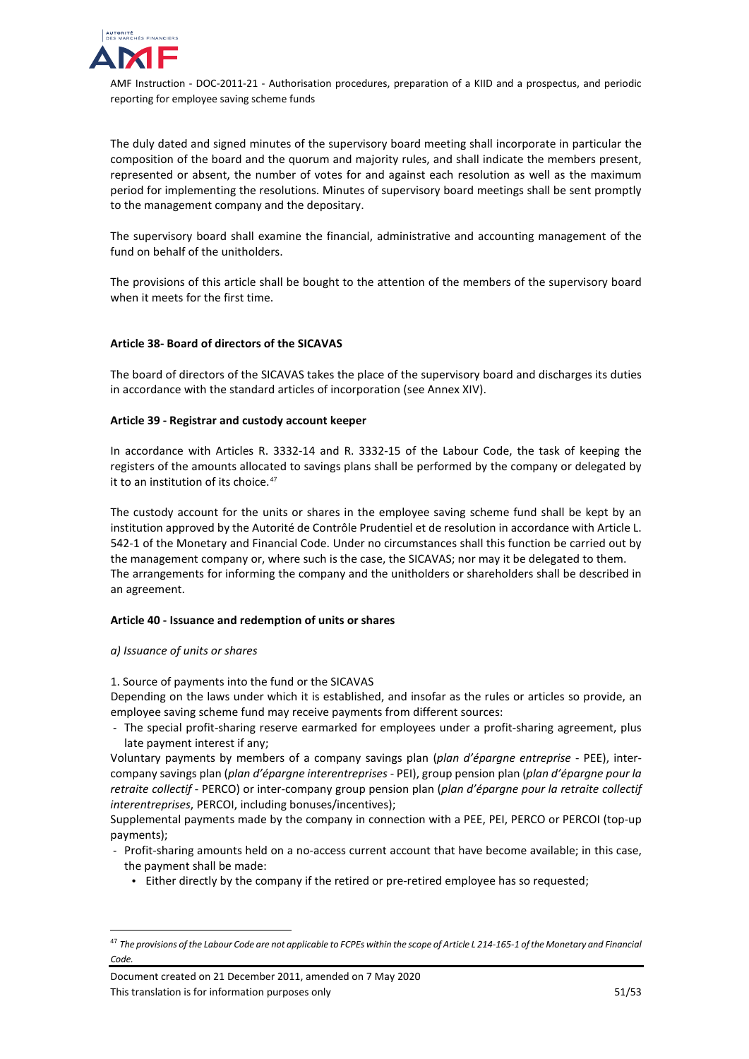The duly dated and signed minutes of the supervisory board meeting shall incorporate in particular the composition of the board and the quorum and majority rules, and shall indicate the members present, represented or absent, the number of votes for and against each resolution as well as the maximum period for implementing the resolutions. Minutes of supervisory board meetings shall be sent promptly to the management company and the depositary.

The supervisory board shall examine the financial, administrative and accounting management of the fund on behalf of the unitholders.

The provisions of this article shall be bought to the attention of the members of the supervisory board when it meets for the first time.

**Article 38- Board of directors of the SICAVAS**

The board of directors of the SICAVAS takes the place of the supervisory board and discharges its duties in accordance with the standard articles of incorporation (see Annex XIV).

**Article 39 - Registrar and custody account keeper**

In accordance with Articles R. 3332-14 and R. 3332-15 of the Labour Code, the task of keeping the registers of the amounts allocated to savings plans shall be performed by the company or delegated by it to an institution of its choice.[47]

The custody account for the units or shares in the employee saving scheme fund shall be kept by an institution approved by the Autorité de Contrôle Prudentiel et de resolution in accordance with Article L. 542-1 of the Monetary and Financial Code. Under no circumstances shall this function be carried out by the management company or, where such is the case, the SICAVAS; nor may it be delegated to them.
The arrangements for informing the company and the unitholders or shareholders shall be described in an agreement.

**Article 40 - Issuance and redemption of units or shares**

*a) Issuance of units or shares*

1. Source of payments into the fund or the SICAVAS
Depending on the laws under which it is established, and insofar as the rules or articles so provide, an employee saving scheme fund may receive payments from different sources:

- The special profit-sharing reserve earmarked for employees under a profit-sharing agreement, plus late payment interest if any;

Voluntary payments by members of a company savings plan (*plan d'épargne entreprise* - PEE), inter-company savings plan (*plan d'épargne interentreprises* - PEI), group pension plan (*plan d'épargne pour la retraite collectif* - PERCO) or inter-company group pension plan (*plan d'épargne pour la retraite collectif interentreprises*, PERCOI, including bonuses/incentives);

Supplemental payments made by the company in connection with a PEE, PEI, PERCO or PERCOI (top-up payments);

- Profit-sharing amounts held on a no-access current account that have become available; in this case, the payment shall be made:
  - Either directly by the company if the retired or pre-retired employee has so requested;

---

[47] *The provisions of the Labour Code are not applicable to FCPEs within the scope of Article L 214-165-1 of the Monetary and Financial Code.*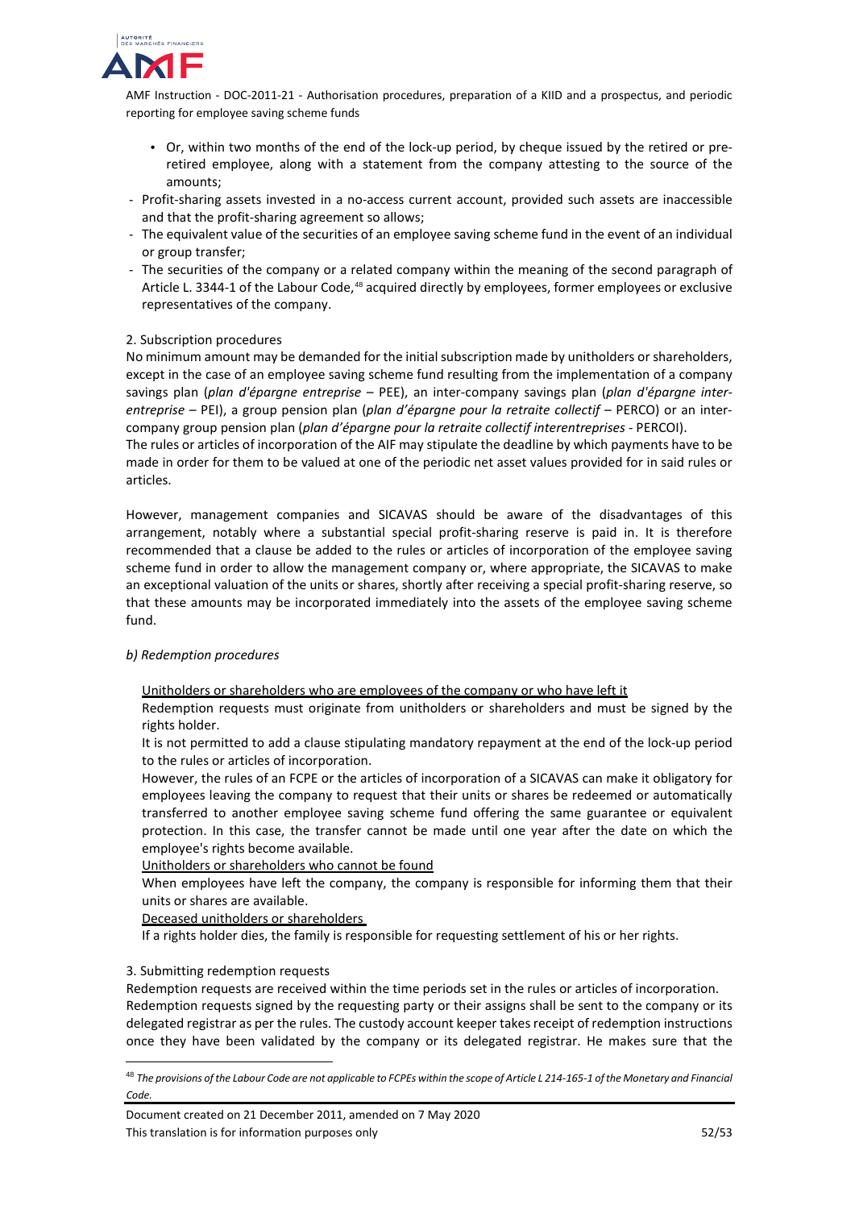- Or, within two months of the end of the lock-up period, by cheque issued by the retired or pre-retired employee, along with a statement from the company attesting to the source of the amounts;

- Profit-sharing assets invested in a no-access current account, provided such assets are inaccessible and that the profit-sharing agreement so allows;
- The equivalent value of the securities of an employee saving scheme fund in the event of an individual or group transfer;
- The securities of the company or a related company within the meaning of the second paragraph of Article L. 3344-1 of the Labour Code,[48] acquired directly by employees, former employees or exclusive representatives of the company.

2. Subscription procedures

No minimum amount may be demanded for the initial subscription made by unitholders or shareholders, except in the case of an employee saving scheme fund resulting from the implementation of a company savings plan (*plan d'épargne entreprise* – PEE), an inter-company savings plan (*plan d'épargne inter-entreprise* – PEI), a group pension plan (*plan d'épargne pour la retraite collectif* – PERCO) or an inter-company group pension plan (*plan d'épargne pour la retraite collectif interentreprises* - PERCOI).

The rules or articles of incorporation of the AIF may stipulate the deadline by which payments have to be made in order for them to be valued at one of the periodic net asset values provided for in said rules or articles.

However, management companies and SICAVAS should be aware of the disadvantages of this arrangement, notably where a substantial special profit-sharing reserve is paid in. It is therefore recommended that a clause be added to the rules or articles of incorporation of the employee saving scheme fund in order to allow the management company or, where appropriate, the SICAVAS to make an exceptional valuation of the units or shares, shortly after receiving a special profit-sharing reserve, so that these amounts may be incorporated immediately into the assets of the employee saving scheme fund.

*b) Redemption procedures*

Unitholders or shareholders who are employees of the company or who have left it

Redemption requests must originate from unitholders or shareholders and must be signed by the rights holder.

It is not permitted to add a clause stipulating mandatory repayment at the end of the lock-up period to the rules or articles of incorporation.

However, the rules of an FCPE or the articles of incorporation of a SICAVAS can make it obligatory for employees leaving the company to request that their units or shares be redeemed or automatically transferred to another employee saving scheme fund offering the same guarantee or equivalent protection. In this case, the transfer cannot be made until one year after the date on which the employee's rights become available.

Unitholders or shareholders who cannot be found

When employees have left the company, the company is responsible for informing them that their units or shares are available.

Deceased unitholders or shareholders

If a rights holder dies, the family is responsible for requesting settlement of his or her rights.

3. Submitting redemption requests

Redemption requests are received within the time periods set in the rules or articles of incorporation.

Redemption requests signed by the requesting party or their assigns shall be sent to the company or its delegated registrar as per the rules. The custody account keeper takes receipt of redemption instructions once they have been validated by the company or its delegated registrar. He makes sure that the

[48] *The provisions of the Labour Code are not applicable to FCPEs within the scope of Article L 214-165-1 of the Monetary and Financial Code.*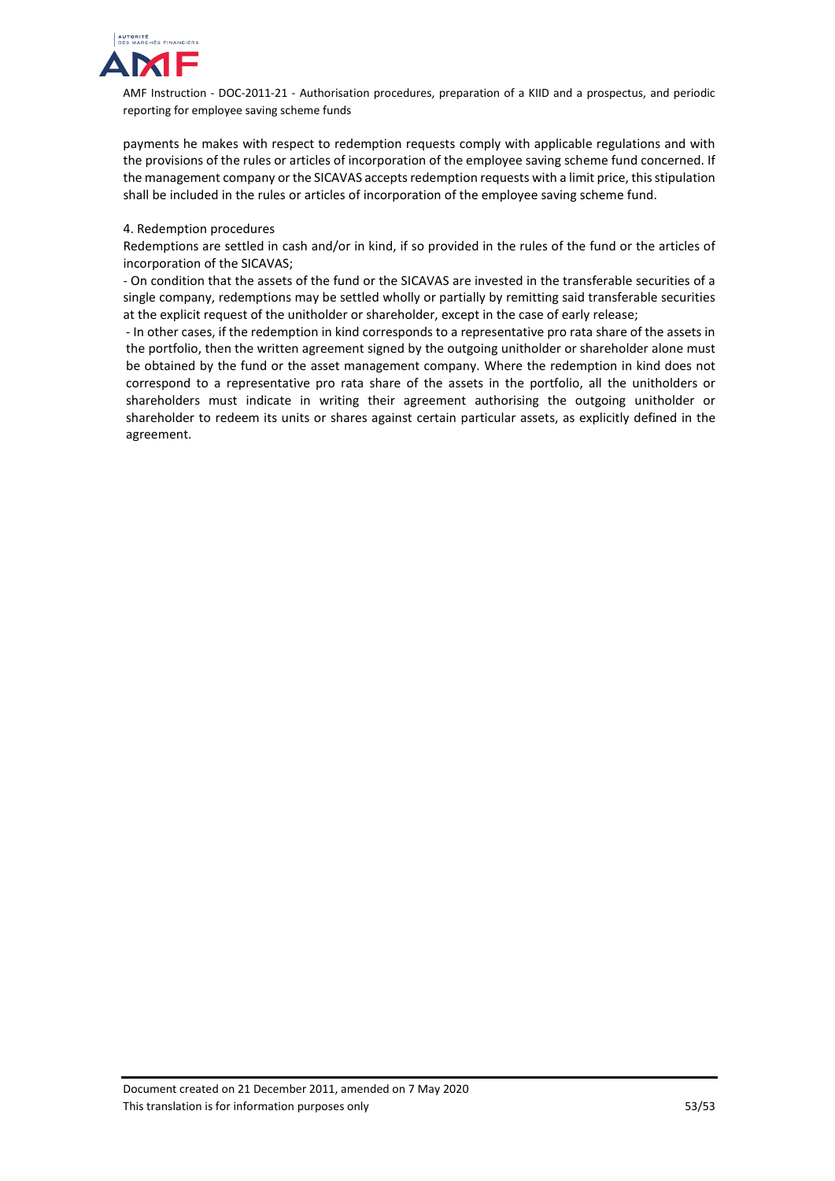payments he makes with respect to redemption requests comply with applicable regulations and with the provisions of the rules or articles of incorporation of the employee saving scheme fund concerned. If the management company or the SICAVAS accepts redemption requests with a limit price, this stipulation shall be included in the rules or articles of incorporation of the employee saving scheme fund.

4. Redemption procedures

Redemptions are settled in cash and/or in kind, if so provided in the rules of the fund or the articles of incorporation of the SICAVAS;

- On condition that the assets of the fund or the SICAVAS are invested in the transferable securities of a single company, redemptions may be settled wholly or partially by remitting said transferable securities at the explicit request of the unitholder or shareholder, except in the case of early release;
- In other cases, if the redemption in kind corresponds to a representative pro rata share of the assets in the portfolio, then the written agreement signed by the outgoing unitholder or shareholder alone must be obtained by the fund or the asset management company. Where the redemption in kind does not correspond to a representative pro rata share of the assets in the portfolio, all the unitholders or shareholders must indicate in writing their agreement authorising the outgoing unitholder or shareholder to redeem its units or shares against certain particular assets, as explicitly defined in the agreement.